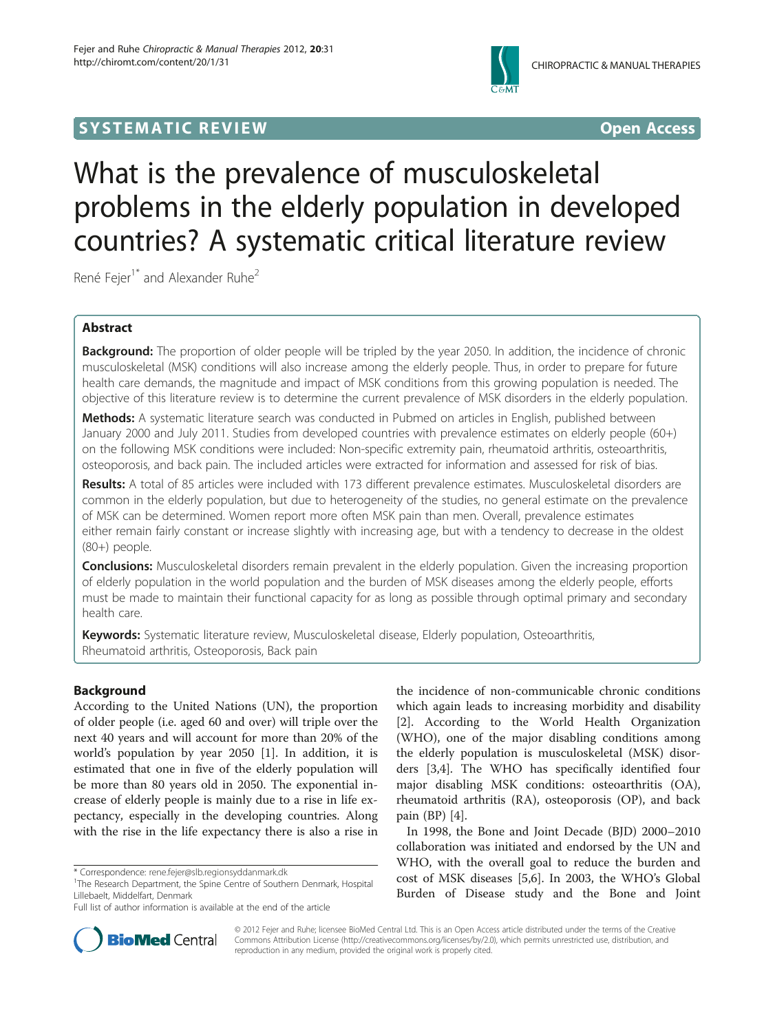SYSTEMATIC REVIEW **Open Access**

# What is the prevalence of musculoskeletal problems in the elderly population in developed countries? A systematic critical literature review

René Fejer[1*] and Alexander Ruhe[2]

## Abstract

**Background:** The proportion of older people will be tripled by the year 2050. In addition, the incidence of chronic musculoskeletal (MSK) conditions will also increase among the elderly people. Thus, in order to prepare for future health care demands, the magnitude and impact of MSK conditions from this growing population is needed. The objective of this literature review is to determine the current prevalence of MSK disorders in the elderly population.

**Methods:** A systematic literature search was conducted in Pubmed on articles in English, published between January 2000 and July 2011. Studies from developed countries with prevalence estimates on elderly people (60+) on the following MSK conditions were included: Non-specific extremity pain, rheumatoid arthritis, osteoarthritis, osteoporosis, and back pain. The included articles were extracted for information and assessed for risk of bias.

**Results:** A total of 85 articles were included with 173 different prevalence estimates. Musculoskeletal disorders are common in the elderly population, but due to heterogeneity of the studies, no general estimate on the prevalence of MSK can be determined. Women report more often MSK pain than men. Overall, prevalence estimates either remain fairly constant or increase slightly with increasing age, but with a tendency to decrease in the oldest (80+) people.

**Conclusions:** Musculoskeletal disorders remain prevalent in the elderly population. Given the increasing proportion of elderly population in the world population and the burden of MSK diseases among the elderly people, efforts must be made to maintain their functional capacity for as long as possible through optimal primary and secondary health care.

**Keywords:** Systematic literature review, Musculoskeletal disease, Elderly population, Osteoarthritis, Rheumatoid arthritis, Osteoporosis, Back pain

## Background

According to the United Nations (UN), the proportion of older people (i.e. aged 60 and over) will triple over the next 40 years and will account for more than 20% of the world's population by year 2050 [1]. In addition, it is estimated that one in five of the elderly population will be more than 80 years old in 2050. The exponential increase of elderly people is mainly due to a rise in life expectancy, especially in the developing countries. Along with the rise in the life expectancy there is also a rise in the incidence of non-communicable chronic conditions which again leads to increasing morbidity and disability [2]. According to the World Health Organization (WHO), one of the major disabling conditions among the elderly population is musculoskeletal (MSK) disorders [3,4]. The WHO has specifically identified four major disabling MSK conditions: osteoarthritis (OA), rheumatoid arthritis (RA), osteoporosis (OP), and back pain (BP) [4].

In 1998, the Bone and Joint Decade (BJD) 2000–2010 collaboration was initiated and endorsed by the UN and WHO, with the overall goal to reduce the burden and cost of MSK diseases [5,6]. In 2003, the WHO's Global Burden of Disease study and the Bone and Joint

\* Correspondence: rene.fejer@slb.regionsyddanmark.dk
[1]The Research Department, the Spine Centre of Southern Denmark, Hospital Lillebaelt, Middelfart, Denmark
Full list of author information is available at the end of the article

© 2012 Fejer and Ruhe; licensee BioMed Central Ltd. This is an Open Access article distributed under the terms of the Creative Commons Attribution License (http://creativecommons.org/licenses/by/2.0), which permits unrestricted use, distribution, and reproduction in any medium, provided the original work is properly cited.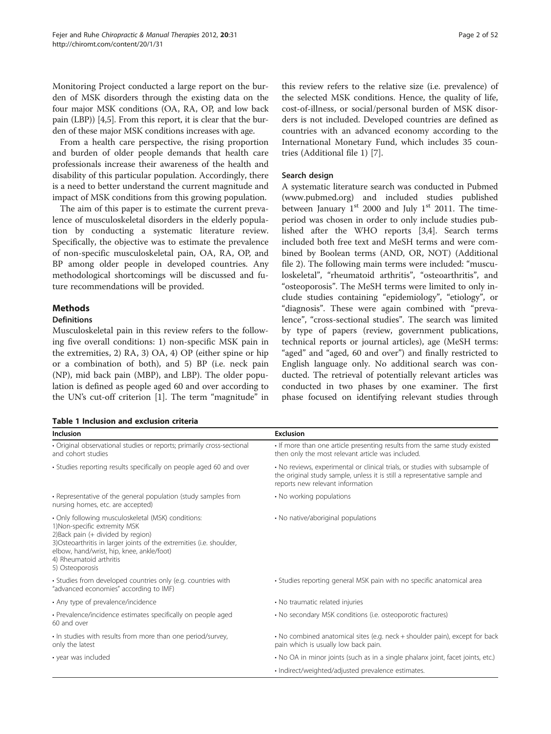Monitoring Project conducted a large report on the burden of MSK disorders through the existing data on the four major MSK conditions (OA, RA, OP, and low back pain (LBP)) [4,5]. From this report, it is clear that the burden of these major MSK conditions increases with age.

From a health care perspective, the rising proportion and burden of older people demands that health care professionals increase their awareness of the health and disability of this particular population. Accordingly, there is a need to better understand the current magnitude and impact of MSK conditions from this growing population.

The aim of this paper is to estimate the current prevalence of musculoskeletal disorders in the elderly population by conducting a systematic literature review. Specifically, the objective was to estimate the prevalence of non-specific musculoskeletal pain, OA, RA, OP, and BP among older people in developed countries. Any methodological shortcomings will be discussed and future recommendations will be provided.

## Methods

### Definitions

Musculoskeletal pain in this review refers to the following five overall conditions: 1) non-specific MSK pain in the extremities, 2) RA, 3) OA, 4) OP (either spine or hip or a combination of both), and 5) BP (i.e. neck pain (NP), mid back pain (MBP), and LBP). The older population is defined as people aged 60 and over according to the UN's cut-off criterion [1]. The term "magnitude" in this review refers to the relative size (i.e. prevalence) of the selected MSK conditions. Hence, the quality of life, cost-of-illness, or social/personal burden of MSK disorders is not included. Developed countries are defined as countries with an advanced economy according to the International Monetary Fund, which includes 35 countries (Additional file 1) [7].

### Search design

A systematic literature search was conducted in Pubmed (www.pubmed.org) and included studies published between January 1st 2000 and July 1st 2011. The time-period was chosen in order to only include studies published after the WHO reports [3,4]. Search terms included both free text and MeSH terms and were combined by Boolean terms (AND, OR, NOT) (Additional file 2). The following main terms were included: "musculoskeletal", "rheumatoid arthritis", "osteoarthritis", and "osteoporosis". The MeSH terms were limited to only include studies containing "epidemiology", "etiology", or "diagnosis". These were again combined with "prevalence", "cross-sectional studies". The search was limited by type of papers (review, government publications, technical reports or journal articles), age (MeSH terms: "aged" and "aged, 60 and over") and finally restricted to English language only. No additional search was conducted. The retrieval of potentially relevant articles was conducted in two phases by one examiner. The first phase focused on identifying relevant studies through

**Table 1 Inclusion and exclusion criteria**

| Inclusion | Exclusion |
|---|---|
| • Original observational studies or reports; primarily cross-sectional and cohort studies | • If more than one article presenting results from the same study existed then only the most relevant article was included. |
| • Studies reporting results specifically on people aged 60 and over | • No reviews, experimental or clinical trials, or studies with subsample of the original study sample, unless it is still a representative sample and reports new relevant information |
| • Representative of the general population (study samples from nursing homes, etc. are accepted) | • No working populations |
| • Only following musculoskeletal (MSK) conditions:<br>1)Non-specific extremity MSK<br>2)Back pain (+ divided by region)<br>3)Osteoarthritis in larger joints of the extremities (i.e. shoulder, elbow, hand/wrist, hip, knee, ankle/foot)<br>4) Rheumatoid arthritis<br>5) Osteoporosis | • No native/aboriginal populations |
| • Studies from developed countries only (e.g. countries with "advanced economies" according to IMF) | • Studies reporting general MSK pain with no specific anatomical area |
| • Any type of prevalence/incidence | • No traumatic related injuries |
| • Prevalence/incidence estimates specifically on people aged 60 and over | • No secondary MSK conditions (i.e. osteoporotic fractures) |
| • In studies with results from more than one period/survey, only the latest | • No combined anatomical sites (e.g. neck + shoulder pain), except for back pain which is usually low back pain. |
| • year was included | • No OA in minor joints (such as in a single phalanx joint, facet joints, etc.) |
| | • Indirect/weighted/adjusted prevalence estimates. |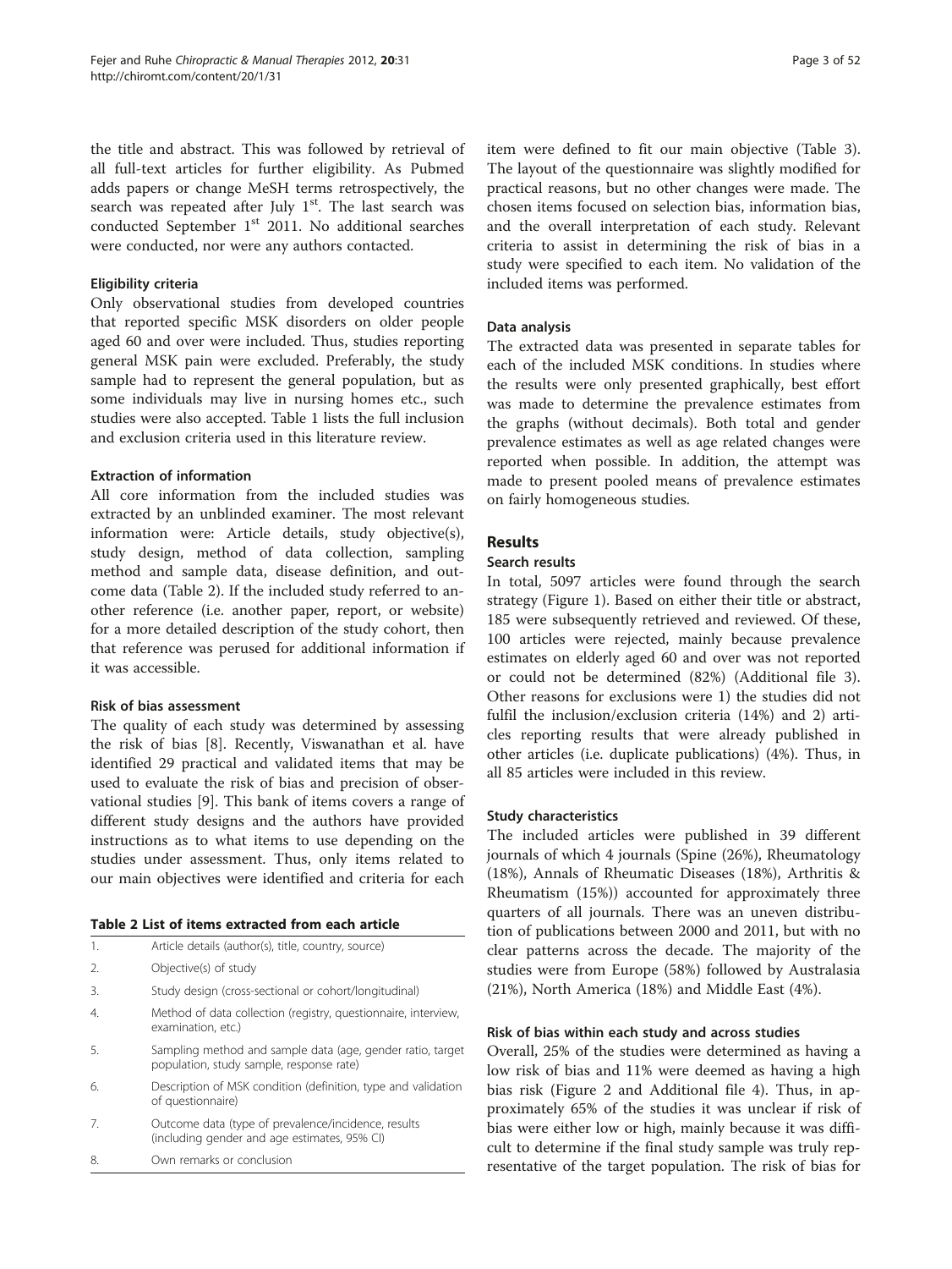the title and abstract. This was followed by retrieval of all full-text articles for further eligibility. As Pubmed adds papers or change MeSH terms retrospectively, the search was repeated after July 1st. The last search was conducted September 1st 2011. No additional searches were conducted, nor were any authors contacted.

### Eligibility criteria

Only observational studies from developed countries that reported specific MSK disorders on older people aged 60 and over were included. Thus, studies reporting general MSK pain were excluded. Preferably, the study sample had to represent the general population, but as some individuals may live in nursing homes etc., such studies were also accepted. Table 1 lists the full inclusion and exclusion criteria used in this literature review.

### Extraction of information

All core information from the included studies was extracted by an unblinded examiner. The most relevant information were: Article details, study objective(s), study design, method of data collection, sampling method and sample data, disease definition, and outcome data (Table 2). If the included study referred to another reference (i.e. another paper, report, or website) for a more detailed description of the study cohort, then that reference was perused for additional information if it was accessible.

### Risk of bias assessment

The quality of each study was determined by assessing the risk of bias [8]. Recently, Viswanathan et al. have identified 29 practical and validated items that may be used to evaluate the risk of bias and precision of observational studies [9]. This bank of items covers a range of different study designs and the authors have provided instructions as to what items to use depending on the studies under assessment. Thus, only items related to our main objectives were identified and criteria for each item were defined to fit our main objective (Table 3). The layout of the questionnaire was slightly modified for practical reasons, but no other changes were made. The chosen items focused on selection bias, information bias, and the overall interpretation of each study. Relevant criteria to assist in determining the risk of bias in a study were specified to each item. No validation of the included items was performed.

**Table 2 List of items extracted from each article**

| | |
|---|---|
| 1. | Article details (author(s), title, country, source) |
| 2. | Objective(s) of study |
| 3. | Study design (cross-sectional or cohort/longitudinal) |
| 4. | Method of data collection (registry, questionnaire, interview, examination, etc.) |
| 5. | Sampling method and sample data (age, gender ratio, target population, study sample, response rate) |
| 6. | Description of MSK condition (definition, type and validation of questionnaire) |
| 7. | Outcome data (type of prevalence/incidence, results (including gender and age estimates, 95% CI) |
| 8. | Own remarks or conclusion |

### Data analysis

The extracted data was presented in separate tables for each of the included MSK conditions. In studies where the results were only presented graphically, best effort was made to determine the prevalence estimates from the graphs (without decimals). Both total and gender prevalence estimates as well as age related changes were reported when possible. In addition, the attempt was made to present pooled means of prevalence estimates on fairly homogeneous studies.

## Results

### Search results

In total, 5097 articles were found through the search strategy (Figure 1). Based on either their title or abstract, 185 were subsequently retrieved and reviewed. Of these, 100 articles were rejected, mainly because prevalence estimates on elderly aged 60 and over was not reported or could not be determined (82%) (Additional file 3). Other reasons for exclusions were 1) the studies did not fulfil the inclusion/exclusion criteria (14%) and 2) articles reporting results that were already published in other articles (i.e. duplicate publications) (4%). Thus, in all 85 articles were included in this review.

### Study characteristics

The included articles were published in 39 different journals of which 4 journals (Spine (26%), Rheumatology (18%), Annals of Rheumatic Diseases (18%), Arthritis & Rheumatism (15%)) accounted for approximately three quarters of all journals. There was an uneven distribution of publications between 2000 and 2011, but with no clear patterns across the decade. The majority of the studies were from Europe (58%) followed by Australasia (21%), North America (18%) and Middle East (4%).

### Risk of bias within each study and across studies

Overall, 25% of the studies were determined as having a low risk of bias and 11% were deemed as having a high bias risk (Figure 2 and Additional file 4). Thus, in approximately 65% of the studies it was unclear if risk of bias were either low or high, mainly because it was difficult to determine if the final study sample was truly representative of the target population. The risk of bias for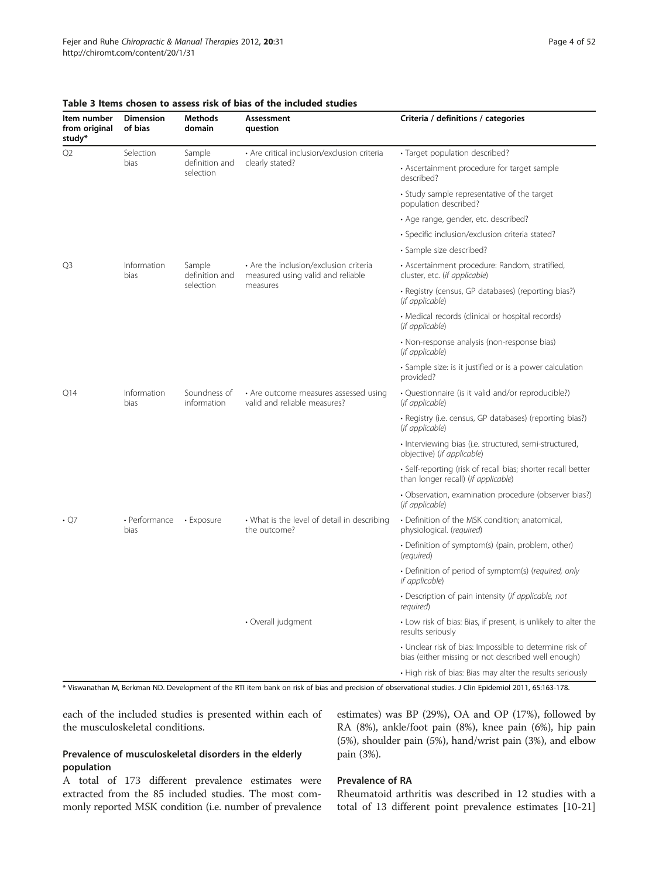**Table 3 Items chosen to assess risk of bias of the included studies**

| Item number from original study* | Dimension of bias | Methods domain | Assessment question | Criteria / definitions / categories |
|---|---|---|---|---|
| Q2 | Selection bias | Sample definition and selection | • Are critical inclusion/exclusion criteria clearly stated? | • Target population described? |
| | | | | • Ascertainment procedure for target sample described? |
| | | | | • Study sample representative of the target population described? |
| | | | | • Age range, gender, etc. described? |
| | | | | • Specific inclusion/exclusion criteria stated? |
| | | | | • Sample size described? |
| Q3 | Information bias | Sample definition and selection | • Are the inclusion/exclusion criteria measured using valid and reliable measures | • Ascertainment procedure: Random, stratified, cluster, etc. (*if applicable*) |
| | | | | • Registry (census, GP databases) (reporting bias?) (*if applicable*) |
| | | | | • Medical records (clinical or hospital records) (*if applicable*) |
| | | | | • Non-response analysis (non-response bias) (*if applicable*) |
| | | | | • Sample size: is it justified or is a power calculation provided? |
| Q14 | Information bias | Soundness of information | • Are outcome measures assessed using valid and reliable measures? | • Questionnaire (is it valid and/or reproducible?) (*if applicable*) |
| | | | | • Registry (i.e. census, GP databases) (reporting bias?) (*if applicable*) |
| | | | | • Interviewing bias (i.e. structured, semi-structured, objective) (*if applicable*) |
| | | | | • Self-reporting (risk of recall bias; shorter recall better than longer recall) (*if applicable*) |
| | | | | • Observation, examination procedure (observer bias?) (*if applicable*) |
| • Q7 | • Performance bias | • Exposure | • What is the level of detail in describing the outcome? | • Definition of the MSK condition; anatomical, physiological. (*required*) |
| | | | | • Definition of symptom(s) (pain, problem, other) (*required*) |
| | | | | • Definition of period of symptom(s) (*required, only if applicable*) |
| | | | | • Description of pain intensity (*if applicable, not required*) |
| | | | • Overall judgment | • Low risk of bias: Bias, if present, is unlikely to alter the results seriously |
| | | | | • Unclear risk of bias: Impossible to determine risk of bias (either missing or not described well enough) |
| | | | | • High risk of bias: Bias may alter the results seriously |

\* Viswanathan M, Berkman ND. Development of the RTI item bank on risk of bias and precision of observational studies. J Clin Epidemiol 2011, 65:163-178.

each of the included studies is presented within each of the musculoskeletal conditions.

## Prevalence of musculoskeletal disorders in the elderly population

A total of 173 different prevalence estimates were extracted from the 85 included studies. The most commonly reported MSK condition (i.e. number of prevalence estimates) was BP (29%), OA and OP (17%), followed by RA (8%), ankle/foot pain (8%), knee pain (6%), hip pain (5%), shoulder pain (5%), hand/wrist pain (3%), and elbow pain (3%).

## Prevalence of RA

Rheumatoid arthritis was described in 12 studies with a total of 13 different point prevalence estimates [10-21]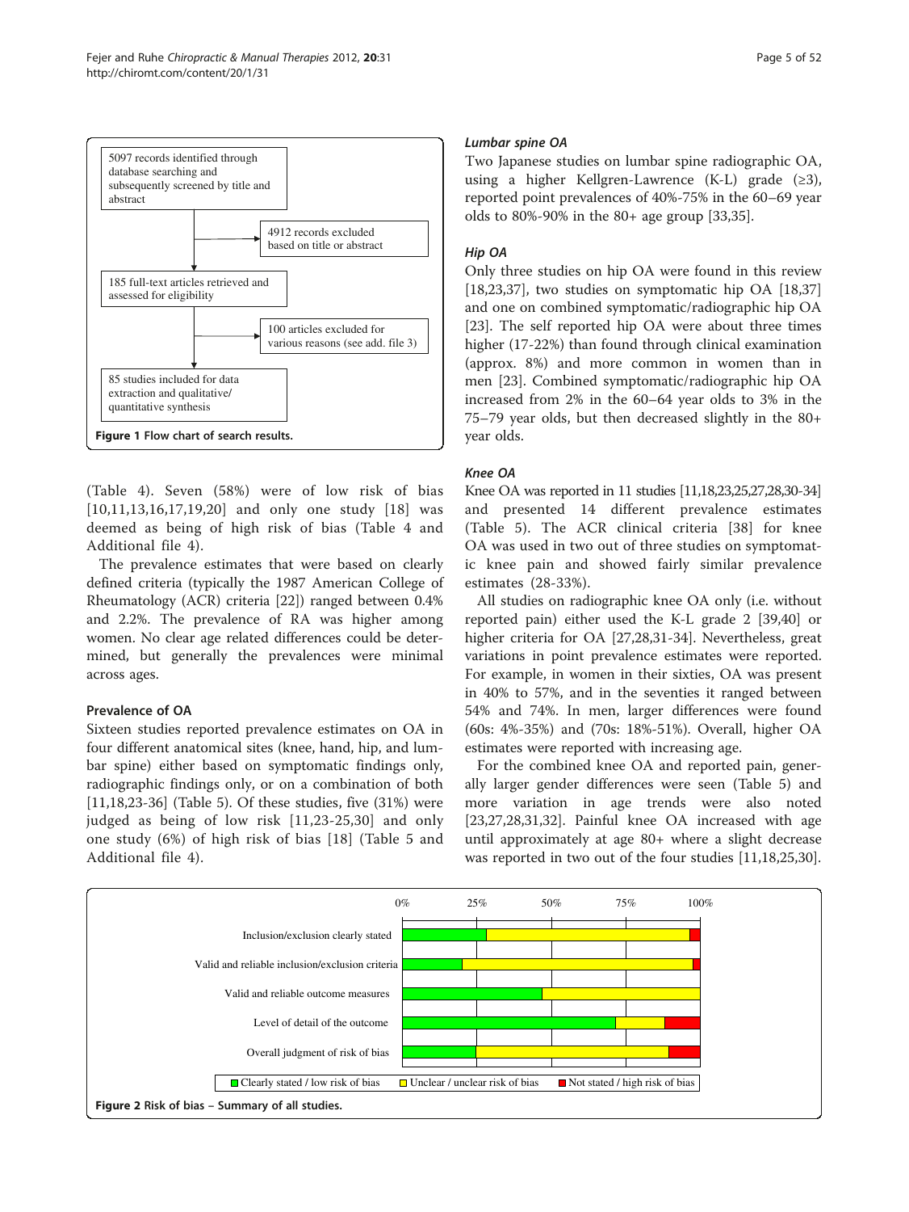5097 records identified through database searching and subsequently screened by title and abstract

4912 records excluded based on title or abstract

185 full-text articles retrieved and assessed for eligibility

100 articles excluded for various reasons (see add. file 3)

85 studies included for data extraction and qualitative/ quantitative synthesis

**Figure 1** Flow chart of search results.

(Table 4). Seven (58%) were of low risk of bias [10,11,13,16,17,19,20] and only one study [18] was deemed as being of high risk of bias (Table 4 and Additional file 4).

The prevalence estimates that were based on clearly defined criteria (typically the 1987 American College of Rheumatology (ACR) criteria [22]) ranged between 0.4% and 2.2%. The prevalence of RA was higher among women. No clear age related differences could be determined, but generally the prevalences were minimal across ages.

### Prevalence of OA

Sixteen studies reported prevalence estimates on OA in four different anatomical sites (knee, hand, hip, and lumbar spine) either based on symptomatic findings only, radiographic findings only, or on a combination of both [11,18,23-36] (Table 5). Of these studies, five (31%) were judged as being of low risk [11,23-25,30] and only one study (6%) of high risk of bias [18] (Table 5 and Additional file 4).

#### *Lumbar spine OA*

Two Japanese studies on lumbar spine radiographic OA, using a higher Kellgren-Lawrence (K-L) grade (≥3), reported point prevalences of 40%-75% in the 60–69 year olds to 80%-90% in the 80+ age group [33,35].

#### *Hip OA*

Only three studies on hip OA were found in this review [18,23,37], two studies on symptomatic hip OA [18,37] and one on combined symptomatic/radiographic hip OA [23]. The self reported hip OA were about three times higher (17-22%) than found through clinical examination (approx. 8%) and more common in women than in men [23]. Combined symptomatic/radiographic hip OA increased from 2% in the 60–64 year olds to 3% in the 75–79 year olds, but then decreased slightly in the 80+ year olds.

#### *Knee OA*

Knee OA was reported in 11 studies [11,18,23,25,27,28,30-34] and presented 14 different prevalence estimates (Table 5). The ACR clinical criteria [38] for knee OA was used in two out of three studies on symptomatic knee pain and showed fairly similar prevalence estimates (28-33%).

All studies on radiographic knee OA only (i.e. without reported pain) either used the K-L grade 2 [39,40] or higher criteria for OA [27,28,31-34]. Nevertheless, great variations in point prevalence estimates were reported. For example, in women in their sixties, OA was present in 40% to 57%, and in the seventies it ranged between 54% and 74%. In men, larger differences were found (60s: 4%-35%) and (70s: 18%-51%). Overall, higher OA estimates were reported with increasing age.

For the combined knee OA and reported pain, generally larger gender differences were seen (Table 5) and more variation in age trends were also noted [23,27,28,31,32]. Painful knee OA increased with age until approximately at age 80+ where a slight decrease was reported in two out of the four studies [11,18,25,30].

**Figure 2** Risk of bias – Summary of all studies.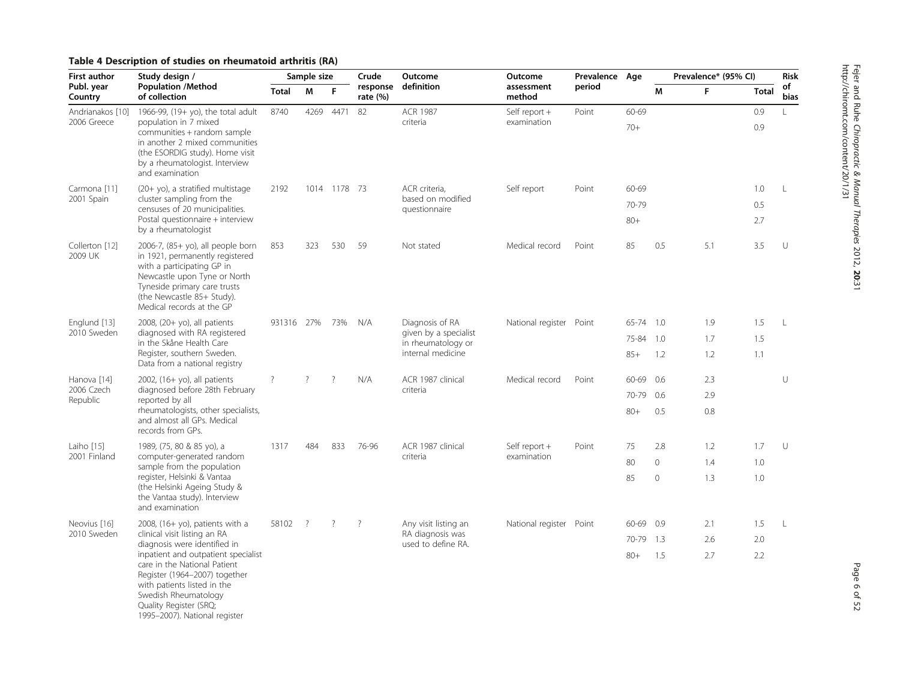**Table 4 Description of studies on rheumatoid arthritis (RA)**

| First author Publ. year Country | Study design / Population /Method of collection | Sample size | | | Crude response rate (%) | Outcome definition | Outcome assessment method | Prevalence period | Age | Prevalence* (95% CI) | | | Risk of bias |
|---|---|---|---|---|---|---|---|---|---|---|---|---|---|
| | | Total | M | F | | | | | | M | F | Total | |
| Andrianakos [10] 2006 Greece | 1966-99, (19+ yo), the total adult population in 7 mixed communities + random sample in another 2 mixed communities (the ESORDIG study). Home visit by a rheumatologist. Interview and examination | 8740 | 4269 | 4471 | 82 | ACR 1987 criteria | Self report + examination | Point | 60-69 | | | 0.9 | L |
| | | | | | | | | | 70+ | | | 0.9 | |
| Carmona [11] 2001 Spain | (20+ yo), a stratified multistage cluster sampling from the censuses of 20 municipalities. Postal questionnaire + interview by a rheumatologist | 2192 | 1014 | 1178 | 73 | ACR criteria, based on modified questionnaire | Self report | Point | 60-69 | | | 1.0 | L |
| | | | | | | | | | 70-79 | | | 0.5 | |
| | | | | | | | | | 80+ | | | 2.7 | |
| Collerton [12] 2009 UK | 2006-7, (85+ yo), all people born in 1921, permanently registered with a participating GP in Newcastle upon Tyne or North Tyneside primary care trusts (the Newcastle 85+ Study). Medical records at the GP | 853 | 323 | 530 | 59 | Not stated | Medical record | Point | 85 | 0.5 | 5.1 | 3.5 | U |
| Englund [13] 2010 Sweden | 2008, (20+ yo), all patients diagnosed with RA registered in the Skåne Health Care Register, southern Sweden. Data from a national registry | 931316 | 27% | 73% | N/A | Diagnosis of RA given by a specialist in rheumatology or internal medicine | National register | Point | 65-74 | 1.0 | 1.9 | 1.5 | L |
| | | | | | | | | | 75-84 | 1.0 | 1.7 | 1.5 | |
| | | | | | | | | | 85+ | 1.2 | 1.2 | 1.1 | |
| Hanova [14] 2006 Czech Republic | 2002, (16+ yo), all patients diagnosed before 28th February reported by all rheumatologists, other specialists, and almost all GPs. Medical records from GPs. | ? | ? | ? | N/A | ACR 1987 clinical criteria | Medical record | Point | 60-69 | 0.6 | 2.3 | | U |
| | | | | | | | | | 70-79 | 0.6 | 2.9 | | |
| | | | | | | | | | 80+ | 0.5 | 0.8 | | |
| Laiho [15] 2001 Finland | 1989, (75, 80 & 85 yo), a computer-generated random sample from the population register, Helsinki & Vantaa (the Helsinki Ageing Study & the Vantaa study). Interview and examination | 1317 | 484 | 833 | 76-96 | ACR 1987 clinical criteria | Self report + examination | Point | 75 | 2.8 | 1.2 | 1.7 | U |
| | | | | | | | | | 80 | 0 | 1.4 | 1.0 | |
| | | | | | | | | | 85 | 0 | 1.3 | 1.0 | |
| Neovius [16] 2010 Sweden | 2008, (16+ yo), patients with a clinical visit listing an RA diagnosis were identified in inpatient and outpatient specialist care in the National Patient Register (1964–2007) together with patients listed in the Swedish Rheumatology Quality Register (SRQ; 1995–2007). National register | 58102 | ? | ? | ? | Any visit listing an RA diagnosis was used to define RA. | National register | Point | 60-69 | 0.9 | 2.1 | 1.5 | L |
| | | | | | | | | | 70-79 | 1.3 | 2.6 | 2.0 | |
| | | | | | | | | | 80+ | 1.5 | 2.7 | 2.2 | |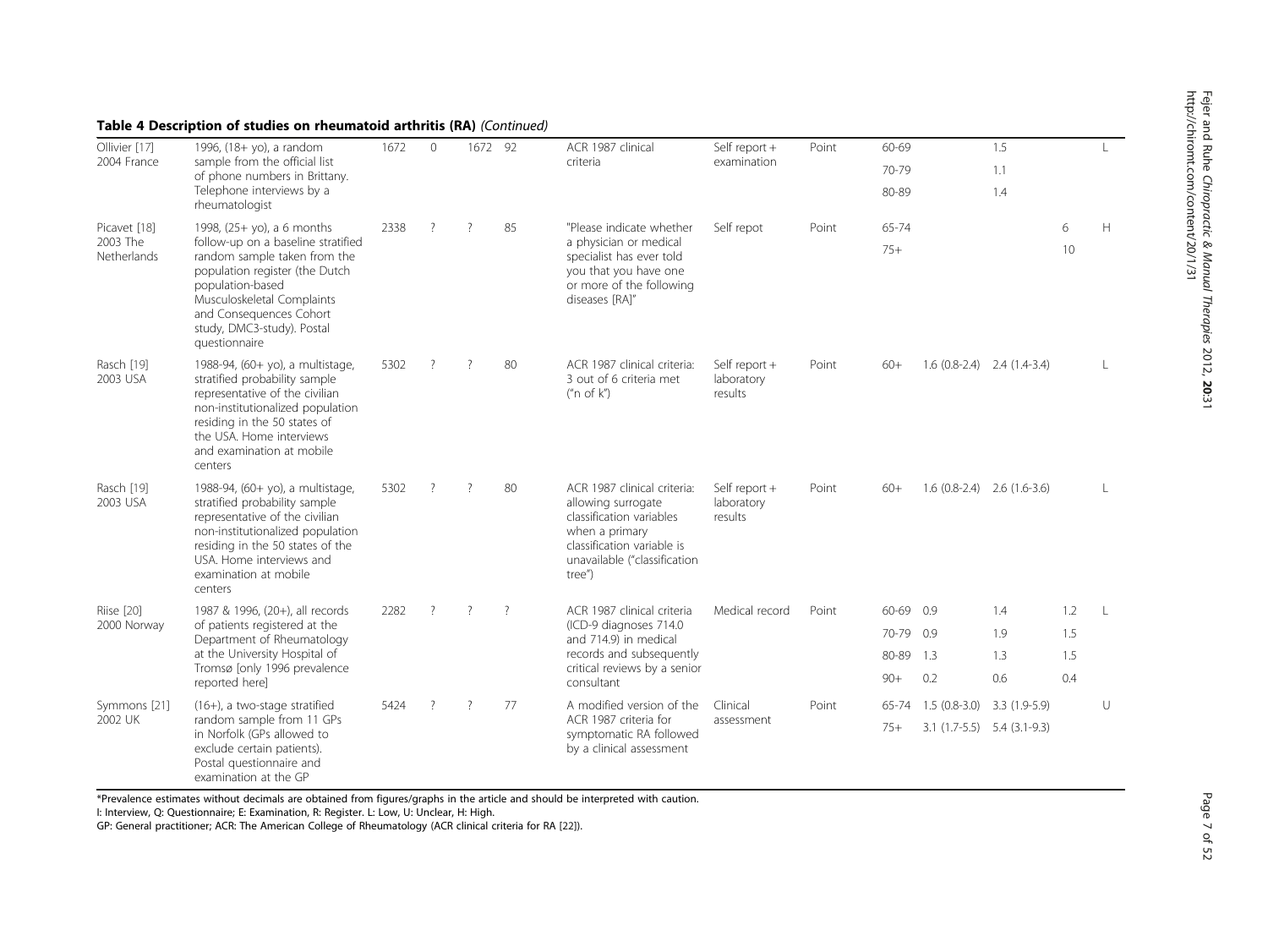**Table 4 Description of studies on rheumatoid arthritis (RA)** *(Continued)*

| | | | | | | | | | | | | | |
|---|---|---|---|---|---|---|---|---|---|---|---|---|---|
| Ollivier [17] 2004 France | 1996, (18+ yo), a random sample from the official list of phone numbers in Brittany. Telephone interviews by a rheumatologist | 1672 | 0 | 1672 | 92 | ACR 1987 clinical criteria | Self report + examination | Point | 60-69 | | 1.5 | | L |
| | | | | | | | | | 70-79 | | 1.1 | | |
| | | | | | | | | | 80-89 | | 1.4 | | |
| Picavet [18] 2003 The Netherlands | 1998, (25+ yo), a 6 months follow-up on a baseline stratified random sample taken from the population register (the Dutch population-based Musculoskeletal Complaints and Consequences Cohort study, DMC3-study). Postal questionnaire | 2338 | ? | ? | 85 | "Please indicate whether a physician or medical specialist has ever told you that you have one or more of the following diseases [RA]" | Self repot | Point | 65-74 | | | 6 | H |
| | | | | | | | | | 75+ | | | 10 | |
| Rasch [19] 2003 USA | 1988-94, (60+ yo), a multistage, stratified probability sample representative of the civilian non-institutionalized population residing in the 50 states of the USA. Home interviews and examination at mobile centers | 5302 | ? | ? | 80 | ACR 1987 clinical criteria: 3 out of 6 criteria met ("n of k") | Self report + laboratory results | Point | 60+ | 1.6 (0.8-2.4) | 2.4 (1.4-3.4) | | L |
| Rasch [19] 2003 USA | 1988-94, (60+ yo), a multistage, stratified probability sample representative of the civilian non-institutionalized population residing in the 50 states of the USA. Home interviews and examination at mobile centers | 5302 | ? | ? | 80 | ACR 1987 clinical criteria: allowing surrogate classification variables when a primary classification variable is unavailable ("classification tree") | Self report + laboratory results | Point | 60+ | 1.6 (0.8-2.4) | 2.6 (1.6-3.6) | | L |
| Riise [20] 2000 Norway | 1987 & 1996, (20+), all records of patients registered at the Department of Rheumatology at the University Hospital of Tromsø [only 1996 prevalence reported here] | 2282 | ? | ? | ? | ACR 1987 clinical criteria (ICD-9 diagnoses 714.0 and 714.9) in medical records and subsequently critical reviews by a senior consultant | Medical record | Point | 60-69 | 0.9 | 1.4 | 1.2 | L |
| | | | | | | | | | 70-79 | 0.9 | 1.9 | 1.5 | |
| | | | | | | | | | 80-89 | 1.3 | 1.3 | 1.5 | |
| | | | | | | | | | 90+ | 0.2 | 0.6 | 0.4 | |
| Symmons [21] 2002 UK | (16+), a two-stage stratified random sample from 11 GPs in Norfolk (GPs allowed to exclude certain patients). Postal questionnaire and examination at the GP | 5424 | ? | ? | 77 | A modified version of the ACR 1987 criteria for symptomatic RA followed by a clinical assessment | Clinical assessment | Point | 65-74 | 1.5 (0.8-3.0) | 3.3 (1.9-5.9) | | U |
| | | | | | | | | | 75+ | 3.1 (1.7-5.5) | 5.4 (3.1-9.3) | | |

*Prevalence estimates without decimals are obtained from figures/graphs in the article and should be interpreted with caution.
I: Interview, Q: Questionnaire; E: Examination, R: Register. L: Low, U: Unclear, H: High.
GP: General practitioner; ACR: The American College of Rheumatology (ACR clinical criteria for RA [22]).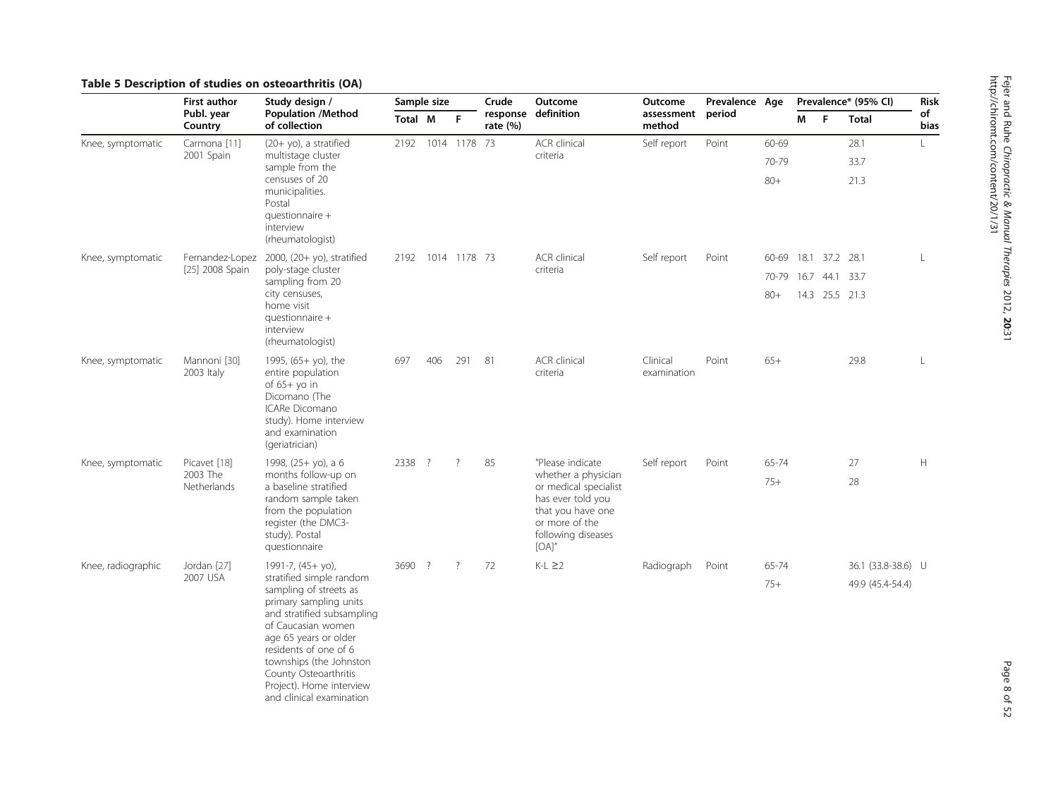**Table 5 Description of studies on osteoarthritis (OA)**

| | First author Publ. year Country | Study design / Population /Method of collection | Sample size | | | Crude response rate (%) | Outcome definition | Outcome assessment method | Prevalence period | Age | Prevalence* (95% CI) | | | Risk of bias |
|---|---|---|---|---|---|---|---|---|---|---|---|---|---|---|
| | | | Total | M | F | | | | | | M | F | Total | |
| Knee, symptomatic | Carmona [11] 2001 Spain | (20+ yo), a stratified multistage cluster sample from the censuses of 20 municipalities. Postal questionnaire + interview (rheumatologist) | 2192 | 1014 | 1178 | 73 | ACR clinical criteria | Self report | Point | 60-69 | | | 28.1 | L |
| | | | | | | | | | | 70-79 | | | 33.7 | |
| | | | | | | | | | | 80+ | | | 21.3 | |
| Knee, symptomatic | Fernandez-Lopez [25] 2008 Spain | 2000, (20+ yo), stratified poly-stage cluster sampling from 20 city censuses, home visit questionnaire + interview (rheumatologist) | 2192 | 1014 | 1178 | 73 | ACR clinical criteria | Self report | Point | 60-69 | 18.1 | 37.2 | 28.1 | L |
| | | | | | | | | | | 70-79 | 16.7 | 44.1 | 33.7 | |
| | | | | | | | | | | 80+ | 14.3 | 25.5 | 21.3 | |
| Knee, symptomatic | Mannoni [30] 2003 Italy | 1995, (65+ yo), the entire population of 65+ yo in Dicomano (The ICARe Dicomano study). Home interview and examination (geriatrician) | 697 | 406 | 291 | 81 | ACR clinical criteria | Clinical examination | Point | 65+ | | | 29.8 | L |
| Knee, symptomatic | Picavet [18] 2003 The Netherlands | 1998, (25+ yo), a 6 months follow-up on a baseline stratified random sample taken from the population register (the DMC3-study). Postal questionnaire | 2338 | ? | ? | 85 | "Please indicate whether a physician or medical specialist has ever told you that you have one or more of the following diseases [OA]" | Self report | Point | 65-74 | | | 27 | H |
| | | | | | | | | | | 75+ | | | 28 | |
| Knee, radiographic | Jordan [27] 2007 USA | 1991-7, (45+ yo), stratified simple random sampling of streets as primary sampling units and stratified subsampling of Caucasian women age 65 years or older residents of one of 6 townships (the Johnston County Osteoarthritis Project). Home interview and clinical examination | 3690 | ? | ? | 72 | K-L ≥2 | Radiograph | Point | 65-74 | | | 36.1 (33.8-38.6) | U |
| | | | | | | | | | | 75+ | | | 49.9 (45.4-54.4) | |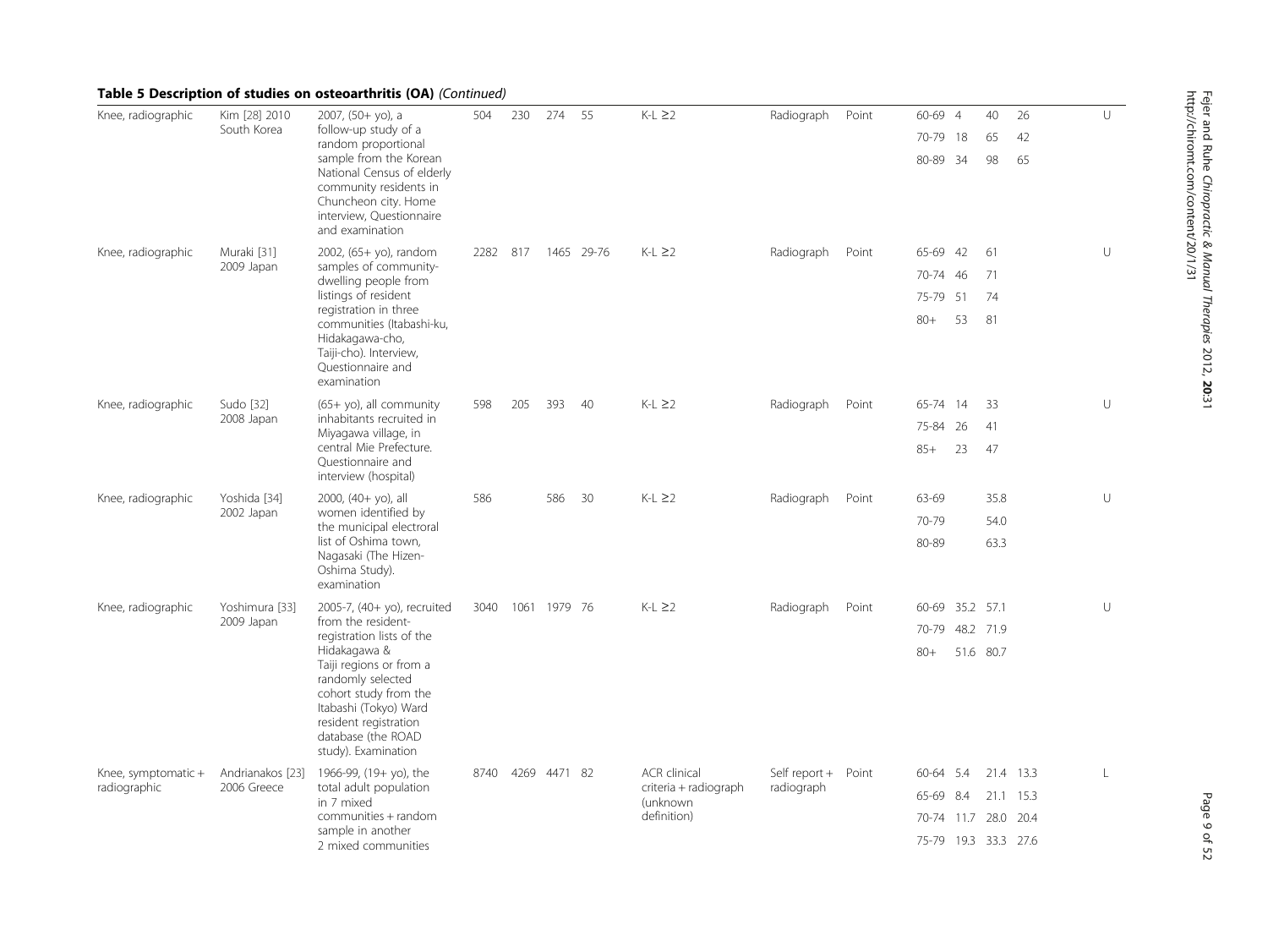**Table 5 Description of studies on osteoarthritis (OA)** *(Continued)*

| | | | | | | | | | | | | | | |
|---|---|---|---|---|---|---|---|---|---|---|---|---|---|---|
| Knee, radiographic | Kim [28] 2010 South Korea | 2007, (50+ yo), a follow-up study of a random proportional sample from the Korean National Census of elderly community residents in Chuncheon city. Home interview, Questionnaire and examination | 504 | 230 | 274 | 55 | K-L ≥2 | Radiograph | Point | 60-69 | 4 | 40 | 26 | U |
| | | | | | | | | | | 70-79 | 18 | 65 | 42 | |
| | | | | | | | | | | 80-89 | 34 | 98 | 65 | |
| Knee, radiographic | Muraki [31] 2009 Japan | 2002, (65+ yo), random samples of community-dwelling people from listings of resident registration in three communities (Itabashi-ku, Hidakagawa-cho, Taiji-cho). Interview, Questionnaire and examination | 2282 | 817 | 1465 | 29-76 | K-L ≥2 | Radiograph | Point | 65-69 | 42 | 61 | | U |
| | | | | | | | | | | 70-74 | 46 | 71 | | |
| | | | | | | | | | | 75-79 | 51 | 74 | | |
| | | | | | | | | | | 80+ | 53 | 81 | | |
| Knee, radiographic | Sudo [32] 2008 Japan | (65+ yo), all community inhabitants recruited in Miyagawa village, in central Mie Prefecture. Questionnaire and interview (hospital) | 598 | 205 | 393 | 40 | K-L ≥2 | Radiograph | Point | 65-74 | 14 | 33 | | U |
| | | | | | | | | | | 75-84 | 26 | 41 | | |
| | | | | | | | | | | 85+ | 23 | 47 | | |
| Knee, radiographic | Yoshida [34] 2002 Japan | 2000, (40+ yo), all women identified by the municipal electroral list of Oshima town, Nagasaki (The Hizen-Oshima Study). examination | 586 | | 586 | 30 | K-L ≥2 | Radiograph | Point | 63-69 | | 35.8 | | U |
| | | | | | | | | | | 70-79 | | 54.0 | | |
| | | | | | | | | | | 80-89 | | 63.3 | | |
| Knee, radiographic | Yoshimura [33] 2009 Japan | 2005-7, (40+ yo), recruited from the resident-registration lists of the Hidakagawa & Taiji regions or from a randomly selected cohort study from the Itabashi (Tokyo) Ward resident registration database (the ROAD study). Examination | 3040 | 1061 | 1979 | 76 | K-L ≥2 | Radiograph | Point | 60-69 | 35.2 | 57.1 | | U |
| | | | | | | | | | | 70-79 | 48.2 | 71.9 | | |
| | | | | | | | | | | 80+ | 51.6 | 80.7 | | |
| Knee, symptomatic + radiographic | Andrianakos [23] 2006 Greece | 1966-99, (19+ yo), the total adult population in 7 mixed communities + random sample in another 2 mixed communities | 8740 | 4269 | 4471 | 82 | ACR clinical criteria + radiograph (unknown definition) | Self report + radiograph | Point | 60-64 | 5.4 | 21.4 | 13.3 | L |
| | | | | | | | | | | 65-69 | 8.4 | 21.1 | 15.3 | |
| | | | | | | | | | | 70-74 | 11.7 | 28.0 | 20.4 | |
| | | | | | | | | | | 75-79 | 19.3 | 33.3 | 27.6 | |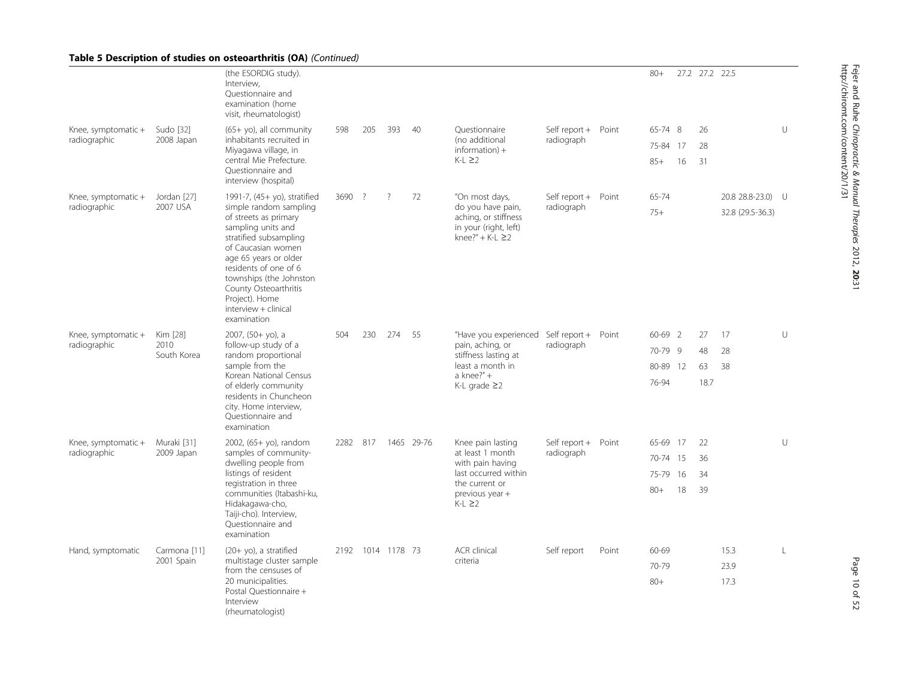## Table 5 Description of studies on osteoarthritis (OA) *(Continued)*

| | | | | | | | | | | | | | | |
|---|---|---|---|---|---|---|---|---|---|---|---|---|---|---|
| | | (the ESORDIG study). Interview, Questionnaire and examination (home visit, rheumatologist) | | | | | | | | 80+ | 27.2 | 27.2 | 22.5 | |
| Knee, symptomatic + radiographic | Sudo [32] 2008 Japan | (65+ yo), all community inhabitants recruited in Miyagawa village, in central Mie Prefecture. Questionnaire and interview (hospital) | 598 | 205 | 393 | 40 | Questionnaire (no additional information) + K-L ≥2 | Self report + radiograph | Point | 65-74 | 8 | 26 | | U |
| | | | | | | | | | | 75-84 | 17 | 28 | | |
| | | | | | | | | | | 85+ | 16 | 31 | | |
| Knee, symptomatic + radiographic | Jordan [27] 2007 USA | 1991-7, (45+ yo), stratified simple random sampling of streets as primary sampling units and stratified subsampling of Caucasian women age 65 years or older residents of one of 6 townships (the Johnston County Osteoarthritis Project). Home interview + clinical examination | 3690 | ? | ? | 72 | "On most days, do you have pain, aching, or stiffness in your (right, left) knee?" + K-L ≥2 | Self report + radiograph | Point | 65-74 | | | 20.8 28.8-23.0) | U |
| | | | | | | | | | | 75+ | | | 32.8 (29.5-36.3) | |
| Knee, symptomatic + radiographic | Kim [28] 2010 South Korea | 2007, (50+ yo), a follow-up study of a random proportional sample from the Korean National Census of elderly community residents in Chuncheon city. Home interview, Questionnaire and examination | 504 | 230 | 274 | 55 | "Have you experienced pain, aching, or stiffness lasting at least a month in a knee?" + K-L grade ≥2 | Self report + radiograph | Point | 60-69 | 2 | 27 | 17 | U |
| | | | | | | | | | | 70-79 | 9 | 48 | 28 | |
| | | | | | | | | | | 80-89 | 12 | 63 | 38 | |
| | | | | | | | | | | 76-94 | | 18.7 | | |
| Knee, symptomatic + radiographic | Muraki [31] 2009 Japan | 2002, (65+ yo), random samples of community-dwelling people from listings of resident registration in three communities (Itabashi-ku, Hidakagawa-cho, Taiji-cho). Interview, Questionnaire and examination | 2282 | 817 | 1465 | 29-76 | Knee pain lasting at least 1 month with pain having last occurred within the current or previous year + K-L ≥2 | Self report + radiograph | Point | 65-69 | 17 | 22 | | U |
| | | | | | | | | | | 70-74 | 15 | 36 | | |
| | | | | | | | | | | 75-79 | 16 | 34 | | |
| | | | | | | | | | | 80+ | 18 | 39 | | |
| Hand, symptomatic | Carmona [11] 2001 Spain | (20+ yo), a stratified multistage cluster sample from the censuses of 20 municipalities. Postal Questionnaire + Interview (rheumatologist) | 2192 | 1014 | 1178 | 73 | ACR clinical criteria | Self report | Point | 60-69 | | | 15.3 | L |
| | | | | | | | | | | 70-79 | | | 23.9 | |
| | | | | | | | | | | 80+ | | | 17.3 | |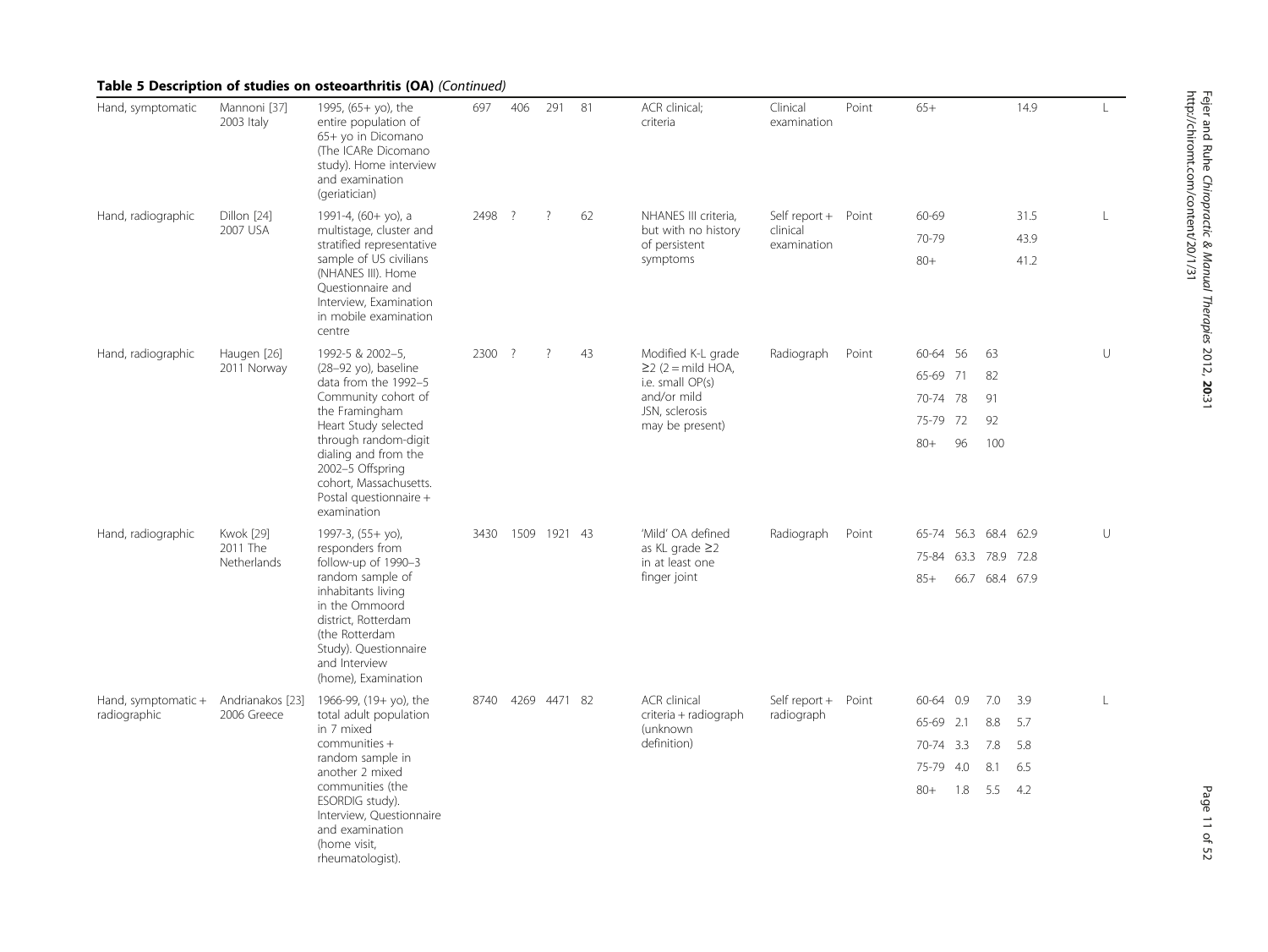## Table 5 Description of studies on osteoarthritis (OA) *(Continued)*

| | | | | | | | | | | | | | | | |
|---|---|---|---|---|---|---|---|---|---|---|---|---|---|---|---|
| Hand, symptomatic | Mannoni [37] 2003 Italy | 1995, (65+ yo), the entire population of 65+ yo in Dicomano (The ICARe Dicomano study). Home interview and examination (geriatician) | 697 | 406 | 291 | 81 | ACR clinical; criteria | Clinical examination | Point | 65+ | | | 14.9 | L |
| Hand, radiographic | Dillon [24] 2007 USA | 1991-4, (60+ yo), a multistage, cluster and stratified representative sample of US civilians (NHANES III). Home Questionnaire and Interview, Examination in mobile examination centre | 2498 | ? | ? | 62 | NHANES III criteria, but with no history of persistent symptoms | Self report + clinical examination | Point | 60-69 | | | 31.5 | L |
| | | | | | | | | | | 70-79 | | | 43.9 | |
| | | | | | | | | | | 80+ | | | 41.2 | |
| Hand, radiographic | Haugen [26] 2011 Norway | 1992-5 & 2002–5, (28–92 yo), baseline data from the 1992–5 Community cohort of the Framingham Heart Study selected through random-digit dialing and from the 2002–5 Offspring cohort, Massachusetts. Postal questionnaire + examination | 2300 | ? | ? | 43 | Modified K-L grade ≥2 (2 = mild HOA, i.e. small OP(s) and/or mild JSN, sclerosis may be present) | Radiograph | Point | 60-64 | 56 | 63 | | U |
| | | | | | | | | | | 65-69 | 71 | 82 | | |
| | | | | | | | | | | 70-74 | 78 | 91 | | |
| | | | | | | | | | | 75-79 | 72 | 92 | | |
| | | | | | | | | | | 80+ | 96 | 100 | | |
| Hand, radiographic | Kwok [29] 2011 The Netherlands | 1997-3, (55+ yo), responders from follow-up of 1990–3 random sample of inhabitants living in the Ommoord district, Rotterdam (the Rotterdam Study). Questionnaire and Interview (home), Examination | 3430 | 1509 | 1921 | 43 | 'Mild' OA defined as KL grade ≥2 in at least one finger joint | Radiograph | Point | 65-74 | 56.3 | 68.4 | 62.9 | U |
| | | | | | | | | | | 75-84 | 63.3 | 78.9 | 72.8 | |
| | | | | | | | | | | 85+ | 66.7 | 68.4 | 67.9 | |
| Hand, symptomatic + radiographic | Andrianakos [23] 2006 Greece | 1966-99, (19+ yo), the total adult population in 7 mixed communities + random sample in another 2 mixed communities (the ESORDIG study). Interview, Questionnaire and examination (home visit, rheumatologist). | 8740 | 4269 | 4471 | 82 | ACR clinical criteria + radiograph (unknown definition) | Self report + radiograph | Point | 60-64 | 0.9 | 7.0 | 3.9 | L |
| | | | | | | | | | | 65-69 | 2.1 | 8.8 | 5.7 | |
| | | | | | | | | | | 70-74 | 3.3 | 7.8 | 5.8 | |
| | | | | | | | | | | 75-79 | 4.0 | 8.1 | 6.5 | |
| | | | | | | | | | | 80+ | 1.8 | 5.5 | 4.2 | |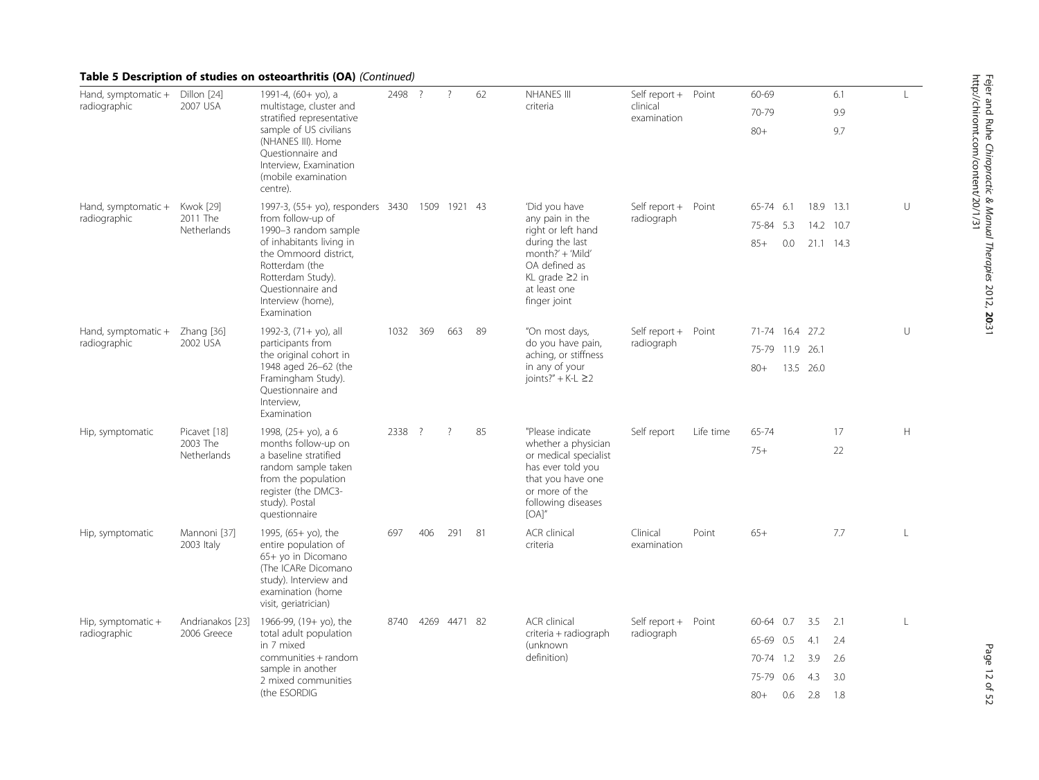**Table 5 Description of studies on osteoarthritis (OA)** *(Continued)*

| | | | | | | | | | | | | | | |
|---|---|---|---|---|---|---|---|---|---|---|---|---|---|---|
| Hand, symptomatic + radiographic | Dillon [24] 2007 USA | 1991-4, (60+ yo), a multistage, cluster and stratified representative sample of US civilians (NHANES III). Home Questionnaire and Interview, Examination (mobile examination centre). | 2498 | ? | ? | 62 | NHANES III criteria | Self report + clinical examination | Point | 60-69 | | | 6.1 | L |
| | | | | | | | | | | 70-79 | | | 9.9 | |
| | | | | | | | | | | 80+ | | | 9.7 | |
| Hand, symptomatic + radiographic | Kwok [29] 2011 The Netherlands | 1997-3, (55+ yo), responders from follow-up of 1990–3 random sample of inhabitants living in the Ommoord district, Rotterdam (the Rotterdam Study). Questionnaire and Interview (home), Examination | 3430 | 1509 | 1921 | 43 | 'Did you have any pain in the right or left hand during the last month?' + 'Mild' OA defined as KL grade ≥2 in at least one finger joint | Self report + radiograph | Point | 65-74 | 6.1 | 18.9 | 13.1 | U |
| | | | | | | | | | | 75-84 | 5.3 | 14.2 | 10.7 | |
| | | | | | | | | | | 85+ | 0.0 | 21.1 | 14.3 | |
| Hand, symptomatic + radiographic | Zhang [36] 2002 USA | 1992-3, (71+ yo), all participants from the original cohort in 1948 aged 26–62 (the Framingham Study). Questionnaire and Interview, Examination | 1032 | 369 | 663 | 89 | "On most days, do you have pain, aching, or stiffness in any of your joints?" + K-L ≥2 | Self report + radiograph | Point | 71-74 | 16.4 | 27.2 | | U |
| | | | | | | | | | | 75-79 | 11.9 | 26.1 | | |
| | | | | | | | | | | 80+ | 13.5 | 26.0 | | |
| Hip, symptomatic | Picavet [18] 2003 The Netherlands | 1998, (25+ yo), a 6 months follow-up on a baseline stratified random sample taken from the population register (the DMC3-study). Postal questionnaire | 2338 | ? | ? | 85 | "Please indicate whether a physician or medical specialist has ever told you that you have one or more of the following diseases [OA]" | Self report | Life time | 65-74 | | | 17 | H |
| | | | | | | | | | | 75+ | | | 22 | |
| Hip, symptomatic | Mannoni [37] 2003 Italy | 1995, (65+ yo), the entire population of 65+ yo in Dicomano (The ICARe Dicomano study). Interview and examination (home visit, geriatrician) | 697 | 406 | 291 | 81 | ACR clinical criteria | Clinical examination | Point | 65+ | | | 7.7 | L |
| Hip, symptomatic + radiographic | Andrianakos [23] 2006 Greece | 1966-99, (19+ yo), the total adult population in 7 mixed communities + random sample in another 2 mixed communities (the ESORDIG | 8740 | 4269 | 4471 | 82 | ACR clinical criteria + radiograph (unknown definition) | Self report + radiograph | Point | 60-64 | 0.7 | 3.5 | 2.1 | L |
| | | | | | | | | | | 65-69 | 0.5 | 4.1 | 2.4 | |
| | | | | | | | | | | 70-74 | 1.2 | 3.9 | 2.6 | |
| | | | | | | | | | | 75-79 | 0.6 | 4.3 | 3.0 | |
| | | | | | | | | | | 80+ | 0.6 | 2.8 | 1.8 | |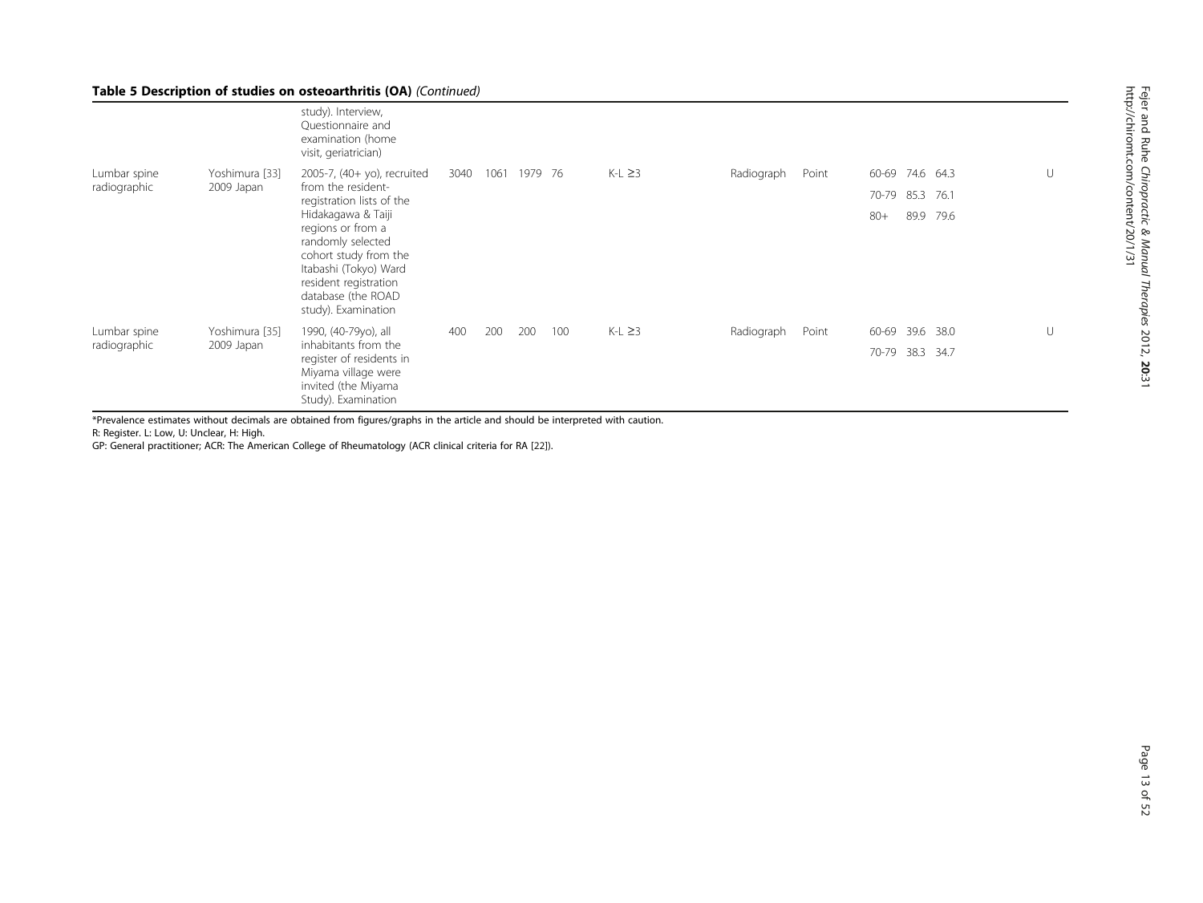**Table 5 Description of studies on osteoarthritis (OA)** *(Continued)*

| | | | | | | | | | | | | | |
|---|---|---|---|---|---|---|---|---|---|---|---|---|---|
| | | study). Interview, Questionnaire and examination (home visit, geriatrician) | | | | | | | | | | | |
| Lumbar spine radiographic | Yoshimura [33] 2009 Japan | 2005-7, (40+ yo), recruited from the resident-registration lists of the Hidakagawa & Taiji regions or from a randomly selected cohort study from the Itabashi (Tokyo) Ward resident registration database (the ROAD study). Examination | 3040 | 1061 | 1979 | 76 | K-L ≥3 | Radiograph | Point | 60-69<br>70-79<br>80+ | 74.6<br>85.3<br>89.9 | 64.3<br>76.1<br>79.6 | U |
| Lumbar spine radiographic | Yoshimura [35] 2009 Japan | 1990, (40-79yo), all inhabitants from the register of residents in Miyama village were invited (the Miyama Study). Examination | 400 | 200 | 200 | 100 | K-L ≥3 | Radiograph | Point | 60-69<br>70-79 | 39.6<br>38.3 | 38.0<br>34.7 | U |

*Prevalence estimates without decimals are obtained from figures/graphs in the article and should be interpreted with caution.

R: Register. L: Low, U: Unclear, H: High.

GP: General practitioner; ACR: The American College of Rheumatology (ACR clinical criteria for RA [22]).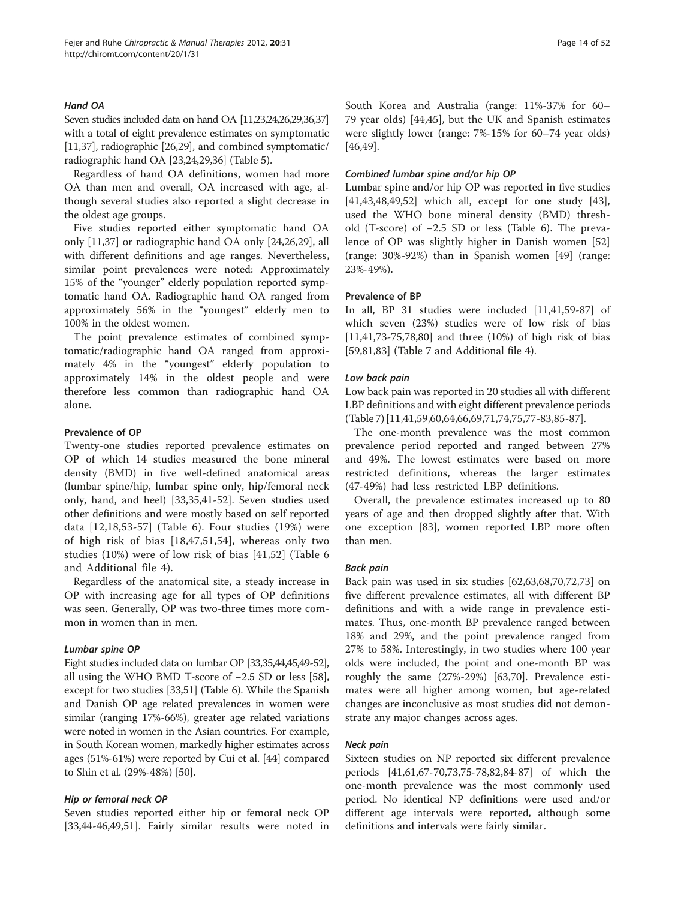#### *Hand OA*

Seven studies included data on hand OA [11,23,24,26,29,36,37] with a total of eight prevalence estimates on symptomatic [11,37], radiographic [26,29], and combined symptomatic/radiographic hand OA [23,24,29,36] (Table 5).

Regardless of hand OA definitions, women had more OA than men and overall, OA increased with age, although several studies also reported a slight decrease in the oldest age groups.

Five studies reported either symptomatic hand OA only [11,37] or radiographic hand OA only [24,26,29], all with different definitions and age ranges. Nevertheless, similar point prevalences were noted: Approximately 15% of the "younger" elderly population reported symptomatic hand OA. Radiographic hand OA ranged from approximately 56% in the "youngest" elderly men to 100% in the oldest women.

The point prevalence estimates of combined symptomatic/radiographic hand OA ranged from approximately 4% in the "youngest" elderly population to approximately 14% in the oldest people and were therefore less common than radiographic hand OA alone.

### Prevalence of OP

Twenty-one studies reported prevalence estimates on OP of which 14 studies measured the bone mineral density (BMD) in five well-defined anatomical areas (lumbar spine/hip, lumbar spine only, hip/femoral neck only, hand, and heel) [33,35,41-52]. Seven studies used other definitions and were mostly based on self reported data [12,18,53-57] (Table 6). Four studies (19%) were of high risk of bias [18,47,51,54], whereas only two studies (10%) were of low risk of bias [41,52] (Table 6 and Additional file 4).

Regardless of the anatomical site, a steady increase in OP with increasing age for all types of OP definitions was seen. Generally, OP was two-three times more common in women than in men.

#### *Lumbar spine OP*

Eight studies included data on lumbar OP [33,35,44,45,49-52], all using the WHO BMD T-score of −2.5 SD or less [58], except for two studies [33,51] (Table 6). While the Spanish and Danish OP age related prevalences in women were similar (ranging 17%-66%), greater age related variations were noted in women in the Asian countries. For example, in South Korean women, markedly higher estimates across ages (51%-61%) were reported by Cui et al. [44] compared to Shin et al. (29%-48%) [50].

#### *Hip or femoral neck OP*

Seven studies reported either hip or femoral neck OP [33,44-46,49,51]. Fairly similar results were noted in South Korea and Australia (range: 11%-37% for 60–79 year olds) [44,45], but the UK and Spanish estimates were slightly lower (range: 7%-15% for 60–74 year olds) [46,49].

#### *Combined lumbar spine and/or hip OP*

Lumbar spine and/or hip OP was reported in five studies [41,43,48,49,52] which all, except for one study [43], used the WHO bone mineral density (BMD) threshold (T-score) of −2.5 SD or less (Table 6). The prevalence of OP was slightly higher in Danish women [52] (range: 30%-92%) than in Spanish women [49] (range: 23%-49%).

### Prevalence of BP

In all, BP 31 studies were included [11,41,59-87] of which seven (23%) studies were of low risk of bias [11,41,73-75,78,80] and three (10%) of high risk of bias [59,81,83] (Table 7 and Additional file 4).

#### *Low back pain*

Low back pain was reported in 20 studies all with different LBP definitions and with eight different prevalence periods (Table 7) [11,41,59,60,64,66,69,71,74,75,77-83,85-87].

The one-month prevalence was the most common prevalence period reported and ranged between 27% and 49%. The lowest estimates were based on more restricted definitions, whereas the larger estimates (47-49%) had less restricted LBP definitions.

Overall, the prevalence estimates increased up to 80 years of age and then dropped slightly after that. With one exception [83], women reported LBP more often than men.

#### *Back pain*

Back pain was used in six studies [62,63,68,70,72,73] on five different prevalence estimates, all with different BP definitions and with a wide range in prevalence estimates. Thus, one-month BP prevalence ranged between 18% and 29%, and the point prevalence ranged from 27% to 58%. Interestingly, in two studies where 100 year olds were included, the point and one-month BP was roughly the same (27%-29%) [63,70]. Prevalence estimates were all higher among women, but age-related changes are inconclusive as most studies did not demonstrate any major changes across ages.

#### *Neck pain*

Sixteen studies on NP reported six different prevalence periods [41,61,67-70,73,75-78,82,84-87] of which the one-month prevalence was the most commonly used period. No identical NP definitions were used and/or different age intervals were reported, although some definitions and intervals were fairly similar.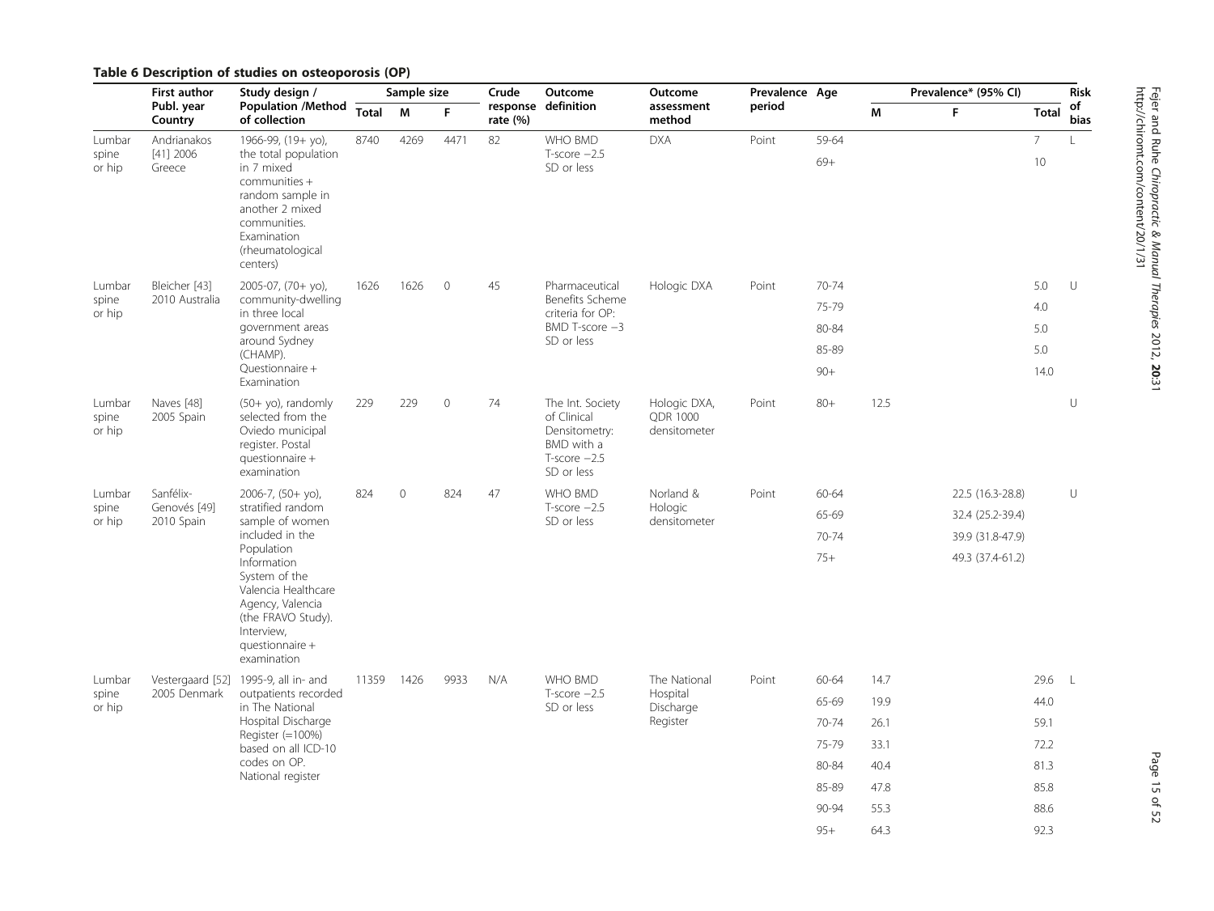**Table 6 Description of studies on osteoporosis (OP)**

| | First author Publ. year Country | Study design / Population /Method of collection | Sample size | | | Crude response rate (%) | Outcome definition | Outcome assessment method | Prevalence period | Age | Prevalence* (95% CI) | | | Risk of bias |
|---|---|---|---|---|---|---|---|---|---|---|---|---|---|---|
| | | | Total | M | F | | | | | | M | F | Total | |
| Lumbar spine or hip | Andrianakos [41] 2006 Greece | 1966-99, (19+ yo), the total population in 7 mixed communities + random sample in another 2 mixed communities. Examination (rheumatological centers) | 8740 | 4269 | 4471 | 82 | WHO BMD T-score −2.5 SD or less | DXA | Point | 59-64 | | | 7 | L |
| | | | | | | | | | | 69+ | | | 10 | |
| Lumbar spine or hip | Bleicher [43] 2010 Australia | 2005-07, (70+ yo), community-dwelling in three local government areas around Sydney (CHAMP). Questionnaire + Examination | 1626 | 1626 | 0 | 45 | Pharmaceutical Benefits Scheme criteria for OP: BMD T-score −3 SD or less | Hologic DXA | Point | 70-74 | | | 5.0 | U |
| | | | | | | | | | | 75-79 | | | 4.0 | |
| | | | | | | | | | | 80-84 | | | 5.0 | |
| | | | | | | | | | | 85-89 | | | 5.0 | |
| | | | | | | | | | | 90+ | | | 14.0 | |
| Lumbar spine or hip | Naves [48] 2005 Spain | (50+ yo), randomly selected from the Oviedo municipal register. Postal questionnaire + examination | 229 | 229 | 0 | 74 | The Int. Society of Clinical Densitometry: BMD with a T-score −2.5 SD or less | Hologic DXA, QDR 1000 densitometer | Point | 80+ | 12.5 | | | U |
| Lumbar spine or hip | Sanfélix-Genovés [49] 2010 Spain | 2006-7, (50+ yo), stratified random sample of women included in the Population Information System of the Valencia Healthcare Agency, Valencia (the FRAVO Study). Interview, questionnaire + examination | 824 | 0 | 824 | 47 | WHO BMD T-score −2.5 SD or less | Norland & Hologic densitometer | Point | 60-64 | | 22.5 (16.3-28.8) | | U |
| | | | | | | | | | | 65-69 | | 32.4 (25.2-39.4) | | |
| | | | | | | | | | | 70-74 | | 39.9 (31.8-47.9) | | |
| | | | | | | | | | | 75+ | | 49.3 (37.4-61.2) | | |
| Lumbar spine or hip | Vestergaard [52] 2005 Denmark | 1995-9, all in- and outpatients recorded in The National Hospital Discharge Register (=100%) based on all ICD-10 codes on OP. National register | 11359 | 1426 | 9933 | N/A | WHO BMD T-score −2.5 SD or less | The National Hospital Discharge Register | Point | 60-64 | 14.7 | | 29.6 | L |
| | | | | | | | | | | 65-69 | 19.9 | | 44.0 | |
| | | | | | | | | | | 70-74 | 26.1 | | 59.1 | |
| | | | | | | | | | | 75-79 | 33.1 | | 72.2 | |
| | | | | | | | | | | 80-84 | 40.4 | | 81.3 | |
| | | | | | | | | | | 85-89 | 47.8 | | 85.8 | |
| | | | | | | | | | | 90-94 | 55.3 | | 88.6 | |
| | | | | | | | | | | 95+ | 64.3 | | 92.3 | |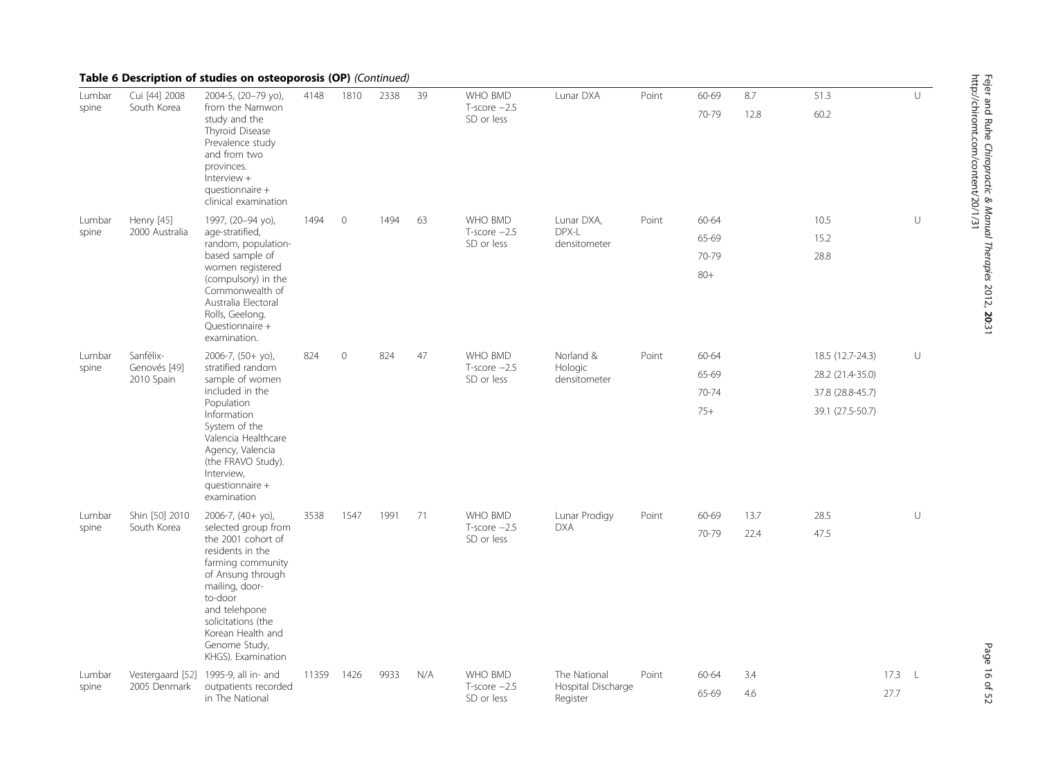**Table 6 Description of studies on osteoporosis (OP)** *(Continued)*

| | | | | | | | | | | | | | |
|---|---|---|---|---|---|---|---|---|---|---|---|---|---|
| Lumbar spine | Cui [44] 2008 South Korea | 2004-5, (20–79 yo), from the Namwon study and the Thyroid Disease Prevalence study and from two provinces. Interview + questionnaire + clinical examination | 4148 | 1810 | 2338 | 39 | WHO BMD T-score −2.5 SD or less | Lunar DXA | Point | 60-69 | 8.7 | 51.3 | | U |
| | | | | | | | | | | 70-79 | 12.8 | 60.2 | | |
| Lumbar spine | Henry [45] 2000 Australia | 1997, (20–94 yo), age-stratified, random, population-based sample of women registered (compulsory) in the Commonwealth of Australia Electoral Rolls, Geelong. Questionnaire + examination. | 1494 | 0 | 1494 | 63 | WHO BMD T-score −2.5 SD or less | Lunar DXA, DPX-L densitometer | Point | 60-64 | | 10.5 | | U |
| | | | | | | | | | | 65-69 | | 15.2 | | |
| | | | | | | | | | | 70-79 | | 28.8 | | |
| | | | | | | | | | | 80+ | | | | |
| Lumbar spine | Sanfélix-Genovés [49] 2010 Spain | 2006-7, (50+ yo), stratified random sample of women included in the Population Information System of the Valencia Healthcare Agency, Valencia (the FRAVO Study). Interview, questionnaire + examination | 824 | 0 | 824 | 47 | WHO BMD T-score −2.5 SD or less | Norland & Hologic densitometer | Point | 60-64 | | 18.5 (12.7-24.3) | | U |
| | | | | | | | | | | 65-69 | | 28.2 (21.4-35.0) | | |
| | | | | | | | | | | 70-74 | | 37.8 (28.8-45.7) | | |
| | | | | | | | | | | 75+ | | 39.1 (27.5-50.7) | | |
| Lumbar spine | Shin [50] 2010 South Korea | 2006-7, (40+ yo), selected group from the 2001 cohort of residents in the farming community of Ansung through mailing, door-to-door and telehpone solicitations (the Korean Health and Genome Study, KHGS). Examination | 3538 | 1547 | 1991 | 71 | WHO BMD T-score −2.5 SD or less | Lunar Prodigy DXA | Point | 60-69 | 13.7 | 28.5 | | U |
| | | | | | | | | | | 70-79 | 22.4 | 47.5 | | |
| Lumbar spine | Vestergaard [52] 2005 Denmark | 1995-9, all in- and outpatients recorded in The National | 11359 | 1426 | 9933 | N/A | WHO BMD T-score −2.5 SD or less | The National Hospital Discharge Register | Point | 60-64 | 3.4 | | 17.3 | L |
| | | | | | | | | | | 65-69 | 4.6 | | 27.7 | |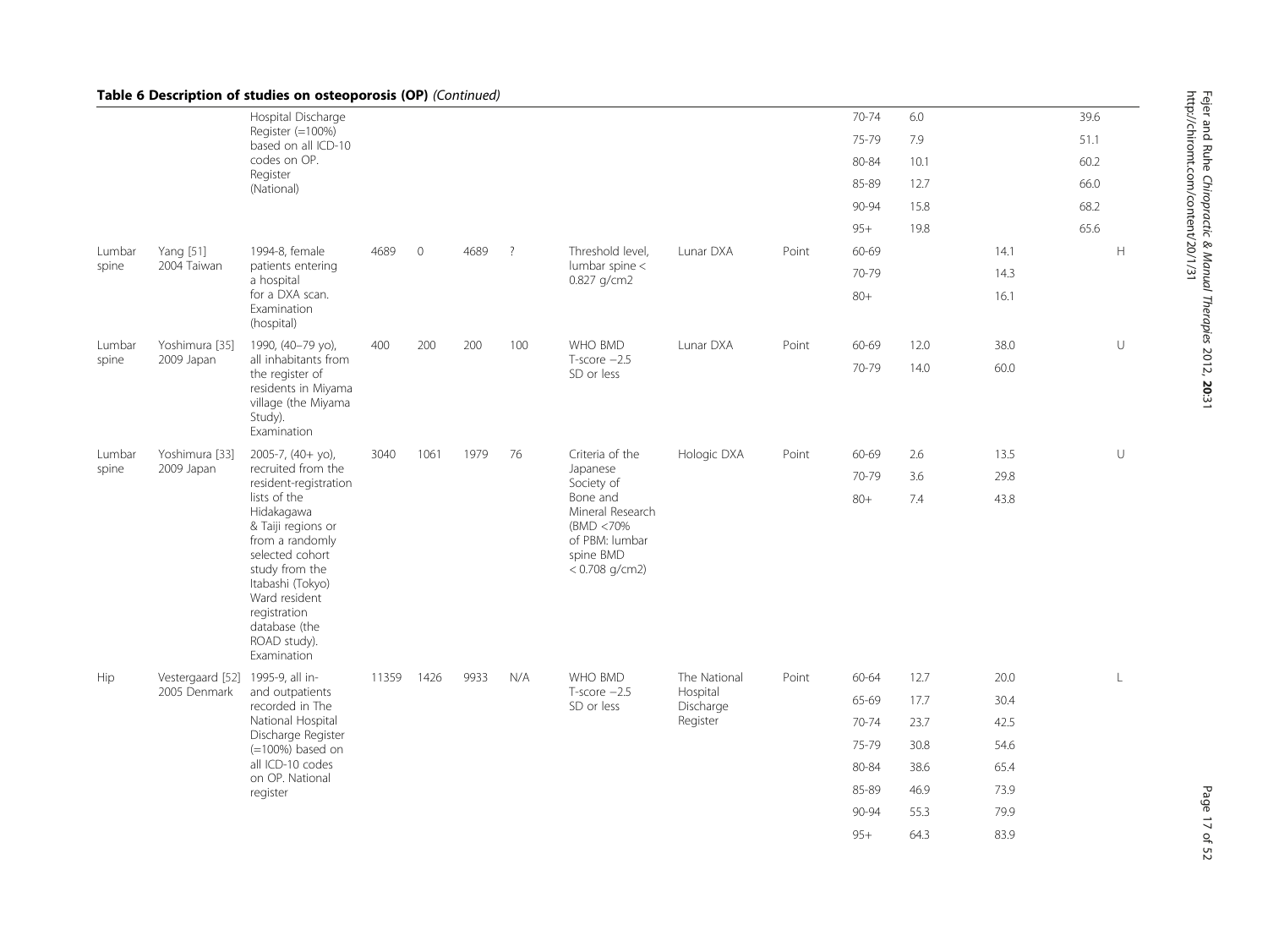## Table 6 Description of studies on osteoporosis (OP) *(Continued)*

| | | | | | | | | | | | | | | |
|---|---|---|---|---|---|---|---|---|---|---|---|---|---|---|
| | | Hospital Discharge Register (=100%) based on all ICD-10 codes on OP. Register (National) | | | | | | | | 70-74 | 6.0 | | 39.6 | |
| | | | | | | | | | | 75-79 | 7.9 | | 51.1 | |
| | | | | | | | | | | 80-84 | 10.1 | | 60.2 | |
| | | | | | | | | | | 85-89 | 12.7 | | 66.0 | |
| | | | | | | | | | | 90-94 | 15.8 | | 68.2 | |
| | | | | | | | | | | 95+ | 19.8 | | 65.6 | |
| Lumbar spine | Yang [51] 2004 Taiwan | 1994-8, female patients entering a hospital for a DXA scan. Examination (hospital) | 4689 | 0 | 4689 | ? | Threshold level, lumbar spine < 0.827 g/cm2 | Lunar DXA | Point | 60-69 | | 14.1 | | H |
| | | | | | | | | | | 70-79 | | 14.3 | | |
| | | | | | | | | | | 80+ | | 16.1 | | |
| Lumbar spine | Yoshimura [35] 2009 Japan | 1990, (40–79 yo), all inhabitants from the register of residents in Miyama village (the Miyama Study). Examination | 400 | 200 | 200 | 100 | WHO BMD T-score −2.5 SD or less | Lunar DXA | Point | 60-69 | 12.0 | 38.0 | | U |
| | | | | | | | | | | 70-79 | 14.0 | 60.0 | | |
| Lumbar spine | Yoshimura [33] 2009 Japan | 2005-7, (40+ yo), recruited from the resident-registration lists of the Hidakagawa & Taiji regions or from a randomly selected cohort study from the Itabashi (Tokyo) Ward resident registration database (the ROAD study). Examination | 3040 | 1061 | 1979 | 76 | Criteria of the Japanese Society of Bone and Mineral Research (BMD <70% of PBM: lumbar spine BMD < 0.708 g/cm2) | Hologic DXA | Point | 60-69 | 2.6 | 13.5 | | U |
| | | | | | | | | | | 70-79 | 3.6 | 29.8 | | |
| | | | | | | | | | | 80+ | 7.4 | 43.8 | | |
| Hip | Vestergaard [52] 2005 Denmark | 1995-9, all in- and outpatients recorded in The National Hospital Discharge Register (=100%) based on all ICD-10 codes on OP. National register | 11359 | 1426 | 9933 | N/A | WHO BMD T-score −2.5 SD or less | The National Hospital Discharge Register | Point | 60-64 | 12.7 | 20.0 | | L |
| | | | | | | | | | | 65-69 | 17.7 | 30.4 | | |
| | | | | | | | | | | 70-74 | 23.7 | 42.5 | | |
| | | | | | | | | | | 75-79 | 30.8 | 54.6 | | |
| | | | | | | | | | | 80-84 | 38.6 | 65.4 | | |
| | | | | | | | | | | 85-89 | 46.9 | 73.9 | | |
| | | | | | | | | | | 90-94 | 55.3 | 79.9 | | |
| | | | | | | | | | | 95+ | 64.3 | 83.9 | | |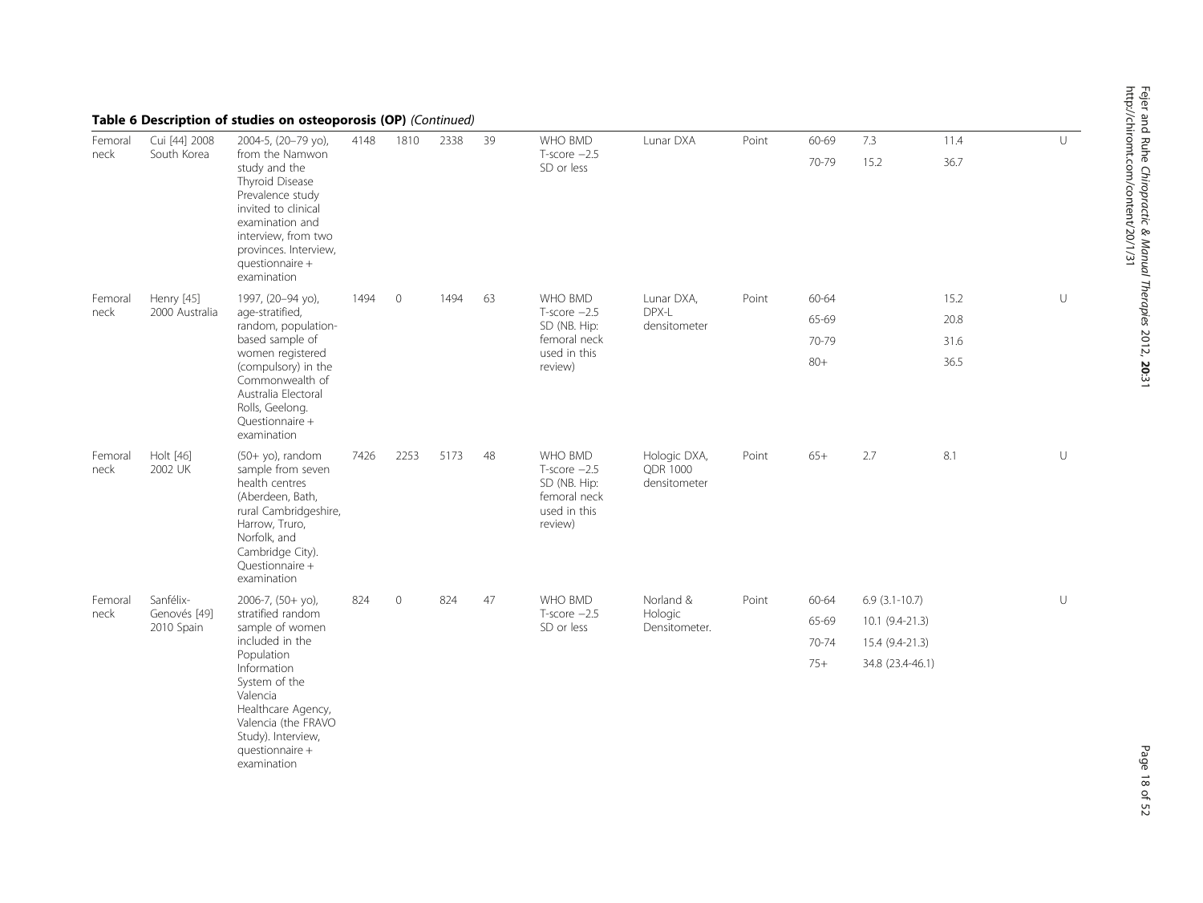**Table 6 Description of studies on osteoporosis (OP)** *(Continued)*

| | | | | | | | | | | | | | |
|---|---|---|---|---|---|---|---|---|---|---|---|---|---|
| Femoral neck | Cui [44] 2008 South Korea | 2004-5, (20–79 yo), from the Namwon study and the Thyroid Disease Prevalence study invited to clinical examination and interview, from two provinces. Interview, questionnaire + examination | 4148 | 1810 | 2338 | 39 | WHO BMD T-score −2.5 SD or less | Lunar DXA | Point | 60-69 | 7.3 | 11.4 | U |
| | | | | | | | | | | 70-79 | 15.2 | 36.7 | |
| Femoral neck | Henry [45] 2000 Australia | 1997, (20–94 yo), age-stratified, random, population-based sample of women registered (compulsory) in the Commonwealth of Australia Electoral Rolls, Geelong. Questionnaire + examination | 1494 | 0 | 1494 | 63 | WHO BMD T-score −2.5 SD (NB. Hip: femoral neck used in this review) | Lunar DXA, DPX-L densitometer | Point | 60-64 | | 15.2 | U |
| | | | | | | | | | | 65-69 | | 20.8 | |
| | | | | | | | | | | 70-79 | | 31.6 | |
| | | | | | | | | | | 80+ | | 36.5 | |
| Femoral neck | Holt [46] 2002 UK | (50+ yo), random sample from seven health centres (Aberdeen, Bath, rural Cambridgeshire, Harrow, Truro, Norfolk, and Cambridge City). Questionnaire + examination | 7426 | 2253 | 5173 | 48 | WHO BMD T-score −2.5 SD (NB. Hip: femoral neck used in this review) | Hologic DXA, QDR 1000 densitometer | Point | 65+ | 2.7 | 8.1 | U |
| Femoral neck | Sanfélix-Genovés [49] 2010 Spain | 2006-7, (50+ yo), stratified random sample of women included in the Population Information System of the Valencia Healthcare Agency, Valencia (the FRAVO Study). Interview, questionnaire + examination | 824 | 0 | 824 | 47 | WHO BMD T-score −2.5 SD or less | Norland & Hologic Densitometer. | Point | 60-64 | 6.9 (3.1-10.7) | | U |
| | | | | | | | | | | 65-69 | 10.1 (9.4-21.3) | | |
| | | | | | | | | | | 70-74 | 15.4 (9.4-21.3) | | |
| | | | | | | | | | | 75+ | 34.8 (23.4-46.1) | | |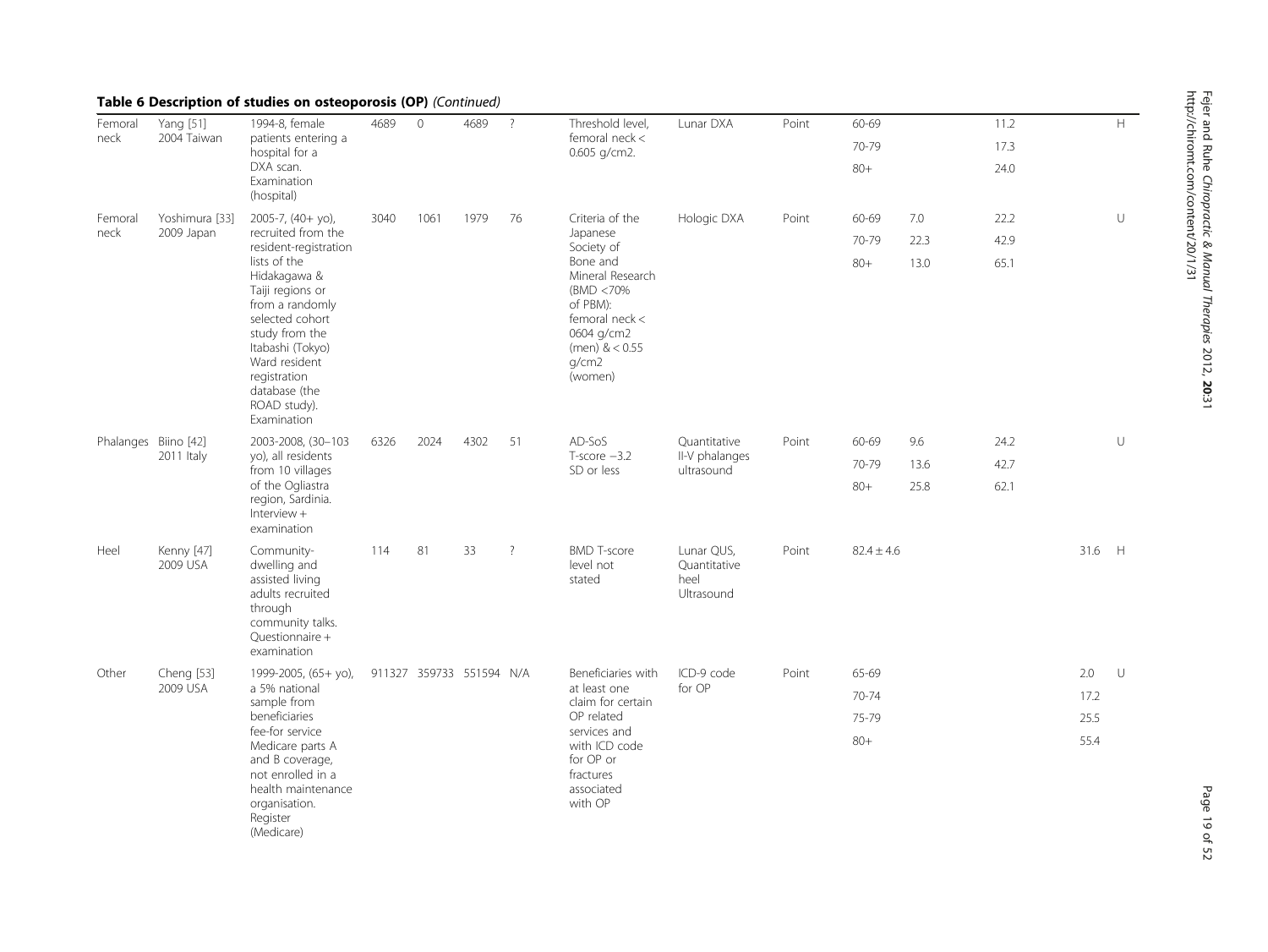**Table 6 Description of studies on osteoporosis (OP)** *(Continued)*

| | | | | | | | | | | | | | | | |
|---|---|---|---|---|---|---|---|---|---|---|---|---|---|---|---|
| Femoral neck | Yang [51] 2004 Taiwan | 1994-8, female patients entering a hospital for a DXA scan. Examination (hospital) | 4689 | 0 | 4689 | ? | Threshold level, femoral neck < 0.605 g/cm2. | Lunar DXA | Point | 60-69 | | 11.2 | | H |
| | | | | | | | | | | 70-79 | | 17.3 | | |
| | | | | | | | | | | 80+ | | 24.0 | | |
| Femoral neck | Yoshimura [33] 2009 Japan | 2005-7, (40+ yo), recruited from the resident-registration lists of the Hidakagawa & Taiji regions or from a randomly selected cohort study from the Itabashi (Tokyo) Ward resident registration database (the ROAD study). Examination | 3040 | 1061 | 1979 | 76 | Criteria of the Japanese Society of Bone and Mineral Research (BMD <70% of PBM): femoral neck < 0604 g/cm2 (men) & < 0.55 g/cm2 (women) | Hologic DXA | Point | 60-69 | 7.0 | 22.2 | | U |
| | | | | | | | | | | 70-79 | 22.3 | 42.9 | | |
| | | | | | | | | | | 80+ | 13.0 | 65.1 | | |
| Phalanges | Biino [42] 2011 Italy | 2003-2008, (30–103 yo), all residents from 10 villages of the Ogliastra region, Sardinia. Interview + examination | 6326 | 2024 | 4302 | 51 | AD-SoS T-score −3.2 SD or less | Quantitative II-V phalanges ultrasound | Point | 60-69 | 9.6 | 24.2 | | U |
| | | | | | | | | | | 70-79 | 13.6 | 42.7 | | |
| | | | | | | | | | | 80+ | 25.8 | 62.1 | | |
| Heel | Kenny [47] 2009 USA | Community-dwelling and assisted living adults recruited through community talks. Questionnaire + examination | 114 | 81 | 33 | ? | BMD T-score level not stated | Lunar QUS, Quantitative heel Ultrasound | Point | 82.4 ± 4.6 | | | 31.6 | H |
| Other | Cheng [53] 2009 USA | 1999-2005, (65+ yo), a 5% national sample from beneficiaries fee-for service Medicare parts A and B coverage, not enrolled in a health maintenance organisation. Register (Medicare) | 911327 | 359733 | 551594 | N/A | Beneficiaries with at least one claim for certain OP related services and with ICD code for OP or fractures associated with OP | ICD-9 code for OP | Point | 65-69 | | | 2.0 | U |
| | | | | | | | | | | 70-74 | | | 17.2 | |
| | | | | | | | | | | 75-79 | | | 25.5 | |
| | | | | | | | | | | 80+ | | | 55.4 | |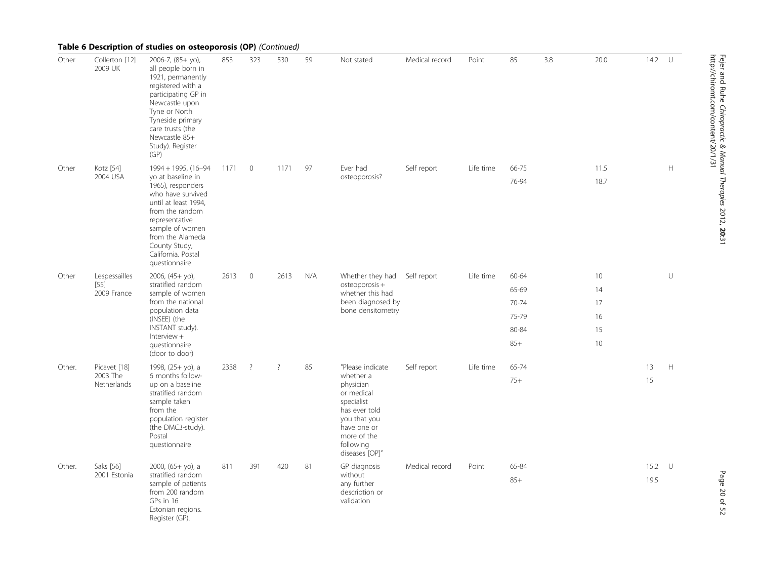**Table 6 Description of studies on osteoporosis (OP)** *(Continued)*

| | | | | | | | | | | | | | | |
|---|---|---|---|---|---|---|---|---|---|---|---|---|---|---|
| Other | Collerton [12] 2009 UK | 2006-7, (85+ yo), all people born in 1921, permanently registered with a participating GP in Newcastle upon Tyne or North Tyneside primary care trusts (the Newcastle 85+ Study). Register (GP) | 853 | 323 | 530 | 59 | Not stated | Medical record | Point | 85 | 3.8 | 20.0 | 14.2 | U |
| Other | Kotz [54] 2004 USA | 1994 + 1995, (16–94 yo at baseline in 1965), responders who have survived until at least 1994, from the random representative sample of women from the Alameda County Study, California. Postal questionnaire | 1171 | 0 | 1171 | 97 | Ever had osteoporosis? | Self report | Life time | 66-75 | | 11.5 | | H |
| | | | | | | | | | | 76-94 | | 18.7 | | |
| Other | Lespessailles [55] 2009 France | 2006, (45+ yo), stratified random sample of women from the national population data (INSEE) (the INSTANT study). Interview + questionnaire (door to door) | 2613 | 0 | 2613 | N/A | Whether they had osteoporosis + whether this had been diagnosed by bone densitometry | Self report | Life time | 60-64 | | 10 | | U |
| | | | | | | | | | | 65-69 | | 14 | | |
| | | | | | | | | | | 70-74 | | 17 | | |
| | | | | | | | | | | 75-79 | | 16 | | |
| | | | | | | | | | | 80-84 | | 15 | | |
| | | | | | | | | | | 85+ | | 10 | | |
| Other. | Picavet [18] 2003 The Netherlands | 1998, (25+ yo), a 6 months follow-up on a baseline stratified random sample taken from the population register (the DMC3-study). Postal questionnaire | 2338 | ? | ? | 85 | "Please indicate whether a physician or medical specialist has ever told you that you have one or more of the following diseases [OP]" | Self report | Life time | 65-74 | | | 13 | H |
| | | | | | | | | | | 75+ | | | 15 | |
| Other. | Saks [56] 2001 Estonia | 2000, (65+ yo), a stratified random sample of patients from 200 random GPs in 16 Estonian regions. Register (GP). | 811 | 391 | 420 | 81 | GP diagnosis without any further description or validation | Medical record | Point | 65-84 | | | 15.2 | U |
| | | | | | | | | | | 85+ | | | 19.5 | |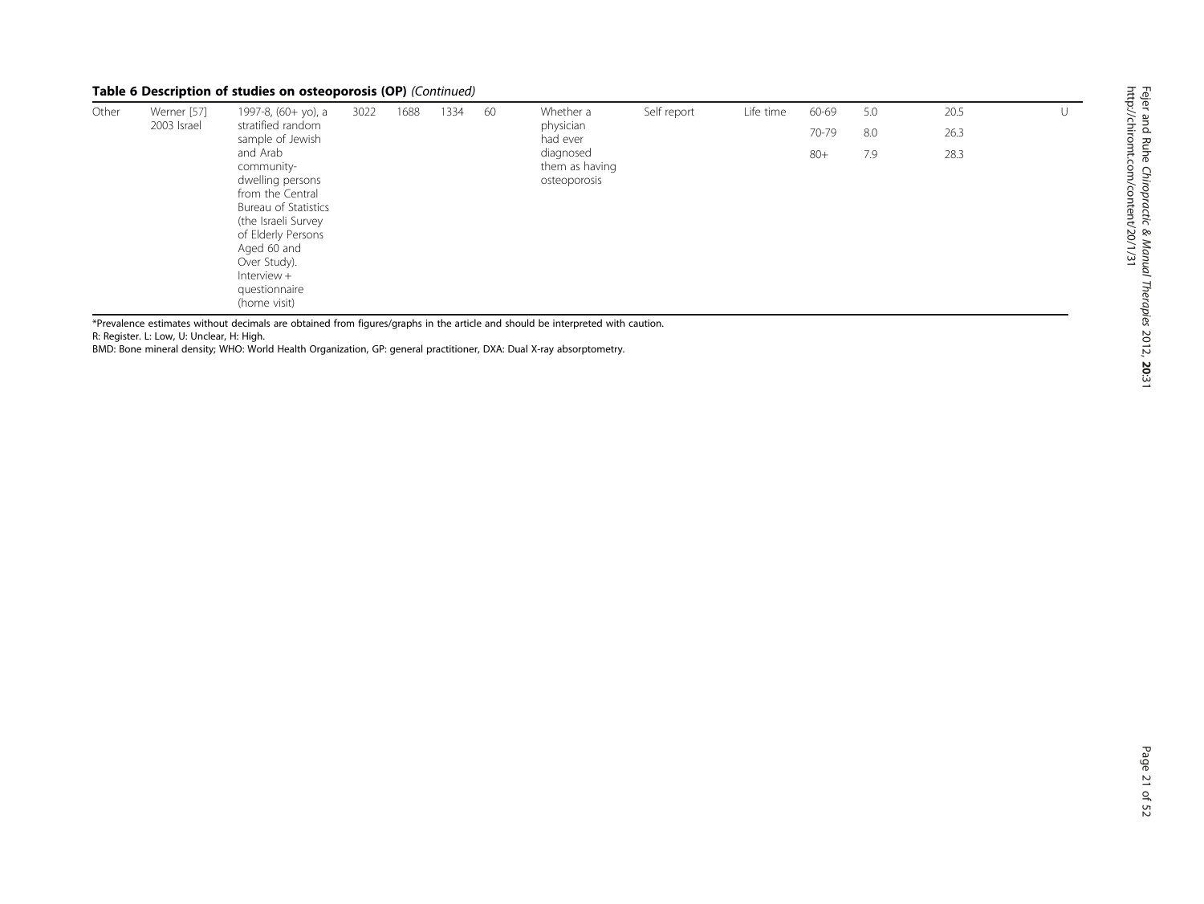**Table 6 Description of studies on osteoporosis (OP)** *(Continued)*

| | | | | | | | | | | | | | |
|---|---|---|---|---|---|---|---|---|---|---|---|---|---|
| Other | Werner [57] 2003 Israel | 1997-8, (60+ yo), a stratified random sample of Jewish and Arab community-dwelling persons from the Central Bureau of Statistics (the Israeli Survey of Elderly Persons Aged 60 and Over Study). Interview + questionnaire (home visit) | 3022 | 1688 | 1334 | 60 | Whether a physician had ever diagnosed them as having osteoporosis | Self report | Life time | 60-69 | 5.0 | 20.5 | U |
| | | | | | | | | | | 70-79 | 8.0 | 26.3 | |
| | | | | | | | | | | 80+ | 7.9 | 28.3 | |

*Prevalence estimates without decimals are obtained from figures/graphs in the article and should be interpreted with caution.
R: Register. L: Low, U: Unclear, H: High.
BMD: Bone mineral density; WHO: World Health Organization, GP: general practitioner, DXA: Dual X-ray absorptometry.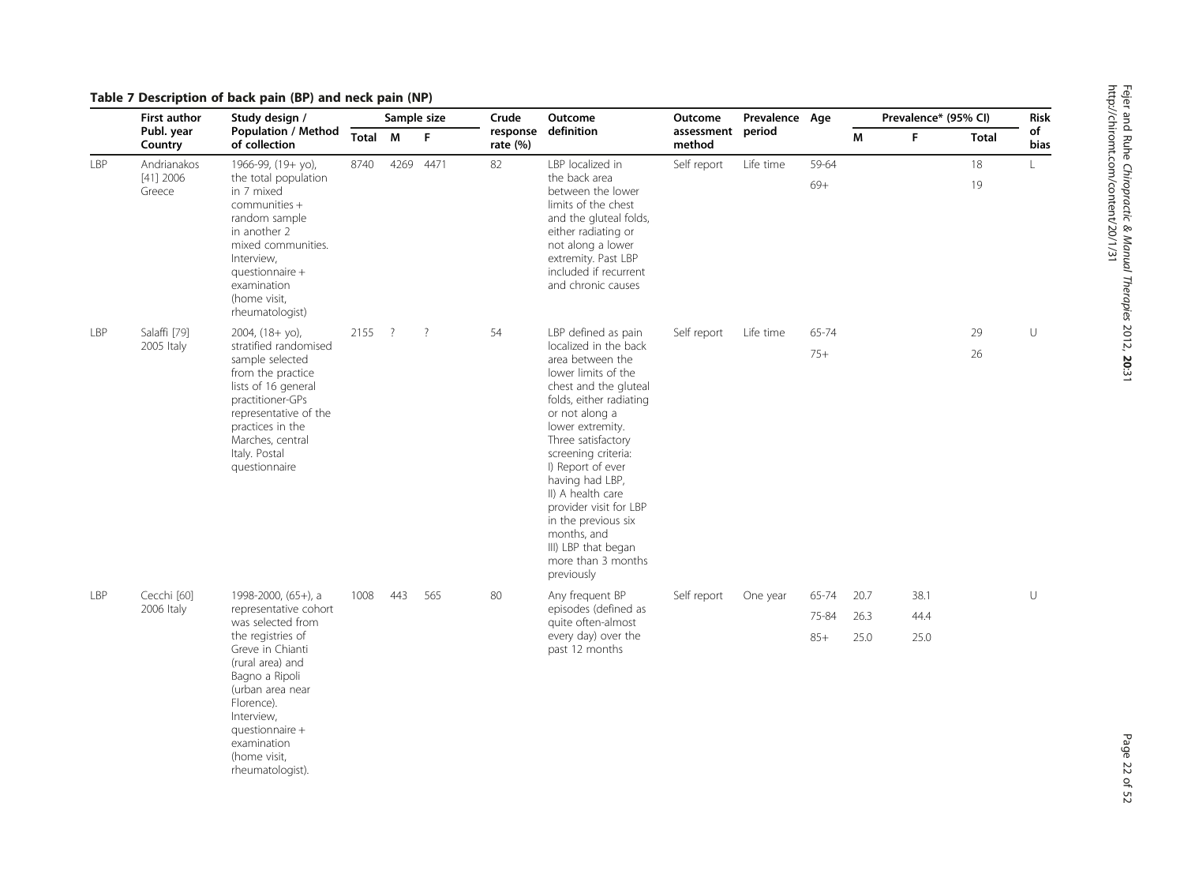**Table 7 Description of back pain (BP) and neck pain (NP)**

| | First author Publ. year Country | Study design / Population / Method of collection | Sample size | | | Crude response rate (%) | Outcome definition | Outcome assessment method | Prevalence period | Age | Prevalence* (95% CI) | | | Risk of bias |
|---|---|---|---|---|---|---|---|---|---|---|---|---|---|---|
| | | | Total | M | F | | | | | | M | F | Total | |
| LBP | Andrianakos [41] 2006 Greece | 1966-99, (19+ yo), the total population in 7 mixed communities + random sample in another 2 mixed communities. Interview, questionnaire + examination (home visit, rheumatologist) | 8740 | 4269 | 4471 | 82 | LBP localized in the back area between the lower limits of the chest and the gluteal folds, either radiating or not along a lower extremity. Past LBP included if recurrent and chronic causes | Self report | Life time | 59-64 | | | 18 | L |
| | | | | | | | | | | 69+ | | | 19 | |
| LBP | Salaffi [79] 2005 Italy | 2004, (18+ yo), stratified randomised sample selected from the practice lists of 16 general practitioner-GPs representative of the practices in the Marches, central Italy. Postal questionnaire | 2155 | ? | ? | 54 | LBP defined as pain localized in the back area between the lower limits of the chest and the gluteal folds, either radiating or not along a lower extremity. Three satisfactory screening criteria: I) Report of ever having had LBP, II) A health care provider visit for LBP in the previous six months, and III) LBP that began more than 3 months previously | Self report | Life time | 65-74 | | | 29 | U |
| | | | | | | | | | | 75+ | | | 26 | |
| LBP | Cecchi [60] 2006 Italy | 1998-2000, (65+), a representative cohort was selected from the registries of Greve in Chianti (rural area) and Bagno a Ripoli (urban area near Florence). Interview, questionnaire + examination (home visit, rheumatologist). | 1008 | 443 | 565 | 80 | Any frequent BP episodes (defined as quite often-almost every day) over the past 12 months | Self report | One year | 65-74 | 20.7 | 38.1 | | U |
| | | | | | | | | | | 75-84 | 26.3 | 44.4 | | |
| | | | | | | | | | | 85+ | 25.0 | 25.0 | | |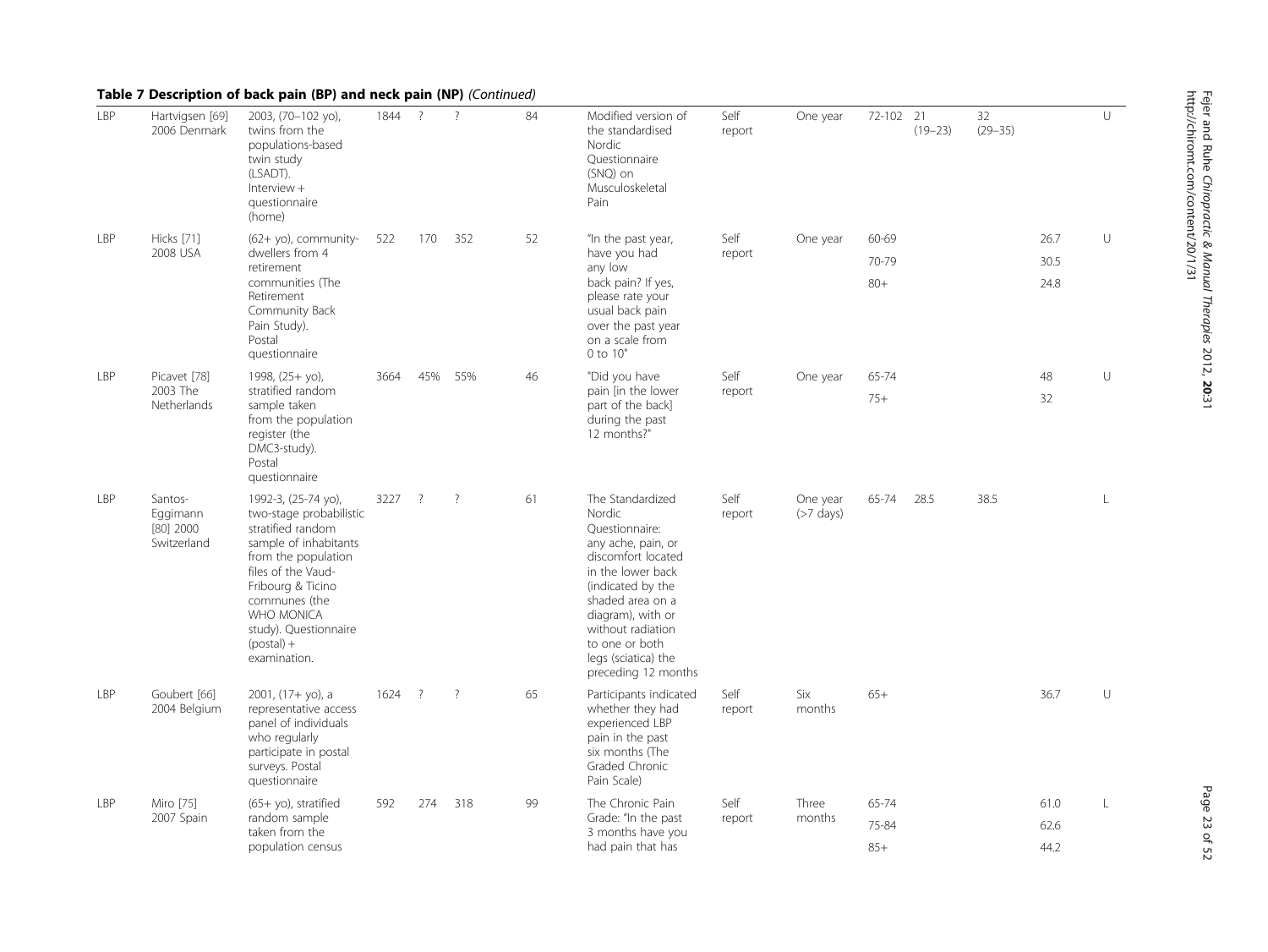**Table 7 Description of back pain (BP) and neck pain (NP)** *(Continued)*

| | | | | | | | | | | | | | | |
|---|---|---|---|---|---|---|---|---|---|---|---|---|---|---|
| LBP | Hartvigsen [69] 2006 Denmark | 2003, (70–102 yo), twins from the populations-based twin study (LSADT). Interview + questionnaire (home) | 1844 | ? | ? | 84 | Modified version of the standardised Nordic Questionnaire (SNQ) on Musculoskeletal Pain | Self report | One year | 72-102 | 21 (19–23) | 32 (29–35) | | U |
| LBP | Hicks [71] 2008 USA | (62+ yo), community-dwellers from 4 retirement communities (The Retirement Community Back Pain Study). Postal questionnaire | 522 | 170 | 352 | 52 | "In the past year, have you had any low back pain? If yes, please rate your usual back pain over the past year on a scale from 0 to 10" | Self report | One year | 60-69 | | | 26.7 | U |
| | | | | | | | | | | 70-79 | | | 30.5 | |
| | | | | | | | | | | 80+ | | | 24.8 | |
| LBP | Picavet [78] 2003 The Netherlands | 1998, (25+ yo), stratified random sample taken from the population register (the DMC3-study). Postal questionnaire | 3664 | 45% | 55% | 46 | "Did you have pain [in the lower part of the back] during the past 12 months?" | Self report | One year | 65-74 | | | 48 | U |
| | | | | | | | | | | 75+ | | | 32 | |
| LBP | Santos-Eggimann [80] 2000 Switzerland | 1992-3, (25-74 yo), two-stage probabilistic stratified random sample of inhabitants from the population files of the Vaud-Fribourg & Ticino communes (the WHO MONICA study). Questionnaire (postal) + examination. | 3227 | ? | ? | 61 | The Standardized Nordic Questionnaire: any ache, pain, or discomfort located in the lower back (indicated by the shaded area on a diagram), with or without radiation to one or both legs (sciatica) the preceding 12 months | Self report | One year (>7 days) | 65-74 | 28.5 | 38.5 | | L |
| LBP | Goubert [66] 2004 Belgium | 2001, (17+ yo), a representative access panel of individuals who regularly participate in postal surveys. Postal questionnaire | 1624 | ? | ? | 65 | Participants indicated whether they had experienced LBP pain in the past six months (The Graded Chronic Pain Scale) | Self report | Six months | 65+ | | | 36.7 | U |
| LBP | Miro [75] 2007 Spain | (65+ yo), stratified random sample taken from the population census | 592 | 274 | 318 | 99 | The Chronic Pain Grade: "In the past 3 months have you had pain that has | Self report | Three months | 65-74 | | | 61.0 | L |
| | | | | | | | | | | 75-84 | | | 62.6 | |
| | | | | | | | | | | 85+ | | | 44.2 | |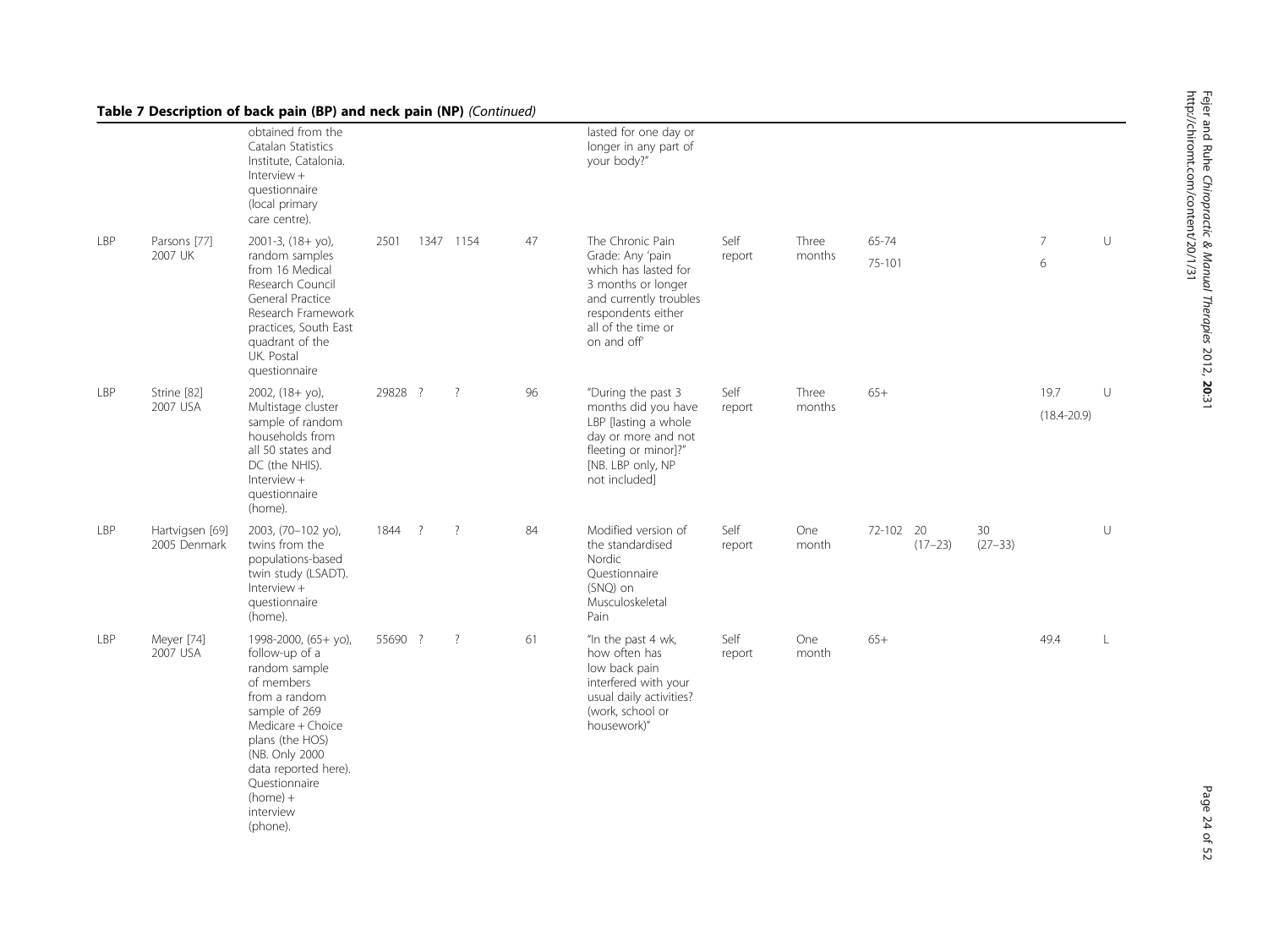## Table 7 Description of back pain (BP) and neck pain (NP) *(Continued)*

| | | | | | | | | | | | | | | | |
|---|---|---|---|---|---|---|---|---|---|---|---|---|---|---|---|
| | | obtained from the Catalan Statistics Institute, Catalonia. Interview + questionnaire (local primary care centre). | | | | | lasted for one day or longer in any part of your body?" | | | | | | | | |
| LBP | Parsons [77] 2007 UK | 2001-3, (18+ yo), random samples from 16 Medical Research Council General Practice Research Framework practices, South East quadrant of the UK. Postal questionnaire | 2501 | 1347 | 1154 | 47 | The Chronic Pain Grade: Any 'pain which has lasted for 3 months or longer and currently troubles respondents either all of the time or on and off' | Self report | Three months | 65-74<br>75-101 | | | | 7<br>6 | U |
| LBP | Strine [82] 2007 USA | 2002, (18+ yo), Multistage cluster sample of random households from all 50 states and DC (the NHIS). Interview + questionnaire (home). | 29828 | ? | ? | 96 | "During the past 3 months did you have LBP [lasting a whole day or more and not fleeting or minor]?" [NB. LBP only, NP not included] | Self report | Three months | 65+ | | | | 19.7 (18.4-20.9) | U |
| LBP | Hartvigsen [69] 2005 Denmark | 2003, (70–102 yo), twins from the populations-based twin study (LSADT). Interview + questionnaire (home). | 1844 | ? | ? | 84 | Modified version of the standardised Nordic Questionnaire (SNQ) on Musculoskeletal Pain | Self report | One month | 72-102 | 20 (17–23) | 30 (27–33) | | | U |
| LBP | Meyer [74] 2007 USA | 1998-2000, (65+ yo), follow-up of a random sample of members from a random sample of 269 Medicare + Choice plans (the HOS) (NB. Only 2000 data reported here). Questionnaire (home) + interview (phone). | 55690 | ? | ? | 61 | "In the past 4 wk, how often has low back pain interfered with your usual daily activities? (work, school or housework)" | Self report | One month | 65+ | | | | 49.4 | L |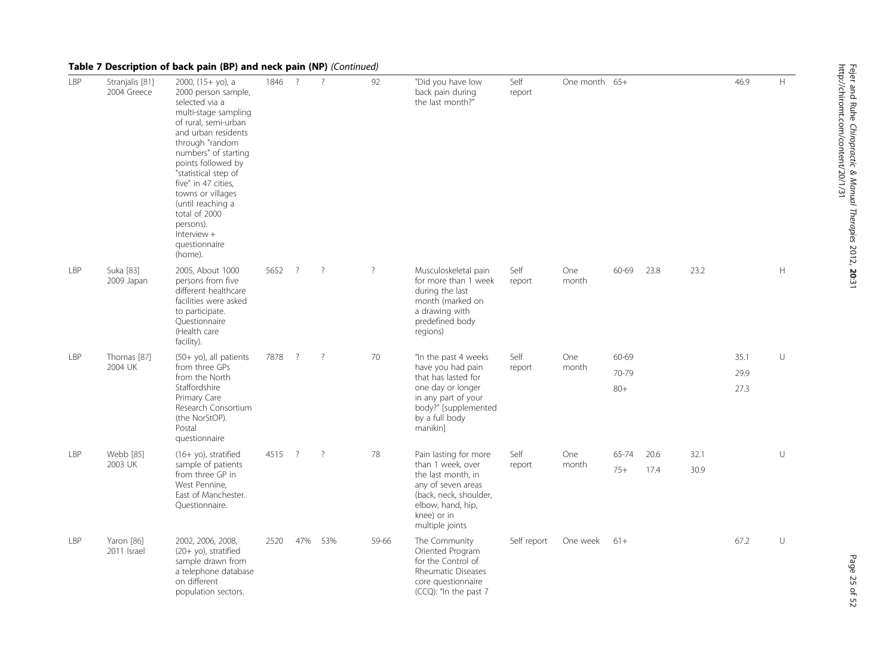**Table 7 Description of back pain (BP) and neck pain (NP)** *(Continued)*

| | | | | | | | | | | | | | | |
|---|---|---|---|---|---|---|---|---|---|---|---|---|---|---|
| LBP | Stranjalis [81] 2004 Greece | 2000, (15+ yo), a 2000 person sample, selected via a multi-stage sampling of rural, semi-urban and urban residents through "random numbers" of starting points followed by "statistical step of five" in 47 cities, towns or villages (until reaching a total of 2000 persons). Interview + questionnaire (home). | 1846 | ? | ? | 92 | "Did you have low back pain during the last month?" | Self report | One month | 65+ | | | 46.9 | H |
| LBP | Suka [83] 2009 Japan | 2005, About 1000 persons from five different healthcare facilities were asked to participate. Questionnaire (Health care facility). | 5652 | ? | ? | ? | Musculoskeletal pain for more than 1 week during the last month (marked on a drawing with predefined body regions) | Self report | One month | 60-69 | 23.8 | 23.2 | | H |
| LBP | Thomas [87] 2004 UK | (50+ yo), all patients from three GPs from the North Staffordshire Primary Care Research Consortium (the NorStOP). Postal questionnaire | 7878 | ? | ? | 70 | "In the past 4 weeks have you had pain that has lasted for one day or longer in any part of your body?" [supplemented by a full body manikin] | Self report | One month | 60-69<br>70-79<br>80+ | | | 35.1<br>29.9<br>27.3 | U |
| LBP | Webb [85] 2003 UK | (16+ yo), stratified sample of patients from three GP in West Pennine, East of Manchester. Questionnaire. | 4515 | ? | ? | 78 | Pain lasting for more than 1 week, over the last month, in any of seven areas (back, neck, shoulder, elbow, hand, hip, knee) or in multiple joints | Self report | One month | 65-74<br>75+ | 20.6<br>17.4 | 32.1<br>30.9 | | U |
| LBP | Yaron [86] 2011 Israel | 2002, 2006, 2008, (20+ yo), stratified sample drawn from a telephone database on different population sectors. | 2520 | 47% | 53% | 59-66 | The Community Oriented Program for the Control of Rheumatic Diseases core questionnaire (CCQ): "In the past 7 | Self report | One week | 61+ | | | 67.2 | U |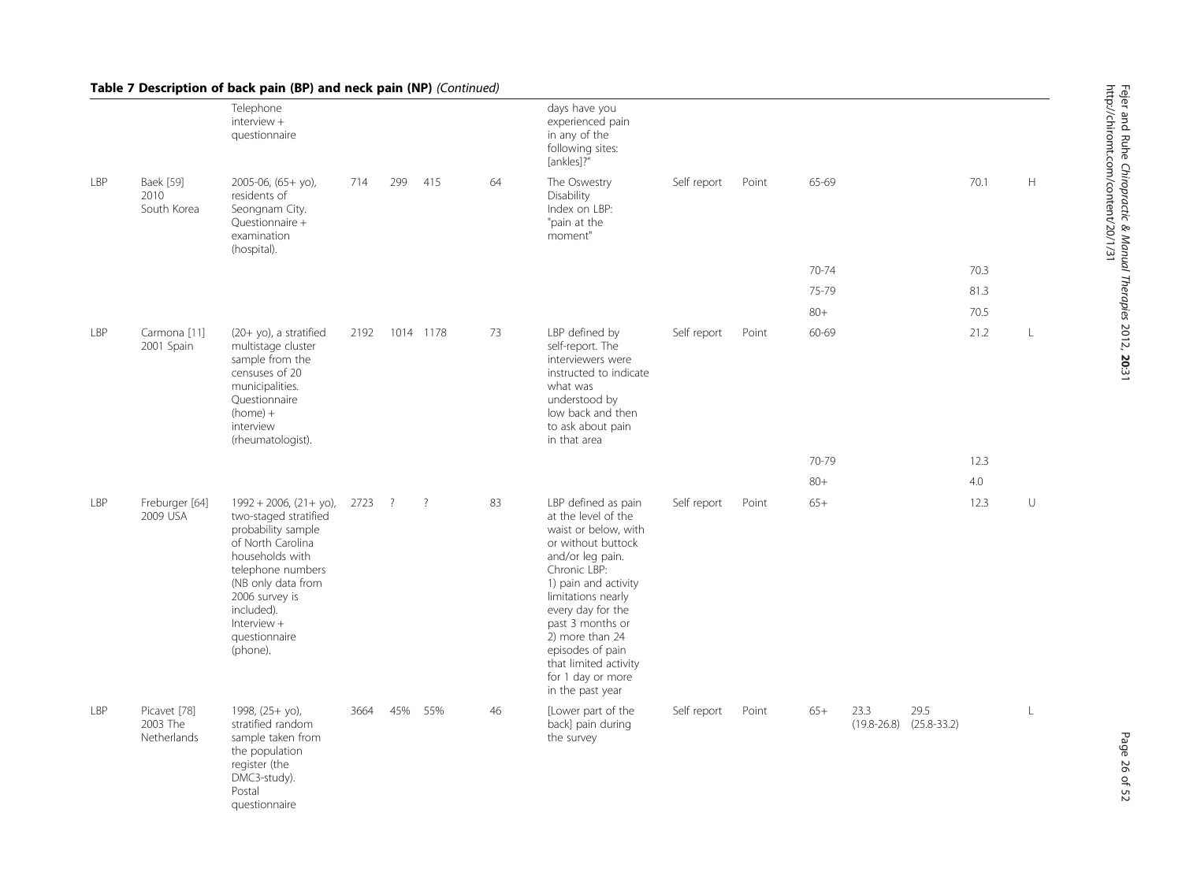**Table 7 Description of back pain (BP) and neck pain (NP)** *(Continued)*

| | | | | | | | | | | | | | | |
|---|---|---|---|---|---|---|---|---|---|---|---|---|---|---|
| | | Telephone interview + questionnaire | | | | | days have you experienced pain in any of the following sites: [ankles]?" | | | | | | | |
| LBP | Baek [59] 2010 South Korea | 2005-06, (65+ yo), residents of Seongnam City. Questionnaire + examination (hospital). | 714 | 299 | 415 | 64 | The Oswestry Disability Index on LBP: "pain at the moment" | Self report | Point | 65-69 | | | 70.1 | H |
| | | | | | | | | | | 70-74 | | | 70.3 | |
| | | | | | | | | | | 75-79 | | | 81.3 | |
| | | | | | | | | | | 80+ | | | 70.5 | |
| LBP | Carmona [11] 2001 Spain | (20+ yo), a stratified multistage cluster sample from the censuses of 20 municipalities. Questionnaire (home) + interview (rheumatologist). | 2192 | 1014 | 1178 | 73 | LBP defined by self-report. The interviewers were instructed to indicate what was understood by low back and then to ask about pain in that area | Self report | Point | 60-69 | | | 21.2 | L |
| | | | | | | | | | | 70-79 | | | 12.3 | |
| | | | | | | | | | | 80+ | | | 4.0 | |
| LBP | Freburger [64] 2009 USA | 1992 + 2006, (21+ yo), two-staged stratified probability sample of North Carolina households with telephone numbers (NB only data from 2006 survey is included). Interview + questionnaire (phone). | 2723 | ? | ? | 83 | LBP defined as pain at the level of the waist or below, with or without buttock and/or leg pain. Chronic LBP: 1) pain and activity limitations nearly every day for the past 3 months or 2) more than 24 episodes of pain that limited activity for 1 day or more in the past year | Self report | Point | 65+ | | | 12.3 | U |
| LBP | Picavet [78] 2003 The Netherlands | 1998, (25+ yo), stratified random sample taken from the population register (the DMC3-study). Postal questionnaire | 3664 | 45% | 55% | 46 | [Lower part of the back] pain during the survey | Self report | Point | 65+ | 23.3 (19.8-26.8) | 29.5 (25.8-33.2) | | L |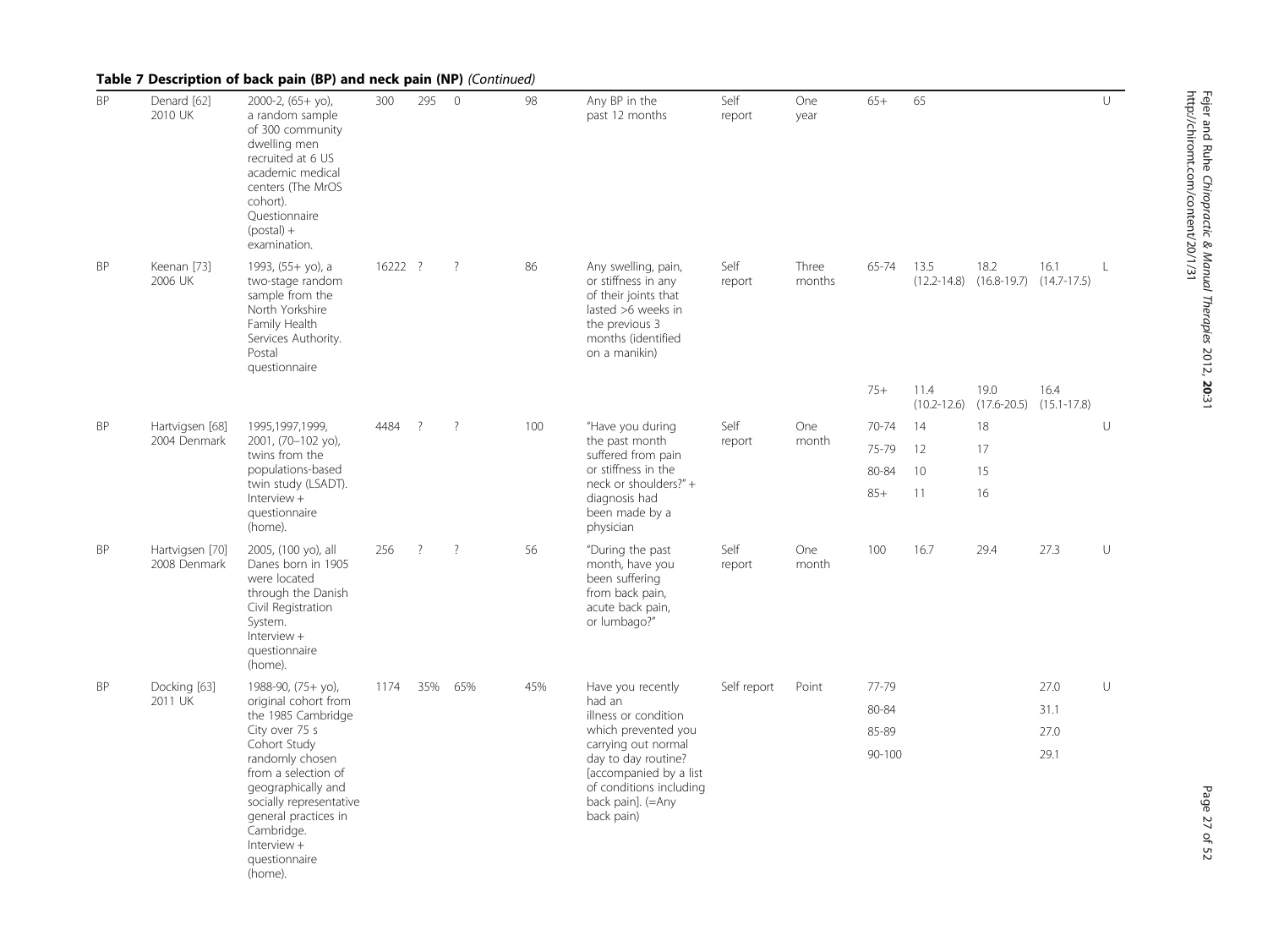### Table 7 Description of back pain (BP) and neck pain (NP) *(Continued)*

| | | | | | | | | | | | | | | |
|---|---|---|---|---|---|---|---|---|---|---|---|---|---|---|
| BP | Denard [62] 2010 UK | 2000-2, (65+ yo), a random sample of 300 community dwelling men recruited at 6 US academic medical centers (The MrOS cohort). Questionnaire (postal) + examination. | 300 | 295 | 0 | 98 | Any BP in the past 12 months | Self report | One year | 65+ | 65 | | | U |
| BP | Keenan [73] 2006 UK | 1993, (55+ yo), a two-stage random sample from the North Yorkshire Family Health Services Authority. Postal questionnaire | 16222 | ? | ? | 86 | Any swelling, pain, or stiffness in any of their joints that lasted >6 weeks in the previous 3 months (identified on a manikin) | Self report | Three months | 65-74 | 13.5 (12.2-14.8) | 18.2 (16.8-19.7) | 16.1 (14.7-17.5) | L |
| | | | | | | | | | | 75+ | 11.4 (10.2-12.6) | 19.0 (17.6-20.5) | 16.4 (15.1-17.8) | |
| BP | Hartvigsen [68] 2004 Denmark | 1995,1997,1999, 2001, (70–102 yo), twins from the populations-based twin study (LSADT). Interview + questionnaire (home). | 4484 | ? | ? | 100 | "Have you during the past month suffered from pain or stiffness in the neck or shoulders?" + diagnosis had been made by a physician | Self report | One month | 70-74 | 14 | 18 | | U |
| | | | | | | | | | | 75-79 | 12 | 17 | | |
| | | | | | | | | | | 80-84 | 10 | 15 | | |
| | | | | | | | | | | 85+ | 11 | 16 | | |
| BP | Hartvigsen [70] 2008 Denmark | 2005, (100 yo), all Danes born in 1905 were located through the Danish Civil Registration System. Interview + questionnaire (home). | 256 | ? | ? | 56 | "During the past month, have you been suffering from back pain, acute back pain, or lumbago?" | Self report | One month | 100 | 16.7 | 29.4 | 27.3 | U |
| BP | Docking [63] 2011 UK | 1988-90, (75+ yo), original cohort from the 1985 Cambridge City over 75 s Cohort Study randomly chosen from a selection of geographically and socially representative general practices in Cambridge. Interview + questionnaire (home). | 1174 | 35% | 65% | 45% | Have you recently had an illness or condition which prevented you carrying out normal day to day routine? [accompanied by a list of conditions including back pain]. (=Any back pain) | Self report | Point | 77-79 | | | 27.0 | U |
| | | | | | | | | | | 80-84 | | | 31.1 | |
| | | | | | | | | | | 85-89 | | | 27.0 | |
| | | | | | | | | | | 90-100 | | | 29.1 | |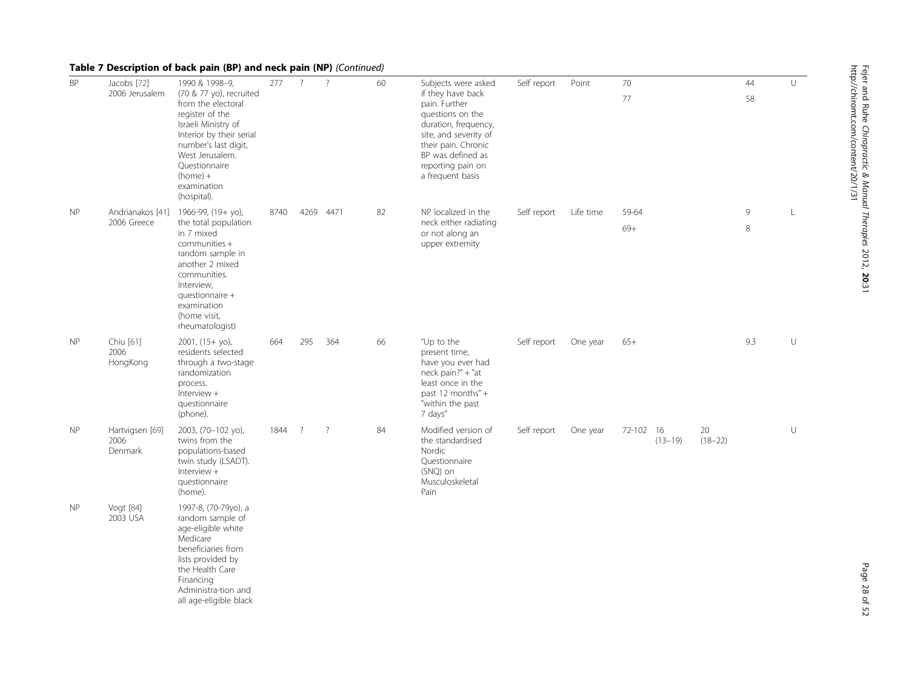**Table 7 Description of back pain (BP) and neck pain (NP)** *(Continued)*

| | | | | | | | | | | | | | | |
|---|---|---|---|---|---|---|---|---|---|---|---|---|---|---|
| BP | Jacobs [72] 2006 Jerusalem | 1990 & 1998–9, (70 & 77 yo), recruited from the electoral register of the Israeli Ministry of Interior by their serial number's last digit, West Jerusalem. Questionnaire (home) + examination (hospital). | 277 | ? | ? | 60 | Subjects were asked if they have back pain. Further questions on the duration, frequency, site, and severity of their pain. Chronic BP was defined as reporting pain on a frequent basis | Self report | Point | 70<br>77 | | | 44<br>58 | U |
| NP | Andrianakos [41] 2006 Greece | 1966-99, (19+ yo), the total population in 7 mixed communities + random sample in another 2 mixed communities. Interview, questionnaire + examination (home visit, rheumatologist) | 8740 | 4269 | 4471 | 82 | NP localized in the neck either radiating or not along an upper extremity | Self report | Life time | 59-64<br>69+ | | | 9<br>8 | L |
| NP | Chiu [61] 2006 HongKong | 2001, (15+ yo), residents selected through a two-stage randomization process. Interview + questionnaire (phone). | 664 | 295 | 364 | 66 | "Up to the present time, have you ever had neck pain?" + "at least once in the past 12 months" + "within the past 7 days" | Self report | One year | 65+ | | | 9.3 | U |
| NP | Hartvigsen [69] 2006 Denmark | 2003, (70–102 yo), twins from the populations-based twin study (LSADT). Interview + questionnaire (home). | 1844 | ? | ? | 84 | Modified version of the standardised Nordic Questionnaire (SNQ) on Musculoskeletal Pain | Self report | One year | 72-102 | 16 (13–19) | 20 (18–22) | | U |
| NP | Vogt [84] 2003 USA | 1997-8, (70-79yo), a random sample of age-eligible white Medicare beneficiaries from lists provided by the Health Care Financing Administra-tion and all age-eligible black | | | | | | | | | | | | |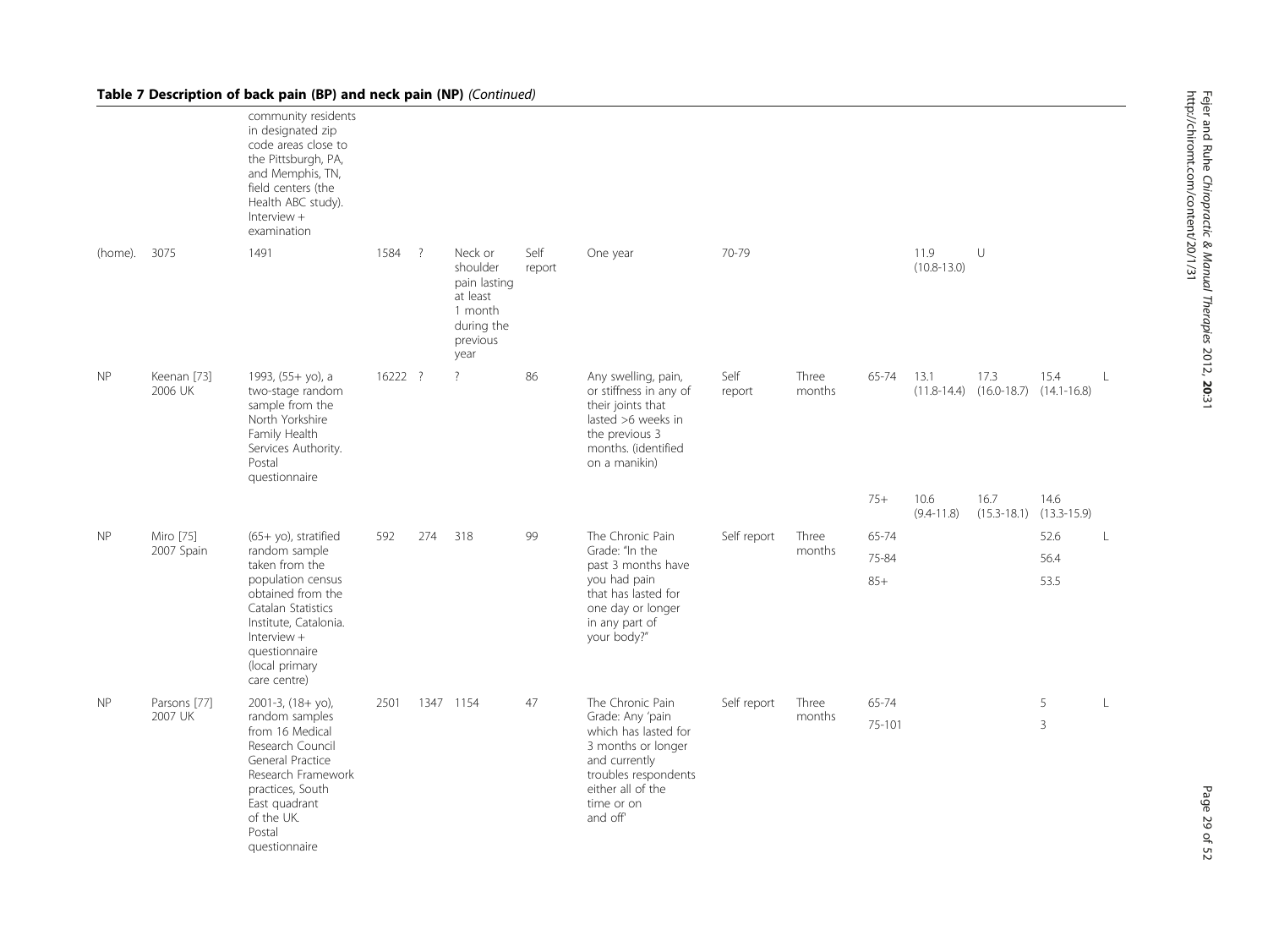**Table 7 Description of back pain (BP) and neck pain (NP)** *(Continued)*

| | | | | | | | | | | | | | | |
|---|---|---|---|---|---|---|---|---|---|---|---|---|---|---|
| | | community residents in designated zip code areas close to the Pittsburgh, PA, and Memphis, TN, field centers (the Health ABC study). Interview + examination | | | | | | | | | | | | |
| (home). | 3075 | 1491 | 1584 | ? | Neck or shoulder pain lasting at least 1 month during the previous year | Self report | One year | 70-79 | | | 11.9 (10.8-13.0) | U | | |
| NP | Keenan [73] 2006 UK | 1993, (55+ yo), a two-stage random sample from the North Yorkshire Family Health Services Authority. Postal questionnaire | 16222 | ? | ? | 86 | Any swelling, pain, or stiffness in any of their joints that lasted >6 weeks in the previous 3 months. (identified on a manikin) | Self report | Three months | 65-74 | 13.1 (11.8-14.4) | 17.3 (16.0-18.7) | 15.4 (14.1-16.8) | L |
| | | | | | | | | | | 75+ | 10.6 (9.4-11.8) | 16.7 (15.3-18.1) | 14.6 (13.3-15.9) | |
| NP | Miro [75] 2007 Spain | (65+ yo), stratified random sample taken from the population census obtained from the Catalan Statistics Institute, Catalonia. Interview + questionnaire (local primary care centre) | 592 | 274 | 318 | 99 | The Chronic Pain Grade: "In the past 3 months have you had pain that has lasted for one day or longer in any part of your body?" | Self report | Three months | 65-74 | | | 52.6 | L |
| | | | | | | | | | | 75-84 | | | 56.4 | |
| | | | | | | | | | | 85+ | | | 53.5 | |
| NP | Parsons [77] 2007 UK | 2001-3, (18+ yo), random samples from 16 Medical Research Council General Practice Research Framework practices, South East quadrant of the UK. Postal questionnaire | 2501 | 1347 | 1154 | 47 | The Chronic Pain Grade: Any 'pain which has lasted for 3 months or longer and currently troubles respondents either all of the time or on and off' | Self report | Three months | 65-74 | | | 5 | L |
| | | | | | | | | | | 75-101 | | | 3 | |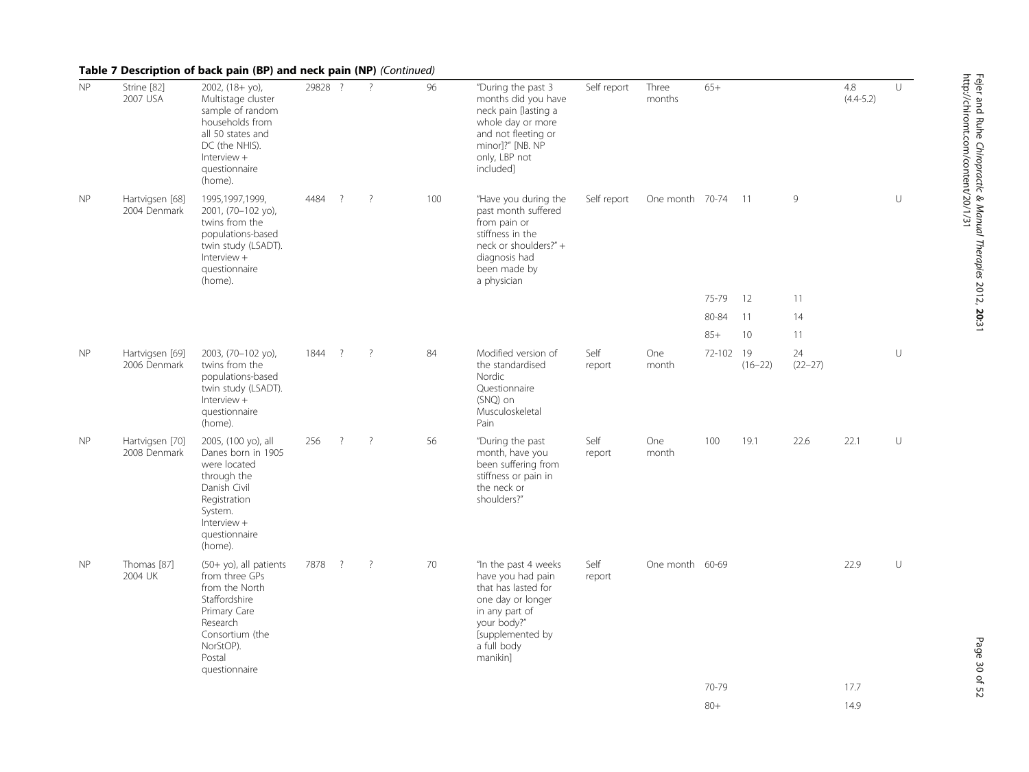## Table 7 Description of back pain (BP) and neck pain (NP) *(Continued)*

| | | | | | | | | | | | | | |
|---|---|---|---|---|---|---|---|---|---|---|---|---|---|
| NP | Strine [82] 2007 USA | 2002, (18+ yo), Multistage cluster sample of random households from all 50 states and DC (the NHIS). Interview + questionnaire (home). | 29828 | ? | ? | 96 | "During the past 3 months did you have neck pain [lasting a whole day or more and not fleeting or minor]?" [NB. NP only, LBP not included] | Self report | Three months | 65+ | | | 4.8 (4.4-5.2) | U |
| NP | Hartvigsen [68] 2004 Denmark | 1995,1997,1999, 2001, (70–102 yo), twins from the populations-based twin study (LSADT). Interview + questionnaire (home). | 4484 | ? | ? | 100 | "Have you during the past month suffered from pain or stiffness in the neck or shoulders?" + diagnosis had been made by a physician | Self report | One month | 70-74 | 11 | 9 | | U |
| | | | | | | | | | | 75-79 | 12 | 11 | | |
| | | | | | | | | | | 80-84 | 11 | 14 | | |
| | | | | | | | | | | 85+ | 10 | 11 | | |
| NP | Hartvigsen [69] 2006 Denmark | 2003, (70–102 yo), twins from the populations-based twin study (LSADT). Interview + questionnaire (home). | 1844 | ? | ? | 84 | Modified version of the standardised Nordic Questionnaire (SNQ) on Musculoskeletal Pain | Self report | One month | 72-102 | 19 (16–22) | 24 (22–27) | | U |
| NP | Hartvigsen [70] 2008 Denmark | 2005, (100 yo), all Danes born in 1905 were located through the Danish Civil Registration System. Interview + questionnaire (home). | 256 | ? | ? | 56 | "During the past month, have you been suffering from stiffness or pain in the neck or shoulders?" | Self report | One month | 100 | 19.1 | 22.6 | 22.1 | U |
| NP | Thomas [87] 2004 UK | (50+ yo), all patients from three GPs from the North Staffordshire Primary Care Research Consortium (the NorStOP). Postal questionnaire | 7878 | ? | ? | 70 | "In the past 4 weeks have you had pain that has lasted for one day or longer in any part of your body?" [supplemented by a full body manikin] | Self report | One month | 60-69 | | | 22.9 | U |
| | | | | | | | | | | 70-79 | | | 17.7 | |
| | | | | | | | | | | 80+ | | | 14.9 | |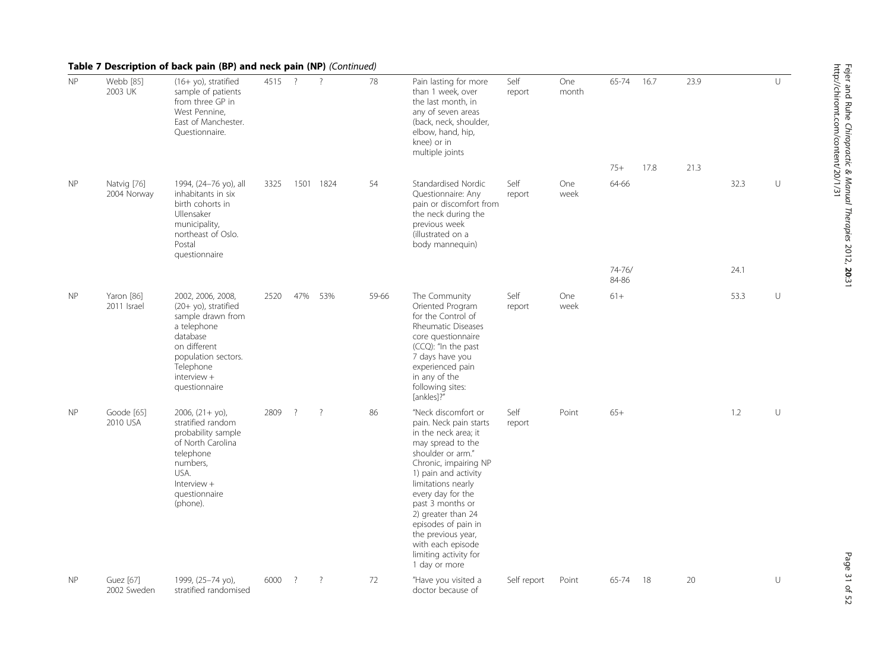**Table 7 Description of back pain (BP) and neck pain (NP)** *(Continued)*

| | | | | | | | | | | | | | | |
|---|---|---|---|---|---|---|---|---|---|---|---|---|---|---|
| NP | Webb [85] 2003 UK | (16+ yo), stratified sample of patients from three GP in West Pennine, East of Manchester. Questionnaire. | 4515 | ? | ? | 78 | Pain lasting for more than 1 week, over the last month, in any of seven areas (back, neck, shoulder, elbow, hand, hip, knee) or in multiple joints | Self report | One month | 65-74 | 16.7 | 23.9 | | U |
| | | | | | | | | | | 75+ | 17.8 | 21.3 | | |
| NP | Natvig [76] 2004 Norway | 1994, (24–76 yo), all inhabitants in six birth cohorts in Ullensaker municipality, northeast of Oslo. Postal questionnaire | 3325 | 1501 | 1824 | 54 | Standardised Nordic Questionnaire: Any pain or discomfort from the neck during the previous week (illustrated on a body mannequin) | Self report | One week | 64-66 | | | 32.3 | U |
| | | | | | | | | | | 74-76/ 84-86 | | | 24.1 | |
| NP | Yaron [86] 2011 Israel | 2002, 2006, 2008, (20+ yo), stratified sample drawn from a telephone database on different population sectors. Telephone interview + questionnaire | 2520 | 47% | 53% | 59-66 | The Community Oriented Program for the Control of Rheumatic Diseases core questionnaire (CCQ): "In the past 7 days have you experienced pain in any of the following sites: [ankles]?" | Self report | One week | 61+ | | | 53.3 | U |
| NP | Goode [65] 2010 USA | 2006, (21+ yo), stratified random probability sample of North Carolina telephone numbers, USA. Interview + questionnaire (phone). | 2809 | ? | ? | 86 | "Neck discomfort or pain. Neck pain starts in the neck area; it may spread to the shoulder or arm." Chronic, impairing NP 1) pain and activity limitations nearly every day for the past 3 months or 2) greater than 24 episodes of pain in the previous year, with each episode limiting activity for 1 day or more | Self report | Point | 65+ | | | 1.2 | U |
| NP | Guez [67] 2002 Sweden | 1999, (25–74 yo), stratified randomised | 6000 | ? | ? | 72 | "Have you visited a doctor because of | Self report | Point | 65-74 | 18 | 20 | | U |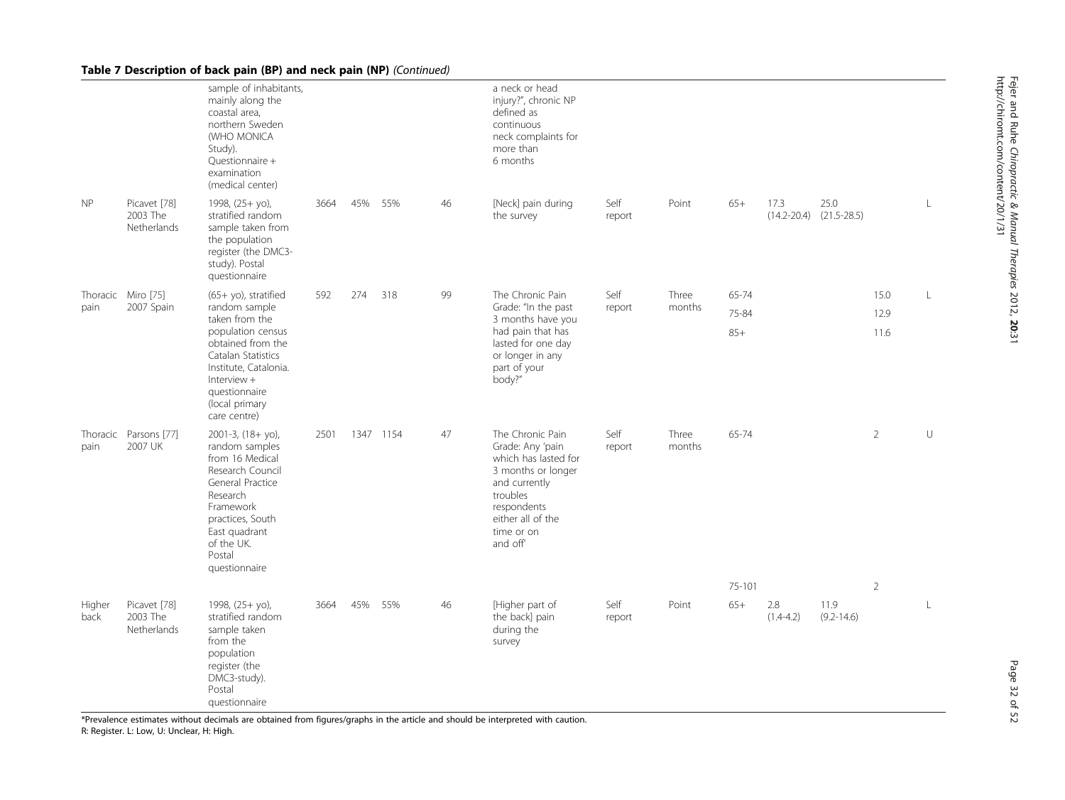## Table 7 Description of back pain (BP) and neck pain (NP) *(Continued)*

| | | | | | | | | | | | | | | |
|---|---|---|---|---|---|---|---|---|---|---|---|---|---|---|
| | | sample of inhabitants, mainly along the coastal area, northern Sweden (WHO MONICA Study). Questionnaire + examination (medical center) | | | | | a neck or head injury?", chronic NP defined as continuous neck complaints for more than 6 months | | | | | | | |
| NP | Picavet [78] 2003 The Netherlands | 1998, (25+ yo), stratified random sample taken from the population register (the DMC3-study). Postal questionnaire | 3664 | 45% | 55% | 46 | [Neck] pain during the survey | Self report | Point | 65+ | 17.3 (14.2-20.4) | 25.0 (21.5-28.5) | | L |
| Thoracic pain | Miro [75] 2007 Spain | (65+ yo), stratified random sample taken from the population census obtained from the Catalan Statistics Institute, Catalonia. Interview + questionnaire (local primary care centre) | 592 | 274 | 318 | 99 | The Chronic Pain Grade: "In the past 3 months have you had pain that has lasted for one day or longer in any part of your body?" | Self report | Three months | 65-74 | | | 15.0 | L |
| | | | | | | | | | | 75-84 | | | 12.9 | |
| | | | | | | | | | | 85+ | | | 11.6 | |
| Thoracic pain | Parsons [77] 2007 UK | 2001-3, (18+ yo), random samples from 16 Medical Research Council General Practice Research Framework practices, South East quadrant of the UK. Postal questionnaire | 2501 | 1347 | 1154 | 47 | The Chronic Pain Grade: Any 'pain which has lasted for 3 months or longer and currently troubles respondents either all of the time or on and off' | Self report | Three months | 65-74 | | | 2 | U |
| | | | | | | | | | | 75-101 | | | 2 | |
| Higher back | Picavet [78] 2003 The Netherlands | 1998, (25+ yo), stratified random sample taken from the population register (the DMC3-study). Postal questionnaire | 3664 | 45% | 55% | 46 | [Higher part of the back] pain during the survey | Self report | Point | 65+ | 2.8 (1.4-4.2) | 11.9 (9.2-14.6) | | L |

*Prevalence estimates without decimals are obtained from figures/graphs in the article and should be interpreted with caution.
R: Register. L: Low, U: Unclear, H: High.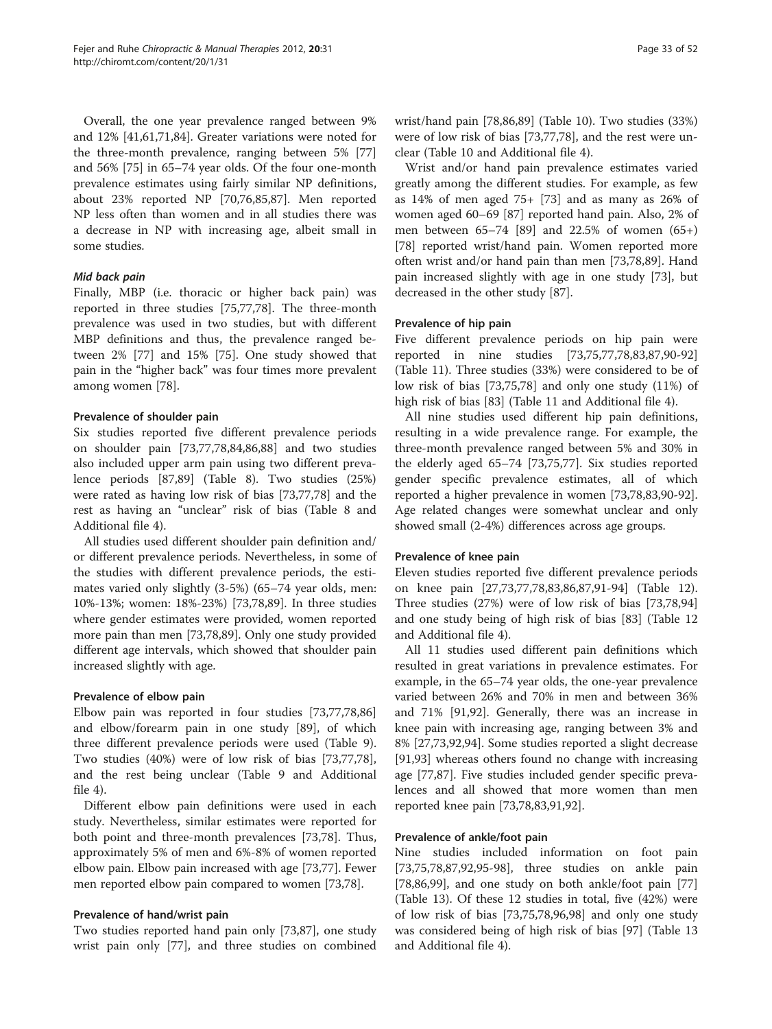Overall, the one year prevalence ranged between 9% and 12% [41,61,71,84]. Greater variations were noted for the three-month prevalence, ranging between 5% [77] and 56% [75] in 65–74 year olds. Of the four one-month prevalence estimates using fairly similar NP definitions, about 23% reported NP [70,76,85,87]. Men reported NP less often than women and in all studies there was a decrease in NP with increasing age, albeit small in some studies.

#### *Mid back pain*

Finally, MBP (i.e. thoracic or higher back pain) was reported in three studies [75,77,78]. The three-month prevalence was used in two studies, but with different MBP definitions and thus, the prevalence ranged between 2% [77] and 15% [75]. One study showed that pain in the "higher back" was four times more prevalent among women [78].

### Prevalence of shoulder pain

Six studies reported five different prevalence periods on shoulder pain [73,77,78,84,86,88] and two studies also included upper arm pain using two different prevalence periods [87,89] (Table 8). Two studies (25%) were rated as having low risk of bias [73,77,78] and the rest as having an "unclear" risk of bias (Table 8 and Additional file 4).

All studies used different shoulder pain definition and/or different prevalence periods. Nevertheless, in some of the studies with different prevalence periods, the estimates varied only slightly (3-5%) (65–74 year olds, men: 10%-13%; women: 18%-23%) [73,78,89]. In three studies where gender estimates were provided, women reported more pain than men [73,78,89]. Only one study provided different age intervals, which showed that shoulder pain increased slightly with age.

### Prevalence of elbow pain

Elbow pain was reported in four studies [73,77,78,86] and elbow/forearm pain in one study [89], of which three different prevalence periods were used (Table 9). Two studies (40%) were of low risk of bias [73,77,78], and the rest being unclear (Table 9 and Additional file 4).

Different elbow pain definitions were used in each study. Nevertheless, similar estimates were reported for both point and three-month prevalences [73,78]. Thus, approximately 5% of men and 6%-8% of women reported elbow pain. Elbow pain increased with age [73,77]. Fewer men reported elbow pain compared to women [73,78].

### Prevalence of hand/wrist pain

Two studies reported hand pain only [73,87], one study wrist pain only [77], and three studies on combined wrist/hand pain [78,86,89] (Table 10). Two studies (33%) were of low risk of bias [73,77,78], and the rest were unclear (Table 10 and Additional file 4).

Wrist and/or hand pain prevalence estimates varied greatly among the different studies. For example, as few as 14% of men aged 75+ [73] and as many as 26% of women aged 60–69 [87] reported hand pain. Also, 2% of men between 65–74 [89] and 22.5% of women (65+) [78] reported wrist/hand pain. Women reported more often wrist and/or hand pain than men [73,78,89]. Hand pain increased slightly with age in one study [73], but decreased in the other study [87].

### Prevalence of hip pain

Five different prevalence periods on hip pain were reported in nine studies [73,75,77,78,83,87,90-92] (Table 11). Three studies (33%) were considered to be of low risk of bias [73,75,78] and only one study (11%) of high risk of bias [83] (Table 11 and Additional file 4).

All nine studies used different hip pain definitions, resulting in a wide prevalence range. For example, the three-month prevalence ranged between 5% and 30% in the elderly aged 65–74 [73,75,77]. Six studies reported gender specific prevalence estimates, all of which reported a higher prevalence in women [73,78,83,90-92]. Age related changes were somewhat unclear and only showed small (2-4%) differences across age groups.

### Prevalence of knee pain

Eleven studies reported five different prevalence periods on knee pain [27,73,77,78,83,86,87,91-94] (Table 12). Three studies (27%) were of low risk of bias [73,78,94] and one study being of high risk of bias [83] (Table 12 and Additional file 4).

All 11 studies used different pain definitions which resulted in great variations in prevalence estimates. For example, in the 65–74 year olds, the one-year prevalence varied between 26% and 70% in men and between 36% and 71% [91,92]. Generally, there was an increase in knee pain with increasing age, ranging between 3% and 8% [27,73,92,94]. Some studies reported a slight decrease [91,93] whereas others found no change with increasing age [77,87]. Five studies included gender specific prevalences and all showed that more women than men reported knee pain [73,78,83,91,92].

### Prevalence of ankle/foot pain

Nine studies included information on foot pain [73,75,78,87,92,95-98], three studies on ankle pain [78,86,99], and one study on both ankle/foot pain [77] (Table 13). Of these 12 studies in total, five (42%) were of low risk of bias [73,75,78,96,98] and only one study was considered being of high risk of bias [97] (Table 13 and Additional file 4).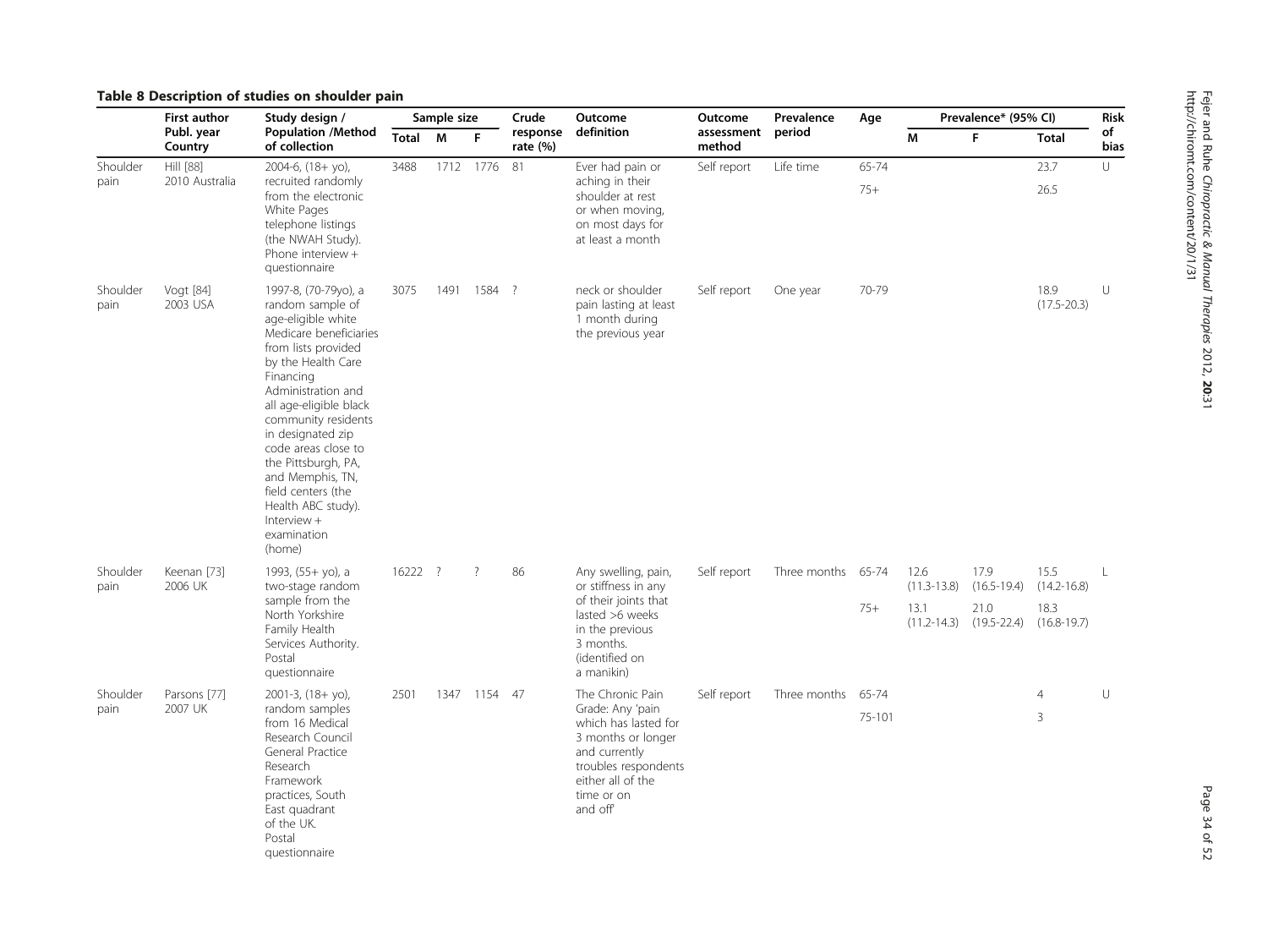**Table 8 Description of studies on shoulder pain**

| | First author Publ. year Country | Study design / Population /Method of collection | Sample size | | | Crude response rate (%) | Outcome definition | Outcome assessment method | Prevalence period | Age | Prevalence* (95% CI) | | | Risk of bias |
|---|---|---|---|---|---|---|---|---|---|---|---|---|---|---|
| | | | Total | M | F | | | | | | M | F | Total | |
| Shoulder pain | Hill [88] 2010 Australia | 2004-6, (18+ yo), recruited randomly from the electronic White Pages telephone listings (the NWAH Study). Phone interview + questionnaire | 3488 | 1712 | 1776 | 81 | Ever had pain or aching in their shoulder at rest or when moving, on most days for at least a month | Self report | Life time | 65-74 | | | 23.7 | U |
| | | | | | | | | | | 75+ | | | 26.5 | |
| Shoulder pain | Vogt [84] 2003 USA | 1997-8, (70-79yo), a random sample of age-eligible white Medicare beneficiaries from lists provided by the Health Care Financing Administration and all age-eligible black community residents in designated zip code areas close to the Pittsburgh, PA, and Memphis, TN, field centers (the Health ABC study). Interview + examination (home) | 3075 | 1491 | 1584 | ? | neck or shoulder pain lasting at least 1 month during the previous year | Self report | One year | 70-79 | | | 18.9 (17.5-20.3) | U |
| Shoulder pain | Keenan [73] 2006 UK | 1993, (55+ yo), a two-stage random sample from the North Yorkshire Family Health Services Authority. Postal questionnaire | 16222 | ? | ? | 86 | Any swelling, pain, or stiffness in any of their joints that lasted >6 weeks in the previous 3 months. (identified on a manikin) | Self report | Three months | 65-74 | 12.6 (11.3-13.8) | 17.9 (16.5-19.4) | 15.5 (14.2-16.8) | L |
| | | | | | | | | | | 75+ | 13.1 (11.2-14.3) | 21.0 (19.5-22.4) | 18.3 (16.8-19.7) | |
| Shoulder pain | Parsons [77] 2007 UK | 2001-3, (18+ yo), random samples from 16 Medical Research Council General Practice Research Framework practices, South East quadrant of the UK. Postal questionnaire | 2501 | 1347 | 1154 | 47 | The Chronic Pain Grade: Any 'pain which has lasted for 3 months or longer and currently troubles respondents either all of the time or on and off' | Self report | Three months | 65-74 | | | 4 | U |
| | | | | | | | | | | 75-101 | | | 3 | |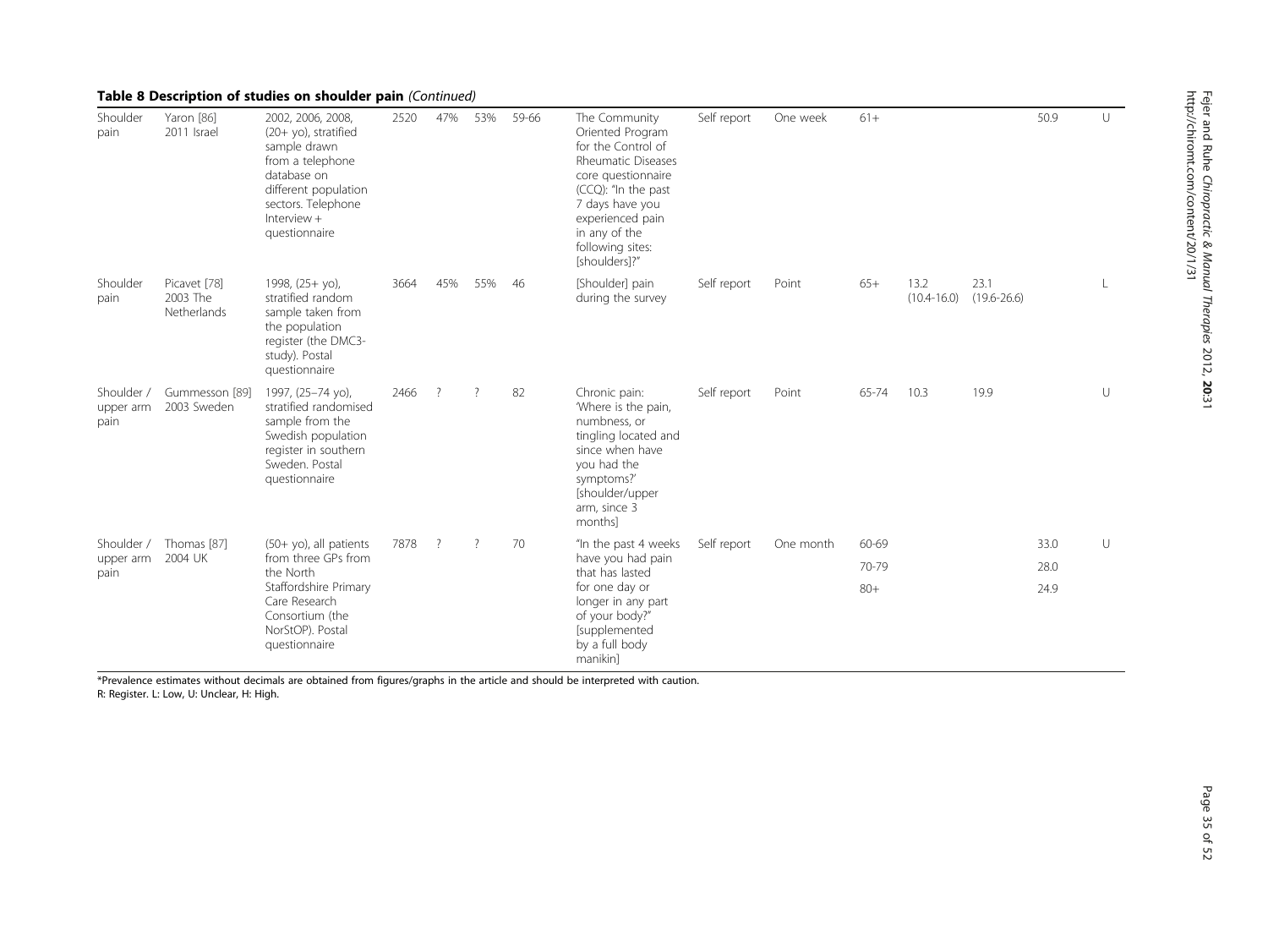### Table 8 Description of studies on shoulder pain *(Continued)*

| | | | | | | | | | | | | | | |
|---|---|---|---|---|---|---|---|---|---|---|---|---|---|---|
| Shoulder pain | Yaron [86] 2011 Israel | 2002, 2006, 2008, (20+ yo), stratified sample drawn from a telephone database on different population sectors. Telephone Interview + questionnaire | 2520 | 47% | 53% | 59-66 | The Community Oriented Program for the Control of Rheumatic Diseases core questionnaire (CCQ): "In the past 7 days have you experienced pain in any of the following sites: [shoulders]?" | Self report | One week | 61+ | | | 50.9 | U |
| Shoulder pain | Picavet [78] 2003 The Netherlands | 1998, (25+ yo), stratified random sample taken from the population register (the DMC3-study). Postal questionnaire | 3664 | 45% | 55% | 46 | [Shoulder] pain during the survey | Self report | Point | 65+ | 13.2 (10.4-16.0) | 23.1 (19.6-26.6) | | L |
| Shoulder / upper arm pain | Gummesson [89] 2003 Sweden | 1997, (25–74 yo), stratified randomised sample from the Swedish population register in southern Sweden. Postal questionnaire | 2466 | ? | ? | 82 | Chronic pain: 'Where is the pain, numbness, or tingling located and since when have you had the symptoms?' [shoulder/upper arm, since 3 months] | Self report | Point | 65-74 | 10.3 | 19.9 | | U |
| Shoulder / upper arm pain | Thomas [87] 2004 UK | (50+ yo), all patients from three GPs from the North Staffordshire Primary Care Research Consortium (the NorStOP). Postal questionnaire | 7878 | ? | ? | 70 | "In the past 4 weeks have you had pain that has lasted for one day or longer in any part of your body?" [supplemented by a full body manikin] | Self report | One month | 60-69 | | | 33.0 | U |
| | | | | | | | | | | 70-79 | | | 28.0 | |
| | | | | | | | | | | 80+ | | | 24.9 | |

*Prevalence estimates without decimals are obtained from figures/graphs in the article and should be interpreted with caution.
R: Register. L: Low, U: Unclear, H: High.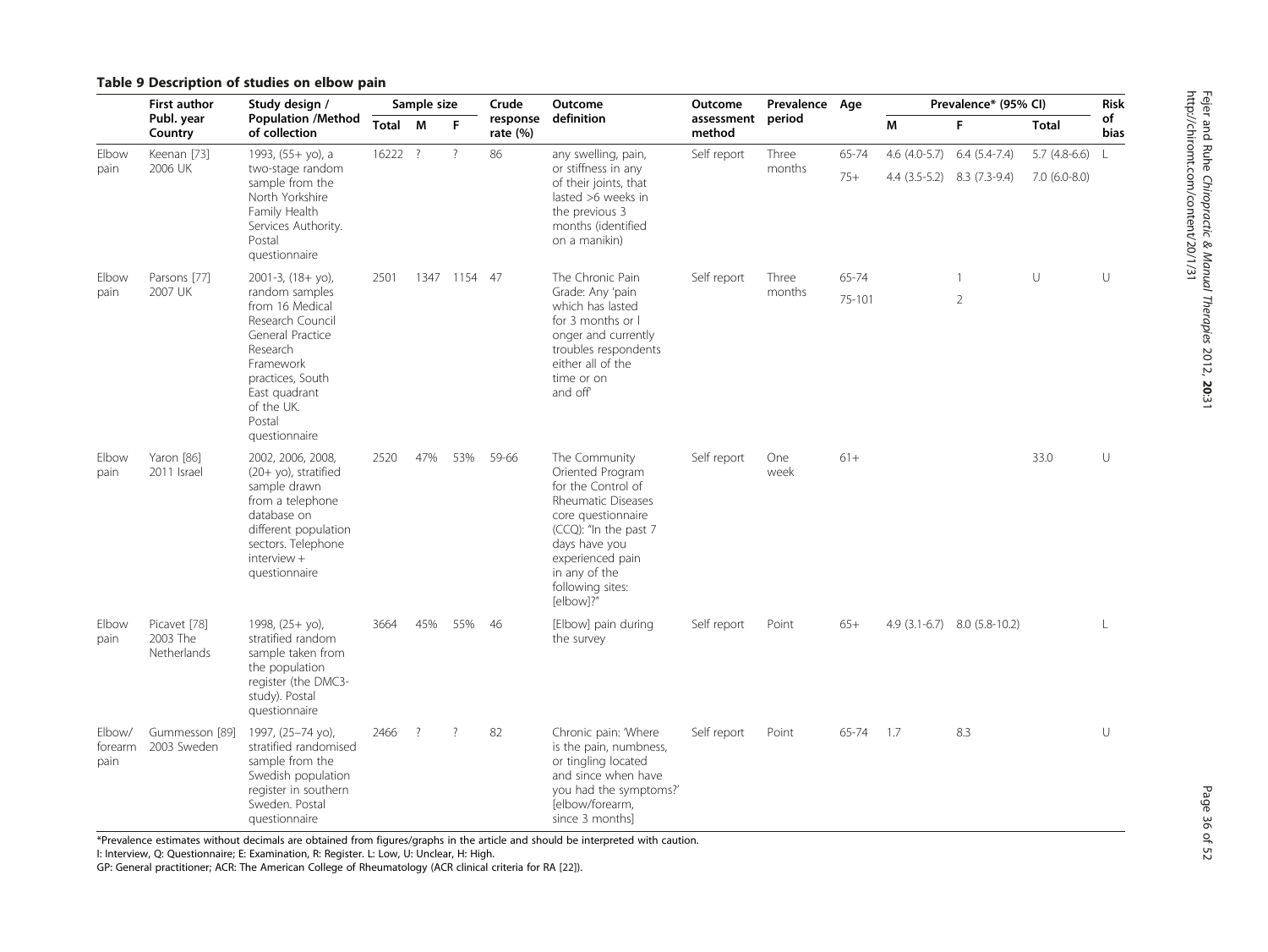## Table 9 Description of studies on elbow pain

| | First author Publ. year Country | Study design / Population /Method of collection | Sample size | | | Crude response rate (%) | Outcome definition | Outcome assessment method | Prevalence period | Age | Prevalence* (95% CI) | | | Risk of bias |
|---|---|---|---|---|---|---|---|---|---|---|---|---|---|---|
| | | | Total | M | F | | | | | | M | F | Total | |
| Elbow pain | Keenan [73] 2006 UK | 1993, (55+ yo), a two-stage random sample from the North Yorkshire Family Health Services Authority. Postal questionnaire | 16222 | ? | ? | 86 | any swelling, pain, or stiffness in any of their joints, that lasted >6 weeks in the previous 3 months (identified on a manikin) | Self report | Three months | 65-74 | 4.6 (4.0-5.7) | 6.4 (5.4-7.4) | 5.7 (4.8-6.6) | L |
| | | | | | | | | | | 75+ | 4.4 (3.5-5.2) | 8.3 (7.3-9.4) | 7.0 (6.0-8.0) | |
| Elbow pain | Parsons [77] 2007 UK | 2001-3, (18+ yo), random samples from 16 Medical Research Council General Practice Research Framework practices, South East quadrant of the UK. Postal questionnaire | 2501 | 1347 | 1154 | 47 | The Chronic Pain Grade: Any 'pain which has lasted for 3 months or longer and currently troubles respondents either all of the time or on and off' | Self report | Three months | 65-74 | | 1 | U | U |
| | | | | | | | | | | 75-101 | | 2 | | |
| Elbow pain | Yaron [86] 2011 Israel | 2002, 2006, 2008, (20+ yo), stratified sample drawn from a telephone database on different population sectors. Telephone interview + questionnaire | 2520 | 47% | 53% | 59-66 | The Community Oriented Program for the Control of Rheumatic Diseases core questionnaire (CCQ): "In the past 7 days have you experienced pain in any of the following sites: [elbow]?" | Self report | One week | 61+ | | | 33.0 | U |
| Elbow pain | Picavet [78] 2003 The Netherlands | 1998, (25+ yo), stratified random sample taken from the population register (the DMC3-study). Postal questionnaire | 3664 | 45% | 55% | 46 | [Elbow] pain during the survey | Self report | Point | 65+ | 4.9 (3.1-6.7) | 8.0 (5.8-10.2) | | L |
| Elbow/ forearm pain | Gummesson [89] 2003 Sweden | 1997, (25–74 yo), stratified randomised sample from the Swedish population register in southern Sweden. Postal questionnaire | 2466 | ? | ? | 82 | Chronic pain: 'Where is the pain, numbness, or tingling located and since when have you had the symptoms?' [elbow/forearm, since 3 months] | Self report | Point | 65-74 | 1.7 | 8.3 | | U |

*Prevalence estimates without decimals are obtained from figures/graphs in the article and should be interpreted with caution.

I: Interview, Q: Questionnaire; E: Examination, R: Register. L: Low, U: Unclear, H: High.

GP: General practitioner; ACR: The American College of Rheumatology (ACR clinical criteria for RA [22]).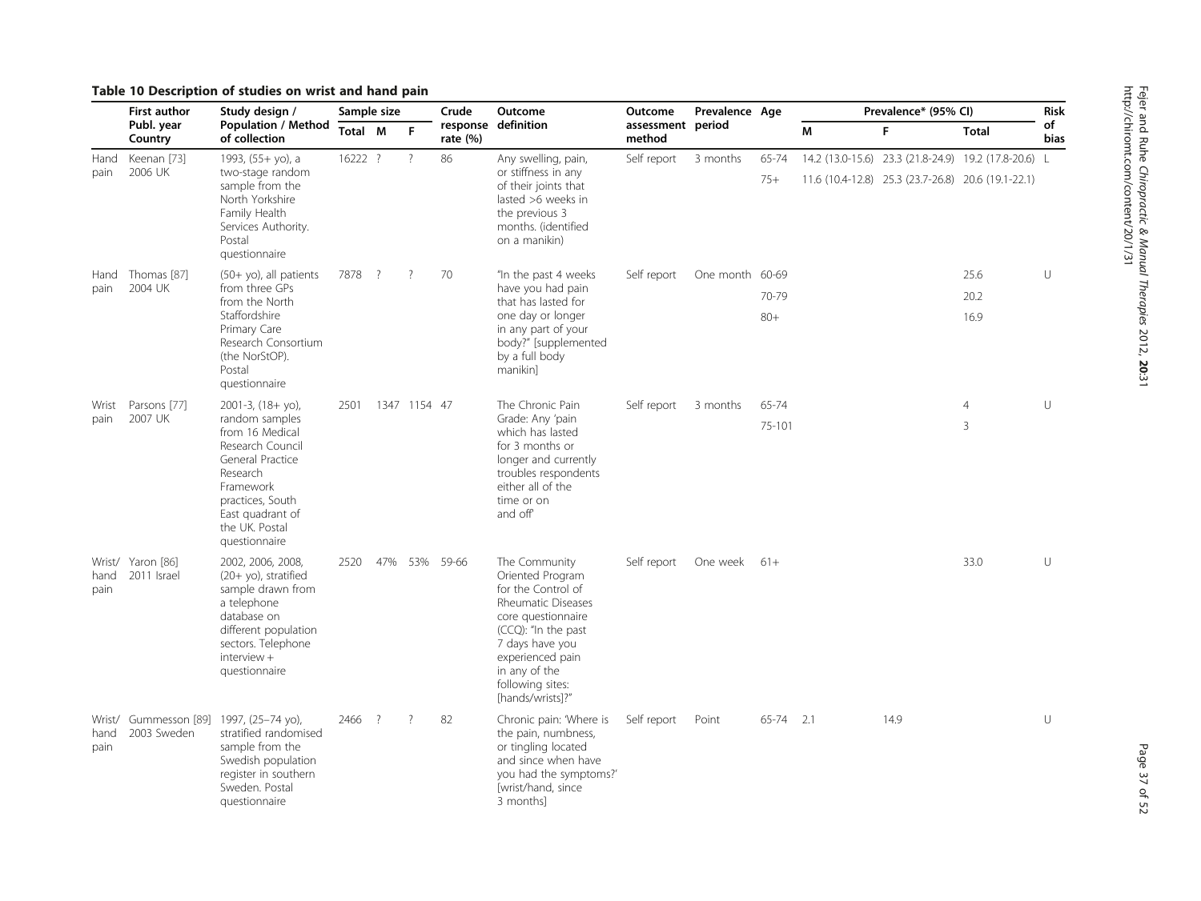## Table 10 Description of studies on wrist and hand pain

| | First author Publ. year Country | Study design / Population / Method of collection | Sample size | | | Crude response rate (%) | Outcome definition | Outcome assessment method | Prevalence period | Age | Prevalence* (95% CI) | | | Risk of bias |
|---|---|---|---|---|---|---|---|---|---|---|---|---|---|---|
| | | | Total | M | F | | | | | | M | F | Total | |
| Hand pain | Keenan [73] 2006 UK | 1993, (55+ yo), a two-stage random sample from the North Yorkshire Family Health Services Authority. Postal questionnaire | 16222 | ? | ? | 86 | Any swelling, pain, or stiffness in any of their joints that lasted >6 weeks in the previous 3 months. (identified on a manikin) | Self report | 3 months | 65-74 | 14.2 (13.0-15.6) | 23.3 (21.8-24.9) | 19.2 (17.8-20.6) | L |
| | | | | | | | | | | 75+ | 11.6 (10.4-12.8) | 25.3 (23.7-26.8) | 20.6 (19.1-22.1) | |
| Hand pain | Thomas [87] 2004 UK | (50+ yo), all patients from three GPs from the North Staffordshire Primary Care Research Consortium (the NorStOP). Postal questionnaire | 7878 | ? | ? | 70 | "In the past 4 weeks have you had pain that has lasted for one day or longer in any part of your body?" [supplemented by a full body manikin] | Self report | One month | 60-69 | | | 25.6 | U |
| | | | | | | | | | | 70-79 | | | 20.2 | |
| | | | | | | | | | | 80+ | | | 16.9 | |
| Wrist pain | Parsons [77] 2007 UK | 2001-3, (18+ yo), random samples from 16 Medical Research Council General Practice Research Framework practices, South East quadrant of the UK. Postal questionnaire | 2501 | 1347 | 1154 | 47 | The Chronic Pain Grade: Any 'pain which has lasted for 3 months or longer and currently troubles respondents either all of the time or on and off' | Self report | 3 months | 65-74 | | | 4 | U |
| | | | | | | | | | | 75-101 | | | 3 | |
| Wrist/ hand pain | Yaron [86] 2011 Israel | 2002, 2006, 2008, (20+ yo), stratified sample drawn from a telephone database on different population sectors. Telephone interview + questionnaire | 2520 | 47% | 53% | 59-66 | The Community Oriented Program for the Control of Rheumatic Diseases core questionnaire (CCQ): "In the past 7 days have you experienced pain in any of the following sites: [hands/wrists]?" | Self report | One week | 61+ | | | 33.0 | U |
| Wrist/ hand pain | Gummesson [89] 2003 Sweden | 1997, (25–74 yo), stratified randomised sample from the Swedish population register in southern Sweden. Postal questionnaire | 2466 | ? | ? | 82 | Chronic pain: 'Where is the pain, numbness, or tingling located and since when have you had the symptoms?' [wrist/hand, since 3 months] | Self report | Point | 65-74 | 2.1 | 14.9 | | U |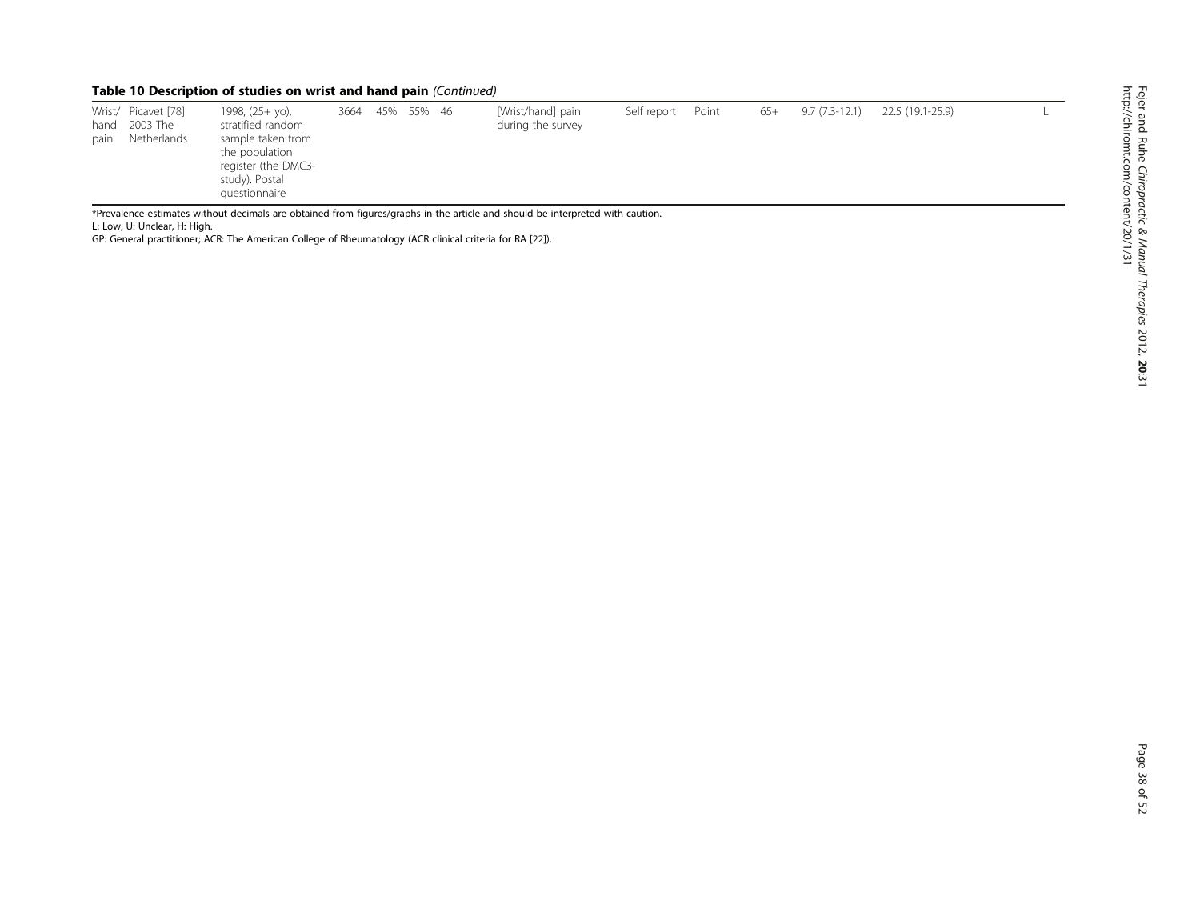**Table 10 Description of studies on wrist and hand pain** *(Continued)*

| | | | | | | | | | | | | | |
|---|---|---|---|---|---|---|---|---|---|---|---|---|---|
| Wrist/ hand pain | Picavet [78] 2003 The Netherlands | 1998, (25+ yo), stratified random sample taken from the population register (the DMC3-study). Postal questionnaire | 3664 | 45% | 55% | 46 | [Wrist/hand] pain during the survey | Self report | Point | 65+ | 9.7 (7.3-12.1) | 22.5 (19.1-25.9) | L |

*Prevalence estimates without decimals are obtained from figures/graphs in the article and should be interpreted with caution.

L: Low, U: Unclear, H: High.

GP: General practitioner; ACR: The American College of Rheumatology (ACR clinical criteria for RA [22]).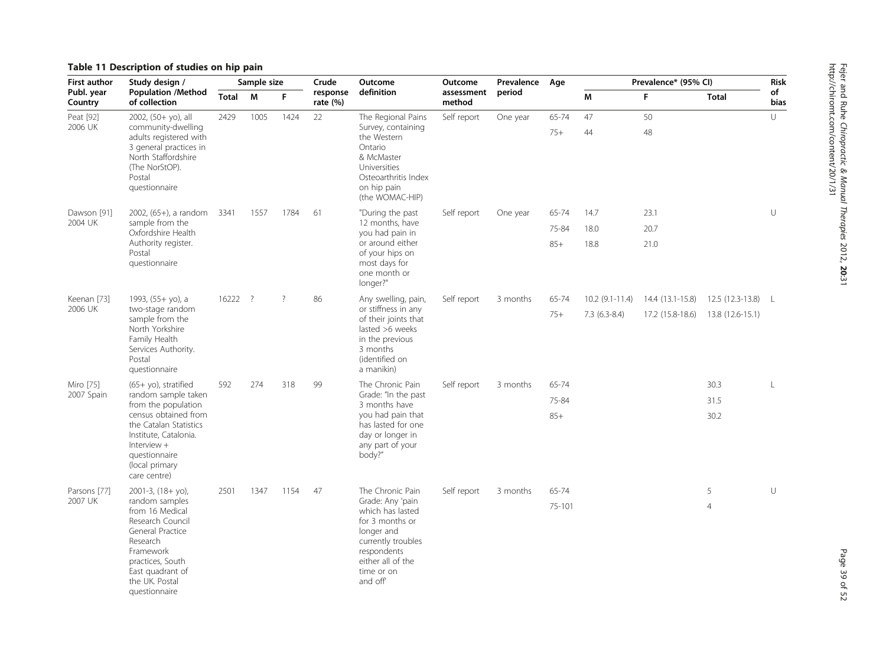**Table 11 Description of studies on hip pain**

| First author Publ. year Country | Study design / Population /Method of collection | Sample size | | | Crude response rate (%) | Outcome definition | Outcome assessment method | Prevalence period | Age | Prevalence* (95% CI) | | | Risk of bias |
|---|---|---|---|---|---|---|---|---|---|---|---|---|---|
| | | Total | M | F | | | | | | M | F | Total | |
| Peat [92] 2006 UK | 2002, (50+ yo), all community-dwelling adults registered with 3 general practices in North Staffordshire (The NorStOP). Postal questionnaire | 2429 | 1005 | 1424 | 22 | The Regional Pains Survey, containing the Western Ontario & McMaster Universities Osteoarthritis Index on hip pain (the WOMAC-HIP) | Self report | One year | 65-74 | 47 | 50 | | U |
| | | | | | | | | | 75+ | 44 | 48 | | |
| Dawson [91] 2004 UK | 2002, (65+), a random sample from the Oxfordshire Health Authority register. Postal questionnaire | 3341 | 1557 | 1784 | 61 | "During the past 12 months, have you had pain in or around either of your hips on most days for one month or longer?" | Self report | One year | 65-74 | 14.7 | 23.1 | | U |
| | | | | | | | | | 75-84 | 18.0 | 20.7 | | |
| | | | | | | | | | 85+ | 18.8 | 21.0 | | |
| Keenan [73] 2006 UK | 1993, (55+ yo), a two-stage random sample from the North Yorkshire Family Health Services Authority. Postal questionnaire | 16222 | ? | ? | 86 | Any swelling, pain, or stiffness in any of their joints that lasted >6 weeks in the previous 3 months (identified on a manikin) | Self report | 3 months | 65-74 | 10.2 (9.1-11.4) | 14.4 (13.1-15.8) | 12.5 (12.3-13.8) | L |
| | | | | | | | | | 75+ | 7.3 (6.3-8.4) | 17.2 (15.8-18.6) | 13.8 (12.6-15.1) | |
| Miro [75] 2007 Spain | (65+ yo), stratified random sample taken from the population census obtained from the Catalan Statistics Institute, Catalonia. Interview + questionnaire (local primary care centre) | 592 | 274 | 318 | 99 | The Chronic Pain Grade: "In the past 3 months have you had pain that has lasted for one day or longer in any part of your body?" | Self report | 3 months | 65-74 | | | 30.3 | L |
| | | | | | | | | | 75-84 | | | 31.5 | |
| | | | | | | | | | 85+ | | | 30.2 | |
| Parsons [77] 2007 UK | 2001-3, (18+ yo), random samples from 16 Medical Research Council General Practice Research Framework practices, South East quadrant of the UK. Postal questionnaire | 2501 | 1347 | 1154 | 47 | The Chronic Pain Grade: Any 'pain which has lasted for 3 months or longer and currently troubles respondents either all of the time or on and off' | Self report | 3 months | 65-74 | | | 5 | U |
| | | | | | | | | | 75-101 | | | 4 | |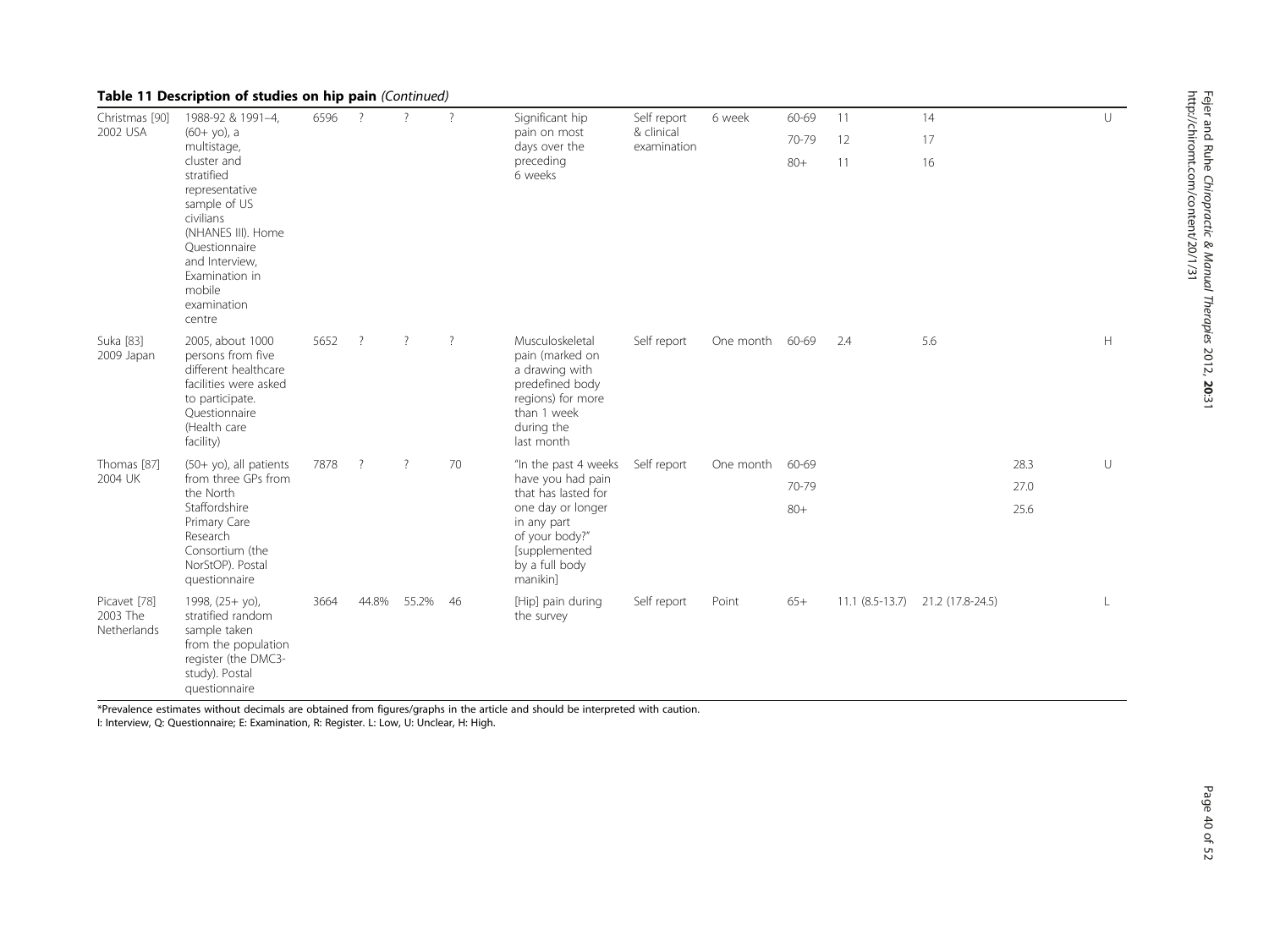**Table 11 Description of studies on hip pain** *(Continued)*

| | | | | | | | | | | | | | |
|---|---|---|---|---|---|---|---|---|---|---|---|---|---|
| Christmas [90] 2002 USA | 1988-92 & 1991–4, (60+ yo), a multistage, cluster and stratified representative sample of US civilians (NHANES III). Home Questionnaire and Interview, Examination in mobile examination centre | 6596 | ? | ? | ? | Significant hip pain on most days over the preceding 6 weeks | Self report & clinical examination | 6 week | 60-69 | 11 | 14 | | U |
| | | | | | | | | | 70-79 | 12 | 17 | | |
| | | | | | | | | | 80+ | 11 | 16 | | |
| Suka [83] 2009 Japan | 2005, about 1000 persons from five different healthcare facilities were asked to participate. Questionnaire (Health care facility) | 5652 | ? | ? | ? | Musculoskeletal pain (marked on a drawing with predefined body regions) for more than 1 week during the last month | Self report | One month | 60-69 | 2.4 | 5.6 | | H |
| Thomas [87] 2004 UK | (50+ yo), all patients from three GPs from the North Staffordshire Primary Care Research Consortium (the NorStOP). Postal questionnaire | 7878 | ? | ? | 70 | "In the past 4 weeks have you had pain that has lasted for one day or longer in any part of your body?" [supplemented by a full body manikin] | Self report | One month | 60-69 | | | 28.3 | U |
| | | | | | | | | | 70-79 | | | 27.0 | |
| | | | | | | | | | 80+ | | | 25.6 | |
| Picavet [78] 2003 The Netherlands | 1998, (25+ yo), stratified random sample taken from the population register (the DMC3-study). Postal questionnaire | 3664 | 44.8% | 55.2% | 46 | [Hip] pain during the survey | Self report | Point | 65+ | 11.1 (8.5-13.7) | 21.2 (17.8-24.5) | | L |

*Prevalence estimates without decimals are obtained from figures/graphs in the article and should be interpreted with caution.

I: Interview, Q: Questionnaire; E: Examination, R: Register. L: Low, U: Unclear, H: High.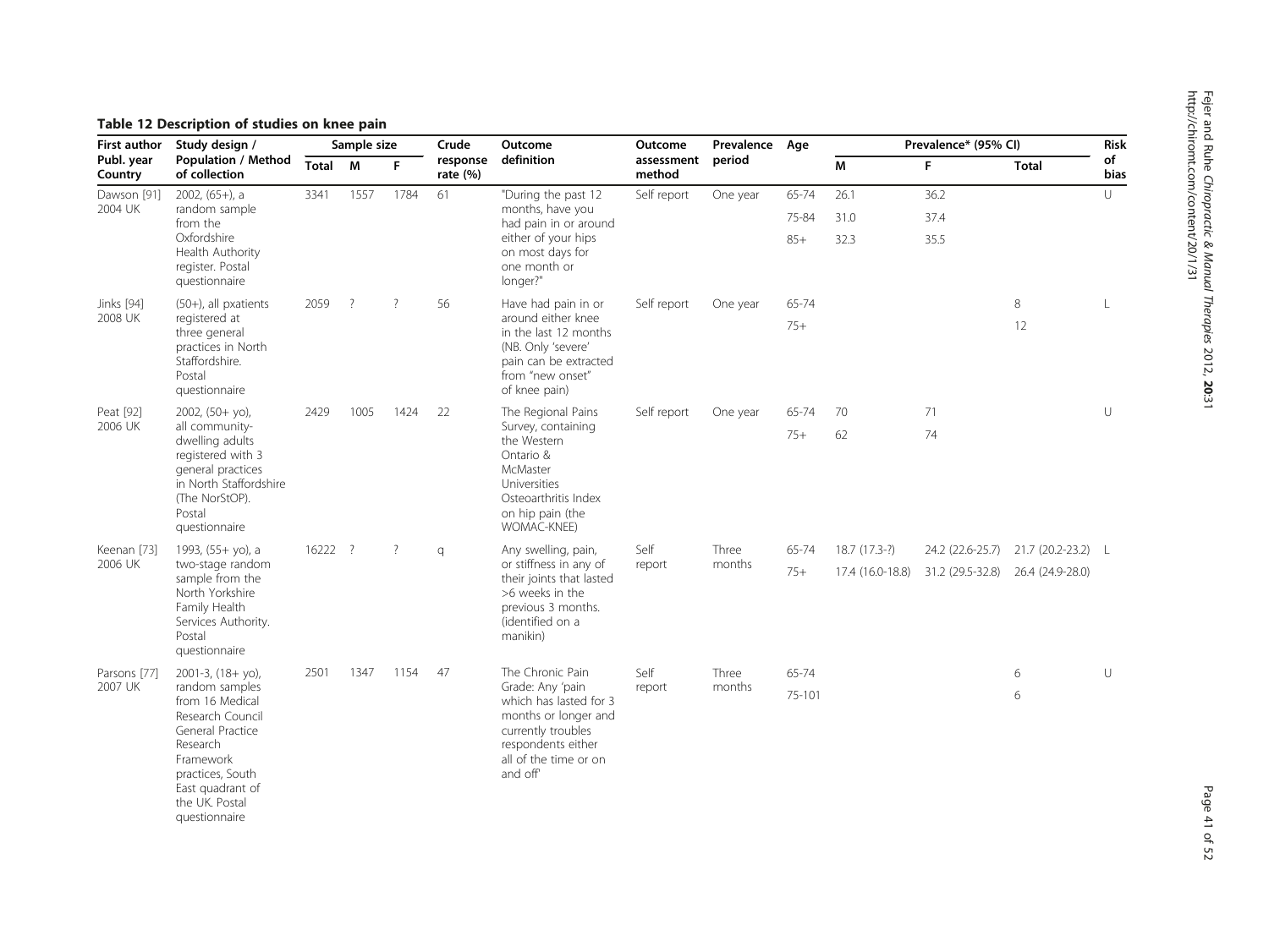**Table 12 Description of studies on knee pain**

| First author Publ. year Country | Study design / Population / Method of collection | Sample size | | | Crude response rate (%) | Outcome definition | Outcome assessment method | Prevalence period | Age | Prevalence* (95% CI) | | | Risk of bias |
|---|---|---|---|---|---|---|---|---|---|---|---|---|---|
| | | Total | M | F | | | | | | M | F | Total | |
| Dawson [91] 2004 UK | 2002, (65+), a random sample from the Oxfordshire Health Authority register. Postal questionnaire | 3341 | 1557 | 1784 | 61 | "During the past 12 months, have you had pain in or around either of your hips on most days for one month or longer?" | Self report | One year | 65-74 | 26.1 | 36.2 | | U |
| | | | | | | | | | 75-84 | 31.0 | 37.4 | | |
| | | | | | | | | | 85+ | 32.3 | 35.5 | | |
| Jinks [94] 2008 UK | (50+), all pxatients registered at three general practices in North Staffordshire. Postal questionnaire | 2059 | ? | ? | 56 | Have had pain in or around either knee in the last 12 months (NB. Only 'severe' pain can be extracted from "new onset" of knee pain) | Self report | One year | 65-74 | | | 8 | L |
| | | | | | | | | | 75+ | | | 12 | |
| Peat [92] 2006 UK | 2002, (50+ yo), all community-dwelling adults registered with 3 general practices in North Staffordshire (The NorStOP). Postal questionnaire | 2429 | 1005 | 1424 | 22 | The Regional Pains Survey, containing the Western Ontario & McMaster Universities Osteoarthritis Index on hip pain (the WOMAC-KNEE) | Self report | One year | 65-74 | 70 | 71 | | U |
| | | | | | | | | | 75+ | 62 | 74 | | |
| Keenan [73] 2006 UK | 1993, (55+ yo), a two-stage random sample from the North Yorkshire Family Health Services Authority. Postal questionnaire | 16222 | ? | ? | q | Any swelling, pain, or stiffness in any of their joints that lasted >6 weeks in the previous 3 months. (identified on a manikin) | Self report | Three months | 65-74 | 18.7 (17.3-?) | 24.2 (22.6-25.7) | 21.7 (20.2-23.2) | L |
| | | | | | | | | | 75+ | 17.4 (16.0-18.8) | 31.2 (29.5-32.8) | 26.4 (24.9-28.0) | |
| Parsons [77] 2007 UK | 2001-3, (18+ yo), random samples from 16 Medical Research Council General Practice Research Framework practices, South East quadrant of the UK. Postal questionnaire | 2501 | 1347 | 1154 | 47 | The Chronic Pain Grade: Any 'pain which has lasted for 3 months or longer and currently troubles respondents either all of the time or on and off' | Self report | Three months | 65-74 | | | 6 | U |
| | | | | | | | | | 75-101 | | | 6 | |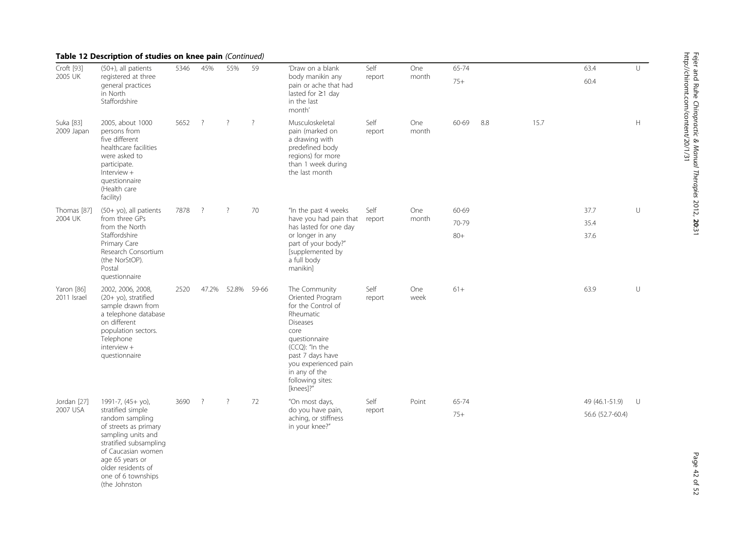**Table 12 Description of studies on knee pain** *(Continued)*

| | | | | | | | | | | | | | |
|---|---|---|---|---|---|---|---|---|---|---|---|---|---|
| Croft [93] 2005 UK | (50+), all patients registered at three general practices in North Staffordshire | 5346 | 45% | 55% | 59 | 'Draw on a blank body manikin any pain or ache that had lasted for ≥1 day in the last month' | Self report | One month | 65-74 | | | 63.4 | U |
| | | | | | | | | | 75+ | | | 60.4 | |
| Suka [83] 2009 Japan | 2005, about 1000 persons from five different healthcare facilities were asked to participate. Interview + questionnaire (Health care facility) | 5652 | ? | ? | ? | Musculoskeletal pain (marked on a drawing with predefined body regions) for more than 1 week during the last month | Self report | One month | 60-69 | 8.8 | 15.7 | | H |
| Thomas [87] 2004 UK | (50+ yo), all patients from three GPs from the North Staffordshire Primary Care Research Consortium (the NorStOP). Postal questionnaire | 7878 | ? | ? | 70 | "In the past 4 weeks have you had pain that has lasted for one day or longer in any part of your body?" [supplemented by a full body manikin] | Self report | One month | 60-69 | | | 37.7 | U |
| | | | | | | | | | 70-79 | | | 35.4 | |
| | | | | | | | | | 80+ | | | 37.6 | |
| Yaron [86] 2011 Israel | 2002, 2006, 2008, (20+ yo), stratified sample drawn from a telephone database on different population sectors. Telephone interview + questionnaire | 2520 | 47.2% | 52.8% | 59-66 | The Community Oriented Program for the Control of Rheumatic Diseases core questionnaire (CCQ): "In the past 7 days have you experienced pain in any of the following sites: [knees]?" | Self report | One week | 61+ | | | 63.9 | U |
| Jordan [27] 2007 USA | 1991-7, (45+ yo), stratified simple random sampling of streets as primary sampling units and stratified subsampling of Caucasian women age 65 years or older residents of one of 6 townships (the Johnston | 3690 | ? | ? | 72 | "On most days, do you have pain, aching, or stiffness in your knee?" | Self report | Point | 65-74 | | | 49 (46.1-51.9) | U |
| | | | | | | | | | 75+ | | | 56.6 (52.7-60.4) | |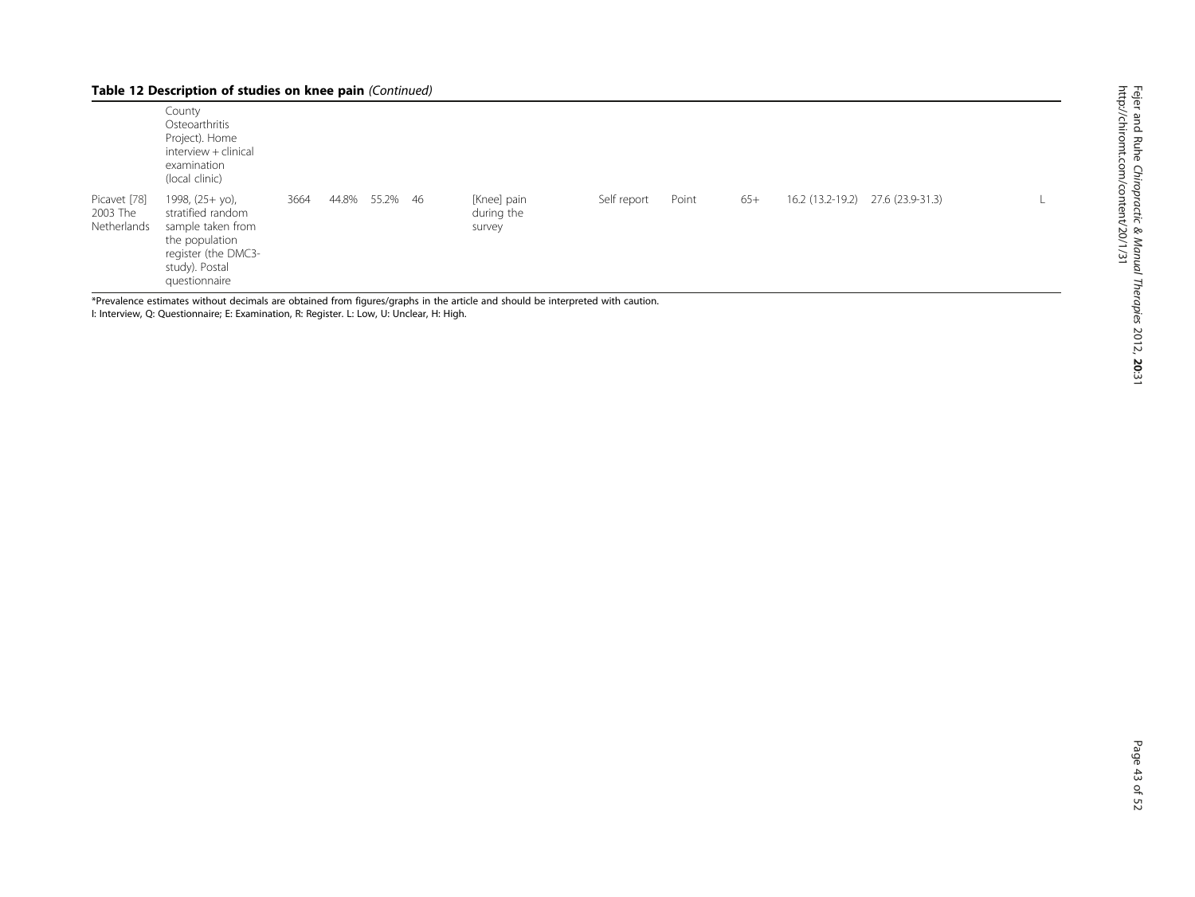**Table 12 Description of studies on knee pain** *(Continued)*

| | | | | | | | | | | | | |
|---|---|---|---|---|---|---|---|---|---|---|---|---|
| | County Osteoarthritis Project). Home interview + clinical examination (local clinic) | | | | | | | | | | | |
| Picavet [78] 2003 The Netherlands | 1998, (25+ yo), stratified random sample taken from the population register (the DMC3-study). Postal questionnaire | 3664 | 44.8% | 55.2% | 46 | [Knee] pain during the survey | Self report | Point | 65+ | 16.2 (13.2-19.2) | 27.6 (23.9-31.3) | L |

*Prevalence estimates without decimals are obtained from figures/graphs in the article and should be interpreted with caution.
I: Interview, Q: Questionnaire; E: Examination, R: Register. L: Low, U: Unclear, H: High.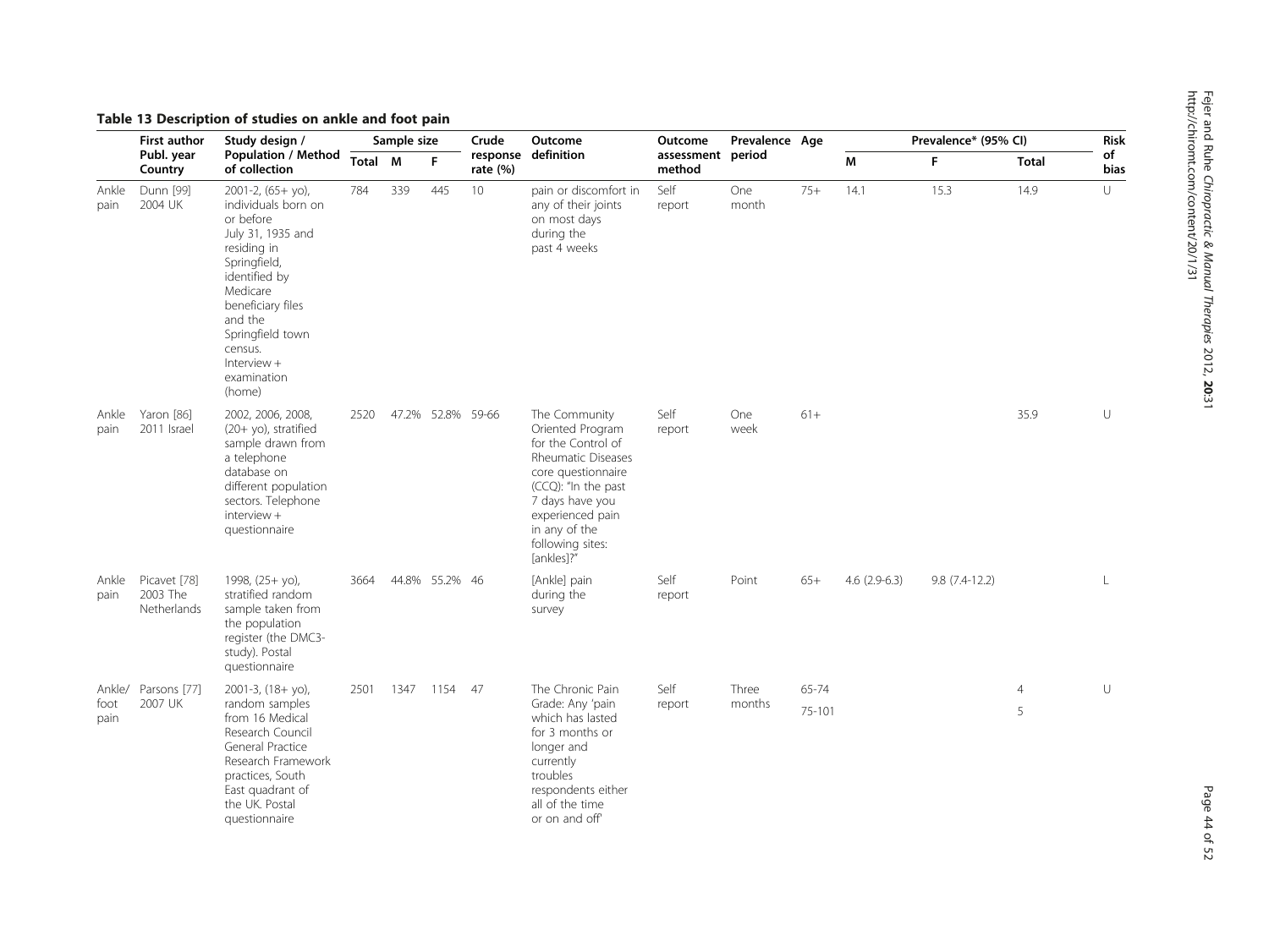**Table 13 Description of studies on ankle and foot pain**

| | First author Publ. year Country | Study design / Population / Method of collection | Sample size | | | Crude response rate (%) | Outcome definition | Outcome assessment method | Prevalence period | Age | Prevalence* (95% CI) | | | Risk of bias |
|---|---|---|---|---|---|---|---|---|---|---|---|---|---|---|
| | | | Total | M | F | | | | | | M | F | Total | |
| Ankle pain | Dunn [99] 2004 UK | 2001-2, (65+ yo), individuals born on or before July 31, 1935 and residing in Springfield, identified by Medicare beneficiary files and the Springfield town census. Interview + examination (home) | 784 | 339 | 445 | 10 | pain or discomfort in any of their joints on most days during the past 4 weeks | Self report | One month | 75+ | 14.1 | 15.3 | 14.9 | U |
| Ankle pain | Yaron [86] 2011 Israel | 2002, 2006, 2008, (20+ yo), stratified sample drawn from a telephone database on different population sectors. Telephone interview + questionnaire | 2520 | 47.2% | 52.8% | 59-66 | The Community Oriented Program for the Control of Rheumatic Diseases core questionnaire (CCQ): "In the past 7 days have you experienced pain in any of the following sites: [ankles]?" | Self report | One week | 61+ | | | 35.9 | U |
| Ankle pain | Picavet [78] 2003 The Netherlands | 1998, (25+ yo), stratified random sample taken from the population register (the DMC3-study). Postal questionnaire | 3664 | 44.8% | 55.2% | 46 | [Ankle] pain during the survey | Self report | Point | 65+ | 4.6 (2.9-6.3) | 9.8 (7.4-12.2) | | L |
| Ankle/ foot pain | Parsons [77] 2007 UK | 2001-3, (18+ yo), random samples from 16 Medical Research Council General Practice Research Framework practices, South East quadrant of the UK. Postal questionnaire | 2501 | 1347 | 1154 | 47 | The Chronic Pain Grade: Any 'pain which has lasted for 3 months or longer and currently troubles respondents either all of the time or on and off' | Self report | Three months | 65-74 | | | 4 | U |
| | | | | | | | | | | 75-101 | | | 5 | |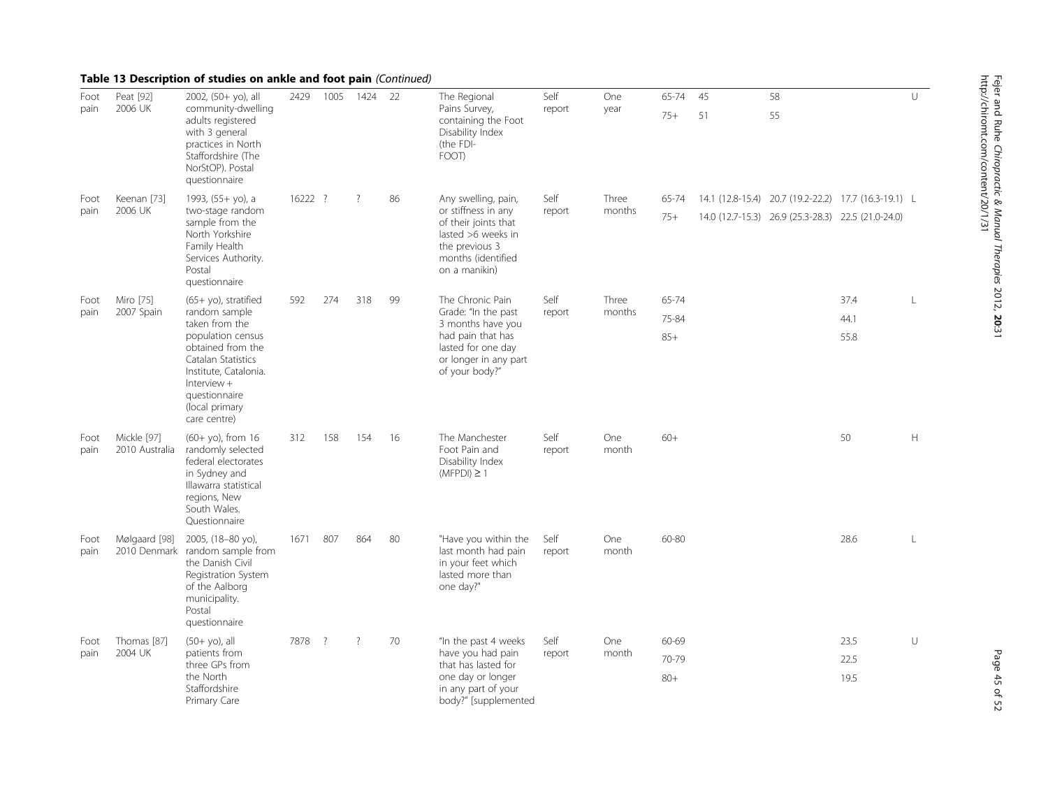## Table 13 Description of studies on ankle and foot pain *(Continued)*

| | | | | | | | | | | | | | | |
|---|---|---|---|---|---|---|---|---|---|---|---|---|---|---|
| Foot pain | Peat [92] 2006 UK | 2002, (50+ yo), all community-dwelling adults registered with 3 general practices in North Staffordshire (The NorStOP). Postal questionnaire | 2429 | 1005 | 1424 | 22 | The Regional Pains Survey, containing the Foot Disability Index (the FDI-FOOT) | Self report | One year | 65-74 | 45 | 58 | | U |
| | | | | | | | | | | 75+ | 51 | 55 | | |
| Foot pain | Keenan [73] 2006 UK | 1993, (55+ yo), a two-stage random sample from the North Yorkshire Family Health Services Authority. Postal questionnaire | 16222 | ? | ? | 86 | Any swelling, pain, or stiffness in any of their joints that lasted >6 weeks in the previous 3 months (identified on a manikin) | Self report | Three months | 65-74 | 14.1 (12.8-15.4) | 20.7 (19.2-22.2) | 17.7 (16.3-19.1) | L |
| | | | | | | | | | | 75+ | 14.0 (12.7-15.3) | 26.9 (25.3-28.3) | 22.5 (21.0-24.0) | |
| Foot pain | Miro [75] 2007 Spain | (65+ yo), stratified random sample taken from the population census obtained from the Catalan Statistics Institute, Catalonia. Interview + questionnaire (local primary care centre) | 592 | 274 | 318 | 99 | The Chronic Pain Grade: "In the past 3 months have you had pain that has lasted for one day or longer in any part of your body?" | Self report | Three months | 65-74 | | | 37.4 | L |
| | | | | | | | | | | 75-84 | | | 44.1 | |
| | | | | | | | | | | 85+ | | | 55.8 | |
| Foot pain | Mickle [97] 2010 Australia | (60+ yo), from 16 randomly selected federal electorates in Sydney and Illawarra statistical regions, New South Wales. Questionnaire | 312 | 158 | 154 | 16 | The Manchester Foot Pain and Disability Index (MFPDI) ≥ 1 | Self report | One month | 60+ | | | 50 | H |
| Foot pain | Mølgaard [98] 2010 Denmark | 2005, (18–80 yo), random sample from the Danish Civil Registration System of the Aalborg municipality. Postal questionnaire | 1671 | 807 | 864 | 80 | "Have you within the last month had pain in your feet which lasted more than one day?" | Self report | One month | 60-80 | | | 28.6 | L |
| Foot pain | Thomas [87] 2004 UK | (50+ yo), all patients from three GPs from the North Staffordshire Primary Care | 7878 | ? | ? | 70 | "In the past 4 weeks have you had pain that has lasted for one day or longer in any part of your body?" [supplemented | Self report | One month | 60-69 | | | 23.5 | U |
| | | | | | | | | | | 70-79 | | | 22.5 | |
| | | | | | | | | | | 80+ | | | 19.5 | |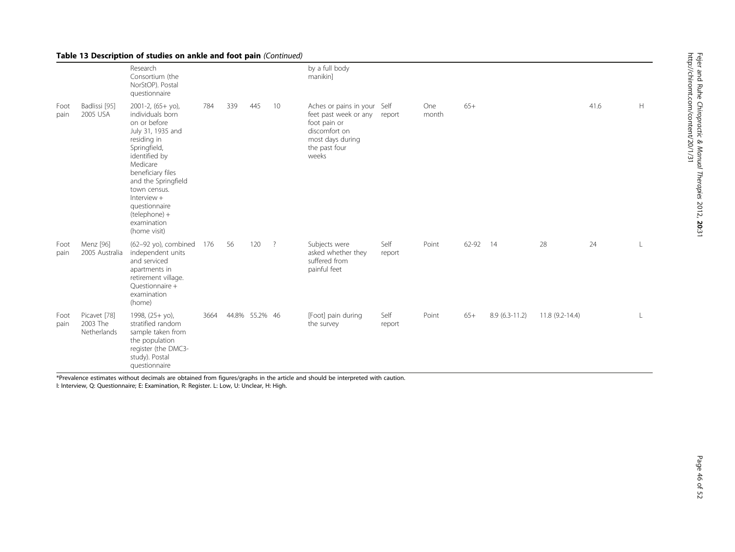## Table 13 Description of studies on ankle and foot pain *(Continued)*

| | | | | | | | | | | | | | | |
|---|---|---|---|---|---|---|---|---|---|---|---|---|---|---|
| | | Research Consortium (the NorStOP). Postal questionnaire | | | | | by a full body manikin] | | | | | | | |
| Foot pain | Badlissi [95] 2005 USA | 2001-2, (65+ yo), individuals born on or before July 31, 1935 and residing in Springfield, identified by Medicare beneficiary files and the Springfield town census. Interview + questionnaire (telephone) + examination (home visit) | 784 | 339 | 445 | 10 | Aches or pains in your feet past week or any foot pain or discomfort on most days during the past four weeks | Self report | One month | 65+ | | | 41.6 | H |
| Foot pain | Menz [96] 2005 Australia | (62–92 yo), combined independent units and serviced apartments in retirement village. Questionnaire + examination (home) | 176 | 56 | 120 | ? | Subjects were asked whether they suffered from painful feet | Self report | Point | 62-92 | 14 | 28 | 24 | L |
| Foot pain | Picavet [78] 2003 The Netherlands | 1998, (25+ yo), stratified random sample taken from the population register (the DMC3-study). Postal questionnaire | 3664 | 44.8% | 55.2% | 46 | [Foot] pain during the survey | Self report | Point | 65+ | 8.9 (6.3-11.2) | 11.8 (9.2-14.4) | | L |

*Prevalence estimates without decimals are obtained from figures/graphs in the article and should be interpreted with caution.

I: Interview, Q: Questionnaire; E: Examination, R: Register. L: Low, U: Unclear, H: High.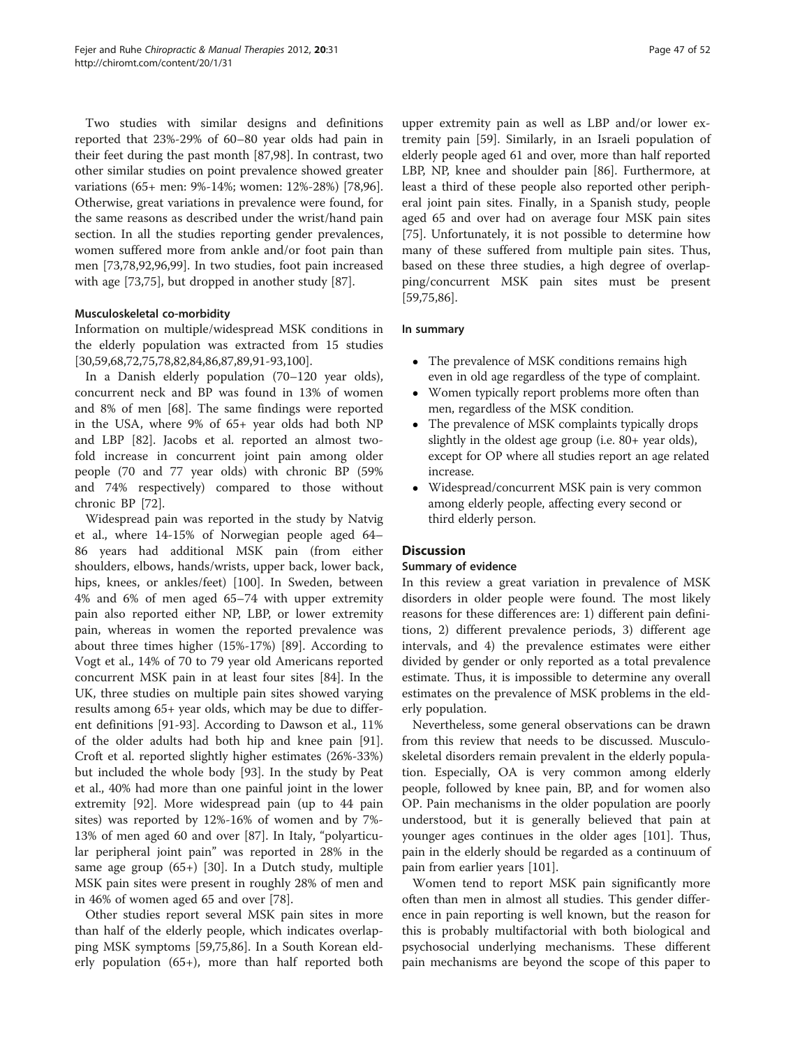Two studies with similar designs and definitions reported that 23%-29% of 60–80 year olds had pain in their feet during the past month [87,98]. In contrast, two other similar studies on point prevalence showed greater variations (65+ men: 9%-14%; women: 12%-28%) [78,96]. Otherwise, great variations in prevalence were found, for the same reasons as described under the wrist/hand pain section. In all the studies reporting gender prevalences, women suffered more from ankle and/or foot pain than men [73,78,92,96,99]. In two studies, foot pain increased with age [73,75], but dropped in another study [87].

#### Musculoskeletal co-morbidity

Information on multiple/widespread MSK conditions in the elderly population was extracted from 15 studies [30,59,68,72,75,78,82,84,86,87,89,91-93,100].

In a Danish elderly population (70–120 year olds), concurrent neck and BP was found in 13% of women and 8% of men [68]. The same findings were reported in the USA, where 9% of 65+ year olds had both NP and LBP [82]. Jacobs et al. reported an almost two-fold increase in concurrent joint pain among older people (70 and 77 year olds) with chronic BP (59% and 74% respectively) compared to those without chronic BP [72].

Widespread pain was reported in the study by Natvig et al., where 14-15% of Norwegian people aged 64–86 years had additional MSK pain (from either shoulders, elbows, hands/wrists, upper back, lower back, hips, knees, or ankles/feet) [100]. In Sweden, between 4% and 6% of men aged 65–74 with upper extremity pain also reported either NP, LBP, or lower extremity pain, whereas in women the reported prevalence was about three times higher (15%-17%) [89]. According to Vogt et al., 14% of 70 to 79 year old Americans reported concurrent MSK pain in at least four sites [84]. In the UK, three studies on multiple pain sites showed varying results among 65+ year olds, which may be due to different definitions [91-93]. According to Dawson et al., 11% of the older adults had both hip and knee pain [91]. Croft et al. reported slightly higher estimates (26%-33%) but included the whole body [93]. In the study by Peat et al., 40% had more than one painful joint in the lower extremity [92]. More widespread pain (up to 44 pain sites) was reported by 12%-16% of women and by 7%-13% of men aged 60 and over [87]. In Italy, "polyarticular peripheral joint pain" was reported in 28% in the same age group (65+) [30]. In a Dutch study, multiple MSK pain sites were present in roughly 28% of men and in 46% of women aged 65 and over [78].

Other studies report several MSK pain sites in more than half of the elderly people, which indicates overlapping MSK symptoms [59,75,86]. In a South Korean elderly population (65+), more than half reported both upper extremity pain as well as LBP and/or lower extremity pain [59]. Similarly, in an Israeli population of elderly people aged 61 and over, more than half reported LBP, NP, knee and shoulder pain [86]. Furthermore, at least a third of these people also reported other peripheral joint pain sites. Finally, in a Spanish study, people aged 65 and over had on average four MSK pain sites [75]. Unfortunately, it is not possible to determine how many of these suffered from multiple pain sites. Thus, based on these three studies, a high degree of overlapping/concurrent MSK pain sites must be present [59,75,86].

#### In summary

- The prevalence of MSK conditions remains high even in old age regardless of the type of complaint.
- Women typically report problems more often than men, regardless of the MSK condition.
- The prevalence of MSK complaints typically drops slightly in the oldest age group (i.e. 80+ year olds), except for OP where all studies report an age related increase.
- Widespread/concurrent MSK pain is very common among elderly people, affecting every second or third elderly person.

## Discussion

### Summary of evidence

In this review a great variation in prevalence of MSK disorders in older people were found. The most likely reasons for these differences are: 1) different pain definitions, 2) different prevalence periods, 3) different age intervals, and 4) the prevalence estimates were either divided by gender or only reported as a total prevalence estimate. Thus, it is impossible to determine any overall estimates on the prevalence of MSK problems in the elderly population.

Nevertheless, some general observations can be drawn from this review that needs to be discussed. Musculoskeletal disorders remain prevalent in the elderly population. Especially, OA is very common among elderly people, followed by knee pain, BP, and for women also OP. Pain mechanisms in the older population are poorly understood, but it is generally believed that pain at younger ages continues in the older ages [101]. Thus, pain in the elderly should be regarded as a continuum of pain from earlier years [101].

Women tend to report MSK pain significantly more often than men in almost all studies. This gender difference in pain reporting is well known, but the reason for this is probably multifactorial with both biological and psychosocial underlying mechanisms. These different pain mechanisms are beyond the scope of this paper to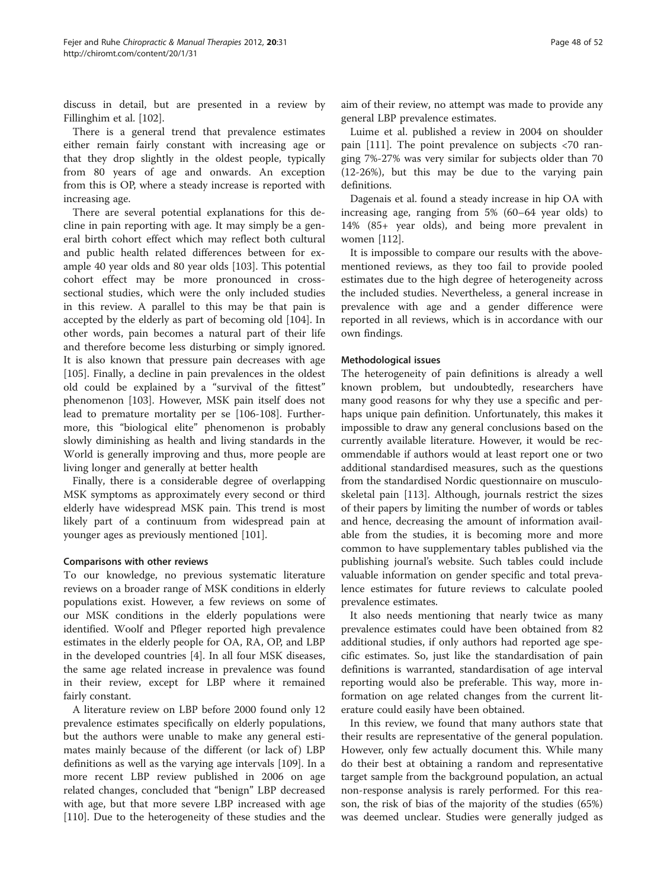discuss in detail, but are presented in a review by Fillinghim et al. [102].

There is a general trend that prevalence estimates either remain fairly constant with increasing age or that they drop slightly in the oldest people, typically from 80 years of age and onwards. An exception from this is OP, where a steady increase is reported with increasing age.

There are several potential explanations for this decline in pain reporting with age. It may simply be a general birth cohort effect which may reflect both cultural and public health related differences between for example 40 year olds and 80 year olds [103]. This potential cohort effect may be more pronounced in cross-sectional studies, which were the only included studies in this review. A parallel to this may be that pain is accepted by the elderly as part of becoming old [104]. In other words, pain becomes a natural part of their life and therefore become less disturbing or simply ignored. It is also known that pressure pain decreases with age [105]. Finally, a decline in pain prevalences in the oldest old could be explained by a "survival of the fittest" phenomenon [103]. However, MSK pain itself does not lead to premature mortality per se [106-108]. Furthermore, this "biological elite" phenomenon is probably slowly diminishing as health and living standards in the World is generally improving and thus, more people are living longer and generally at better health

Finally, there is a considerable degree of overlapping MSK symptoms as approximately every second or third elderly have widespread MSK pain. This trend is most likely part of a continuum from widespread pain at younger ages as previously mentioned [101].

### Comparisons with other reviews

To our knowledge, no previous systematic literature reviews on a broader range of MSK conditions in elderly populations exist. However, a few reviews on some of our MSK conditions in the elderly populations were identified. Woolf and Pfleger reported high prevalence estimates in the elderly people for OA, RA, OP, and LBP in the developed countries [4]. In all four MSK diseases, the same age related increase in prevalence was found in their review, except for LBP where it remained fairly constant.

A literature review on LBP before 2000 found only 12 prevalence estimates specifically on elderly populations, but the authors were unable to make any general estimates mainly because of the different (or lack of) LBP definitions as well as the varying age intervals [109]. In a more recent LBP review published in 2006 on age related changes, concluded that "benign" LBP decreased with age, but that more severe LBP increased with age [110]. Due to the heterogeneity of these studies and the aim of their review, no attempt was made to provide any general LBP prevalence estimates.

Luime et al. published a review in 2004 on shoulder pain [111]. The point prevalence on subjects <70 ranging 7%-27% was very similar for subjects older than 70 (12-26%), but this may be due to the varying pain definitions.

Dagenais et al. found a steady increase in hip OA with increasing age, ranging from 5% (60–64 year olds) to 14% (85+ year olds), and being more prevalent in women [112].

It is impossible to compare our results with the above-mentioned reviews, as they too fail to provide pooled estimates due to the high degree of heterogeneity across the included studies. Nevertheless, a general increase in prevalence with age and a gender difference were reported in all reviews, which is in accordance with our own findings.

### Methodological issues

The heterogeneity of pain definitions is already a well known problem, but undoubtedly, researchers have many good reasons for why they use a specific and perhaps unique pain definition. Unfortunately, this makes it impossible to draw any general conclusions based on the currently available literature. However, it would be recommendable if authors would at least report one or two additional standardised measures, such as the questions from the standardised Nordic questionnaire on musculoskeletal pain [113]. Although, journals restrict the sizes of their papers by limiting the number of words or tables and hence, decreasing the amount of information available from the studies, it is becoming more and more common to have supplementary tables published via the publishing journal's website. Such tables could include valuable information on gender specific and total prevalence estimates for future reviews to calculate pooled prevalence estimates.

It also needs mentioning that nearly twice as many prevalence estimates could have been obtained from 82 additional studies, if only authors had reported age specific estimates. So, just like the standardisation of pain definitions is warranted, standardisation of age interval reporting would also be preferable. This way, more information on age related changes from the current literature could easily have been obtained.

In this review, we found that many authors state that their results are representative of the general population. However, only few actually document this. While many do their best at obtaining a random and representative target sample from the background population, an actual non-response analysis is rarely performed. For this reason, the risk of bias of the majority of the studies (65%) was deemed unclear. Studies were generally judged as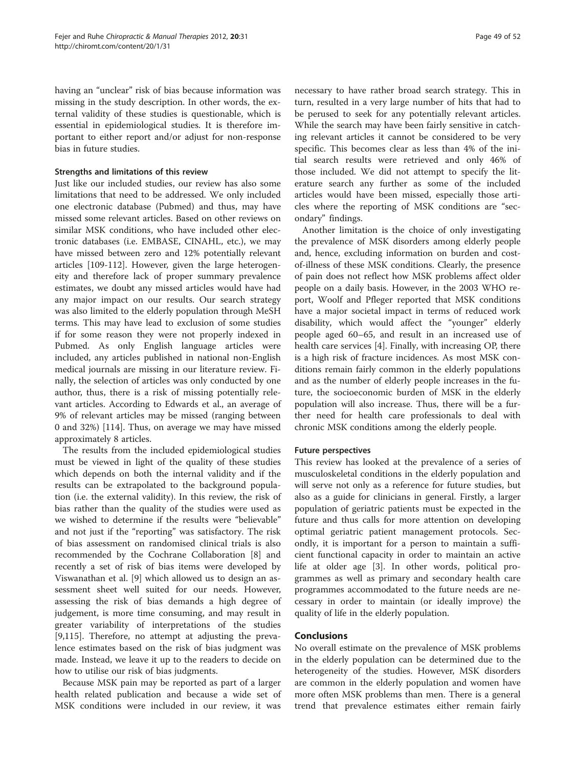having an "unclear" risk of bias because information was missing in the study description. In other words, the external validity of these studies is questionable, which is essential in epidemiological studies. It is therefore important to either report and/or adjust for non-response bias in future studies.

### Strengths and limitations of this review

Just like our included studies, our review has also some limitations that need to be addressed. We only included one electronic database (Pubmed) and thus, may have missed some relevant articles. Based on other reviews on similar MSK conditions, who have included other electronic databases (i.e. EMBASE, CINAHL, etc.), we may have missed between zero and 12% potentially relevant articles [109-112]. However, given the large heterogeneity and therefore lack of proper summary prevalence estimates, we doubt any missed articles would have had any major impact on our results. Our search strategy was also limited to the elderly population through MeSH terms. This may have lead to exclusion of some studies if for some reason they were not properly indexed in Pubmed. As only English language articles were included, any articles published in national non-English medical journals are missing in our literature review. Finally, the selection of articles was only conducted by one author, thus, there is a risk of missing potentially relevant articles. According to Edwards et al., an average of 9% of relevant articles may be missed (ranging between 0 and 32%) [114]. Thus, on average we may have missed approximately 8 articles.

The results from the included epidemiological studies must be viewed in light of the quality of these studies which depends on both the internal validity and if the results can be extrapolated to the background population (i.e. the external validity). In this review, the risk of bias rather than the quality of the studies were used as we wished to determine if the results were "believable" and not just if the "reporting" was satisfactory. The risk of bias assessment on randomised clinical trials is also recommended by the Cochrane Collaboration [8] and recently a set of risk of bias items were developed by Viswanathan et al. [9] which allowed us to design an assessment sheet well suited for our needs. However, assessing the risk of bias demands a high degree of judgement, is more time consuming, and may result in greater variability of interpretations of the studies [9,115]. Therefore, no attempt at adjusting the prevalence estimates based on the risk of bias judgment was made. Instead, we leave it up to the readers to decide on how to utilise our risk of bias judgments.

Because MSK pain may be reported as part of a larger health related publication and because a wide set of MSK conditions were included in our review, it was necessary to have rather broad search strategy. This in turn, resulted in a very large number of hits that had to be perused to seek for any potentially relevant articles. While the search may have been fairly sensitive in catching relevant articles it cannot be considered to be very specific. This becomes clear as less than 4% of the initial search results were retrieved and only 46% of those included. We did not attempt to specify the literature search any further as some of the included articles would have been missed, especially those articles where the reporting of MSK conditions are "secondary" findings.

Another limitation is the choice of only investigating the prevalence of MSK disorders among elderly people and, hence, excluding information on burden and cost-of-illness of these MSK conditions. Clearly, the presence of pain does not reflect how MSK problems affect older people on a daily basis. However, in the 2003 WHO report, Woolf and Pfleger reported that MSK conditions have a major societal impact in terms of reduced work disability, which would affect the "younger" elderly people aged 60–65, and result in an increased use of health care services [4]. Finally, with increasing OP, there is a high risk of fracture incidences. As most MSK conditions remain fairly common in the elderly populations and as the number of elderly people increases in the future, the socioeconomic burden of MSK in the elderly population will also increase. Thus, there will be a further need for health care professionals to deal with chronic MSK conditions among the elderly people.

### Future perspectives

This review has looked at the prevalence of a series of musculoskeletal conditions in the elderly population and will serve not only as a reference for future studies, but also as a guide for clinicians in general. Firstly, a larger population of geriatric patients must be expected in the future and thus calls for more attention on developing optimal geriatric patient management protocols. Secondly, it is important for a person to maintain a sufficient functional capacity in order to maintain an active life at older age [3]. In other words, political programmes as well as primary and secondary health care programmes accommodated to the future needs are necessary in order to maintain (or ideally improve) the quality of life in the elderly population.

## Conclusions

No overall estimate on the prevalence of MSK problems in the elderly population can be determined due to the heterogeneity of the studies. However, MSK disorders are common in the elderly population and women have more often MSK problems than men. There is a general trend that prevalence estimates either remain fairly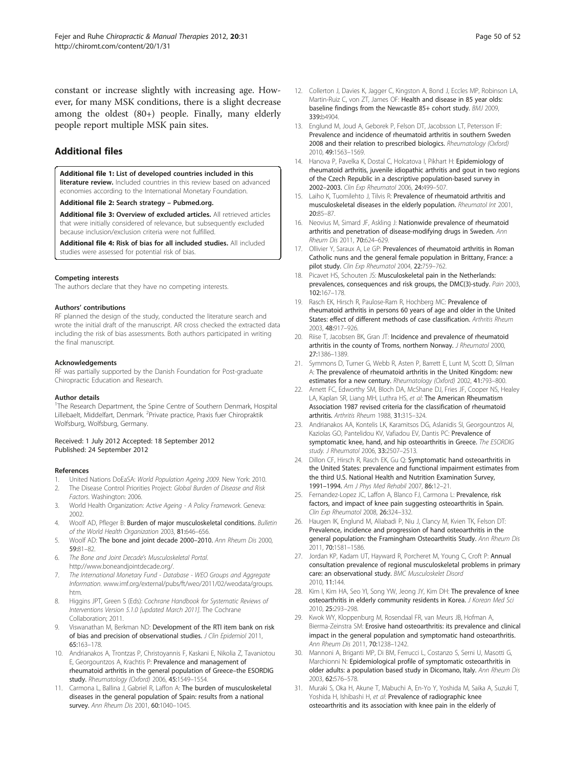constant or increase slightly with increasing age. However, for many MSK conditions, there is a slight decrease among the oldest (80+) people. Finally, many elderly people report multiple MSK pain sites.

## Additional files

**Additional file 1: List of developed countries included in this literature review.** Included countries in this review based on advanced economies according to the International Monetary Foundation.

**Additional file 2: Search strategy – Pubmed.org.**

**Additional file 3: Overview of excluded articles.** All retrieved articles that were initially considered of relevance, but subsequently excluded because inclusion/exclusion criteria were not fulfilled.

**Additional file 4: Risk of bias for all included studies.** All included studies were assessed for potential risk of bias.

#### Competing interests

The authors declare that they have no competing interests.

#### Authors' contributions

RF planned the design of the study, conducted the literature search and wrote the initial draft of the manuscript. AR cross checked the extracted data including the risk of bias assessments. Both authors participated in writing the final manuscript.

#### Acknowledgements

RF was partially supported by the Danish Foundation for Post-graduate Chiropractic Education and Research.

#### Author details

[1]The Research Department, the Spine Centre of Southern Denmark, Hospital Lillebaelt, Middelfart, Denmark. [2]Private practice, Praxis fuer Chiropraktik Wolfsburg, Wolfsburg, Germany.

Received: 1 July 2012 Accepted: 18 September 2012
Published: 24 September 2012

#### References

1. United Nations DoEaSA: *World Population Ageing 2009*. New York: 2010.
2. The Disease Control Priorities Project: *Global Burden of Disease and Risk Factors*. Washington: 2006.
3. World Health Organization: *Active Ageing - A Policy Framework*. Geneva: 2002.
4. Woolf AD, Pfleger B: **Burden of major musculoskeletal conditions.** *Bulletin of the World Health Organization* 2003, **81:**646–656.
5. Woolf AD: **The bone and joint decade 2000–2010.** *Ann Rheum Dis* 2000, **59:**81–82.
6. *The Bone and Joint Decade's Musculoskeletal Portal.* http://www.boneandjointdecade.org/.
7. *The International Monetary Fund - Database - WEO Groups and Aggregate Information.* www.imf.org/external/pubs/ft/weo/2011/02/weodata/groups.htm.
8. Higgins JPT, Green S (Eds): *Cochrane Handbook for Systematic Reviews of Interventions Version 5.1.0 [updated March 2011]*. The Cochrane Collaboration; 2011.
9. Viswanathan M, Berkman ND: **Development of the RTI item bank on risk of bias and precision of observational studies.** *J Clin Epidemiol* 2011, **65:**163–178.
10. Andrianakos A, Trontzas P, Christoyannis F, Kaskani E, Nikolia Z, Tavaniotou E, Georgountzos A, Krachtis P: **Prevalence and management of rheumatoid arthritis in the general population of Greece–the ESORDIG study.** *Rheumatology (Oxford)* 2006, **45:**1549–1554.
11. Carmona L, Ballina J, Gabriel R, Laffon A: **The burden of musculoskeletal diseases in the general population of Spain: results from a national survey.** *Ann Rheum Dis* 2001, **60:**1040–1045.
12. Collerton J, Davies K, Jagger C, Kingston A, Bond J, Eccles MP, Robinson LA, Martin-Ruiz C, von ZT, James OF: **Health and disease in 85 year olds: baseline findings from the Newcastle 85+ cohort study.** *BMJ* 2009, **339:**b4904.
13. Englund M, Joud A, Geborek P, Felson DT, Jacobsson LT, Petersson IF: **Prevalence and incidence of rheumatoid arthritis in southern Sweden 2008 and their relation to prescribed biologics.** *Rheumatology (Oxford)* 2010, **49:**1563–1569.
14. Hanova P, Pavelka K, Dostal C, Holcatova I, Pikhart H: **Epidemiology of rheumatoid arthritis, juvenile idiopathic arthritis and gout in two regions of the Czech Republic in a descriptive population-based survey in 2002–2003.** *Clin Exp Rheumatol* 2006, **24:**499–507.
15. Laiho K, Tuomilehto J, Tilvis R: **Prevalence of rheumatoid arthritis and musculoskeletal diseases in the elderly population.** *Rheumatol Int* 2001, **20:**85–87.
16. Neovius M, Simard JF, Askling J: **Nationwide prevalence of rheumatoid arthritis and penetration of disease-modifying drugs in Sweden.** *Ann Rheum Dis* 2011, **70:**624–629.
17. Ollivier Y, Saraux A, Le GP: **Prevalences of rheumatoid arthritis in Roman Catholic nuns and the general female population in Brittany, France: a pilot study.** *Clin Exp Rheumatol* 2004, **22:**759–762.
18. Picavet HS, Schouten JS: **Musculoskeletal pain in the Netherlands: prevalences, consequences and risk groups, the DMC(3)-study.** *Pain* 2003, **102:**167–178.
19. Rasch EK, Hirsch R, Paulose-Ram R, Hochberg MC: **Prevalence of rheumatoid arthritis in persons 60 years of age and older in the United States: effect of different methods of case classification.** *Arthritis Rheum* 2003, **48:**917–926.
20. Riise T, Jacobsen BK, Gran JT: **Incidence and prevalence of rheumatoid arthritis in the county of Troms, northern Norway.** *J Rheumatol* 2000, **27:**1386–1389.
21. Symmons D, Turner G, Webb R, Asten P, Barrett E, Lunt M, Scott D, Silman A: **The prevalence of rheumatoid arthritis in the United Kingdom: new estimates for a new century.** *Rheumatology (Oxford)* 2002, **41:**793–800.
22. Arnett FC, Edworthy SM, Bloch DA, McShane DJ, Fries JF, Cooper NS, Healey LA, Kaplan SR, Liang MH, Luthra HS, *et al*: **The American Rheumatism Association 1987 revised criteria for the classification of rheumatoid arthritis.** *Arthritis Rheum* 1988, **31:**315–324.
23. Andrianakos AA, Kontelis LK, Karamitsos DG, Aslanidis SI, Georgountzos AI, Kaziolas GO, Pantelidou KV, Vafiadou EV, Dantis PC: **Prevalence of symptomatic knee, hand, and hip osteoarthritis in Greece.** *The ESORDIG study. J Rheumatol* 2006, **33:**2507–2513.
24. Dillon CF, Hirsch R, Rasch EK, Gu Q: **Symptomatic hand osteoarthritis in the United States: prevalence and functional impairment estimates from the third U.S. National Health and Nutrition Examination Survey, 1991–1994.** *Am J Phys Med Rehabil* 2007, **86:**12–21.
25. Fernandez-Lopez JC, Laffon A, Blanco FJ, Carmona L: **Prevalence, risk factors, and impact of knee pain suggesting osteoarthritis in Spain.** *Clin Exp Rheumatol* 2008, **26:**324–332.
26. Haugen IK, Englund M, Aliabadi P, Niu J, Clancy M, Kvien TK, Felson DT: **Prevalence, incidence and progression of hand osteoarthritis in the general population: the Framingham Osteoarthritis Study.** *Ann Rheum Dis* 2011, **70:**1581–1586.
27. Jordan KP, Kadam UT, Hayward R, Porcheret M, Young C, Croft P: **Annual consultation prevalence of regional musculoskeletal problems in primary care: an observational study.** *BMC Musculoskelet Disord* 2010, **11:**144.
28. Kim I, Kim HA, Seo YI, Song YW, Jeong JY, Kim DH: **The prevalence of knee osteoarthritis in elderly community residents in Korea.** *J Korean Med Sci* 2010, **25:**293–298.
29. Kwok WY, Kloppenburg M, Rosendaal FR, van Meurs JB, Hofman A, Bierma-Zeinstra SM: **Erosive hand osteoarthritis: its prevalence and clinical impact in the general population and symptomatic hand osteoarthritis.** *Ann Rheum Dis* 2011, **70:**1238–1242.
30. Mannoni A, Briganti MP, Di BM, Ferrucci L, Costanzo S, Serni U, Masotti G, Marchionni N: **Epidemiological profile of symptomatic osteoarthritis in older adults: a population based study in Dicomano, Italy.** *Ann Rheum Dis* 2003, **62:**576–578.
31. Muraki S, Oka H, Akune T, Mabuchi A, En-Yo Y, Yoshida M, Saika A, Suzuki T, Yoshida H, Ishibashi H, *et al*: **Prevalence of radiographic knee osteoarthritis and its association with knee pain in the elderly of**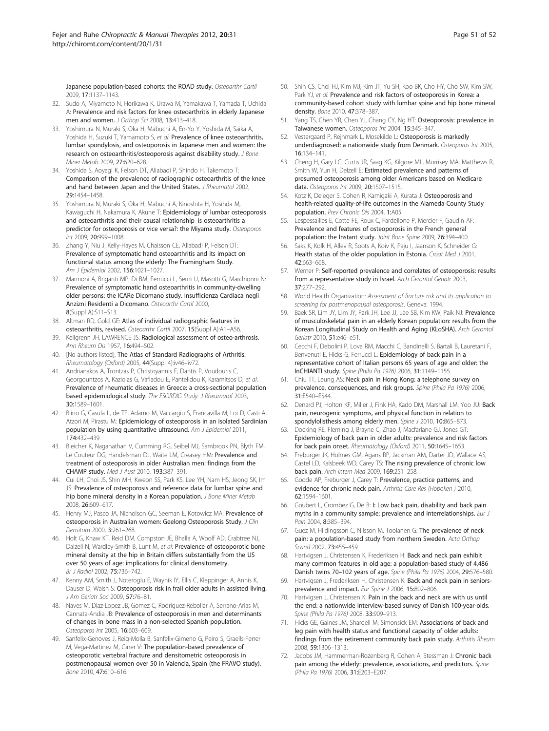Japanese population-based cohorts: the ROAD study. *Osteoarthr Cartil* 2009, **17**:1137–1143.

32. Sudo A, Miyamoto N, Horikawa K, Urawa M, Yamakawa T, Yamada T, Uchida A: **Prevalence and risk factors for knee osteoarthritis in elderly Japanese men and women.** *J Orthop Sci* 2008, **13**:413–418.
33. Yoshimura N, Muraki S, Oka H, Mabuchi A, En-Yo Y, Yoshida M, Saika A, Yoshida H, Suzuki T, Yamamoto S, *et al*: **Prevalence of knee osteoarthritis, lumbar spondylosis, and osteoporosis in Japanese men and women: the research on osteoarthritis/osteoporosis against disability study.** *J Bone Miner Metab* 2009, **27**:620–628.
34. Yoshida S, Aoyagi K, Felson DT, Aliabadi P, Shindo H, Takemoto T: **Comparison of the prevalence of radiographic osteoarthritis of the knee and hand between Japan and the United States.** *J Rheumatol* 2002, **29**:1454–1458.
35. Yoshimura N, Muraki S, Oka H, Mabuchi A, Kinoshita H, Yosihda M, Kawaguchi H, Nakamura K, Akune T: **Epidemiology of lumbar osteoporosis and osteoarthritis and their causal relationship–is osteoarthritis a predictor for osteoporosis or vice versa?: the Miyama study.** *Osteoporos Int* 2009, **20**:999–1008.
36. Zhang Y, Niu J, Kelly-Hayes M, Chaisson CE, Aliabadi P, Felson DT: **Prevalence of symptomatic hand osteoarthritis and its impact on functional status among the elderly: The Framingham Study.** *Am J Epidemiol* 2002, **156**:1021–1027.
37. Mannoni A, Briganti MP, Di BM, Ferrucci L, Serni U, Masotti G, Marchionni N: **Prevalence of symptomatic hand osteoarthritis in community-dwelling older persons: the ICARe Dicomano study. Insufficienza Cardiaca negli Anzizni Residenti a Dicomano.** *Osteoarthr Cartil* 2000, **8**(Suppl A):S11–S13.
38. Altman RD, Gold GE: **Atlas of individual radiographic features in osteoarthritis, revised.** *Osteoarthr Cartil* 2007, **15**(Suppl A):A1–A56.
39. Kellgrenn JH, LAWRENCE JS: **Radiological assessment of osteo-arthrosis.** *Ann Rheum Dis* 1957, **16**:494–502.
40. [No authors listed]: **The Atlas of Standard Radiographs of Arthritis.** *Rheumatology (Oxford)* 2005, **44**(Suppl 4):iv46–iv72.
41. Andrianakos A, Trontzas P, Christoyannis F, Dantis P, Voudouris C, Georgountzos A, Kaziolas G, Vafiadou E, Pantelidou K, Karamitsos D, *et al*: **Prevalence of rheumatic diseases in Greece: a cross-sectional population based epidemiological study.** *The ESORDIG Study. J Rheumatol* 2003, **30**:1589–1601.
42. Biino G, Casula L, de TF, Adamo M, Vaccargiu S, Francavilla M, Loi D, Casti A, Atzori M, Pirastu M: **Epidemiology of osteoporosis in an isolated Sardinian population by using quantitative ultrasound.** *Am J Epidemiol* 2011, **174**:432–439.
43. Bleicher K, Naganathan V, Cumming RG, Seibel MJ, Sambrook PN, Blyth FM, Le Couteur DG, Handelsman DJ, Waite LM, Creasey HM: **Prevalence and treatment of osteoporosis in older Australian men: findings from the CHAMP study.** *Med J Aust* 2010, **193**:387–391.
44. Cui LH, Choi JS, Shin MH, Kweon SS, Park KS, Lee YH, Nam HS, Jeong SK, Im JS: **Prevalence of osteoporosis and reference data for lumbar spine and hip bone mineral density in a Korean population.** *J Bone Miner Metab* 2008, **26**:609–617.
45. Henry MJ, Pasco JA, Nicholson GC, Seeman E, Kotowicz MA: **Prevalence of osteoporosis in Australian women: Geelong Osteoporosis Study.** *J Clin Densitom* 2000, **3**:261–268.
46. Holt G, Khaw KT, Reid DM, Compston JE, Bhalla A, Woolf AD, Crabtree NJ, Dalzell N, Wardley-Smith B, Lunt M, *et al*: **Prevalence of osteoporotic bone mineral density at the hip in Britain differs substantially from the US over 50 years of age: implications for clinical densitometry.** *Br J Radiol* 2002, **75**:736–742.
47. Kenny AM, Smith J, Noteroglu E, Waynik IY, Ellis C, Kleppinger A, Annis K, Dauser D, Walsh S: **Osteoporosis risk in frail older adults in assisted living.** *J Am Geriatr Soc* 2009, **57**:76–81.
48. Naves M, Diaz-Lopez JB, Gomez C, Rodriguez-Rebollar A, Serrano-Arias M, Cannata-Andia JB: **Prevalence of osteoporosis in men and determinants of changes in bone mass in a non-selected Spanish population.** *Osteoporos Int* 2005, **16**:603–609.
49. Sanfelix-Genoves J, Reig-Molla B, Sanfelix-Gimeno G, Peiro S, Graells-Ferrer M, Vega-Martinez M, Giner V: **The population-based prevalence of osteoporotic vertebral fracture and densitometric osteoporosis in postmenopausal women over 50 in Valencia, Spain (the FRAVO study).** *Bone* 2010, **47**:610–616.
50. Shin CS, Choi HJ, Kim MJ, Kim JT, Yu SH, Koo BK, Cho HY, Cho SW, Kim SW, Park YJ, *et al*: **Prevalence and risk factors of osteoporosis in Korea: a community-based cohort study with lumbar spine and hip bone mineral density.** *Bone* 2010, **47**:378–387.
51. Yang TS, Chen YR, Chen YJ, Chang CY, Ng HT: **Osteoporosis: prevalence in Taiwanese women.** *Osteoporos Int* 2004, **15**:345–347.
52. Vestergaard P, Rejnmark L, Mosekilde L: **Osteoporosis is markedly underdiagnosed: a nationwide study from Denmark.** *Osteoporos Int* 2005, **16**:134–141.
53. Cheng H, Gary LC, Curtis JR, Saag KG, Kilgore ML, Morrisey MA, Matthews R, Smith W, Yun H, Delzell E: **Estimated prevalence and patterns of presumed osteoporosis among older Americans based on Medicare data.** *Osteoporos Int* 2009, **20**:1507–1515.
54. Kotz K, Deleger S, Cohen R, Kamigaki A, Kurata J: **Osteoporosis and health-related quality-of-life outcomes in the Alameda County Study population.** *Prev Chronic Dis* 2004, **1**:A05.
55. Lespessailles E, Cotte FE, Roux C, Fardellone P, Mercier F, Gaudin AF: **Prevalence and features of osteoporosis in the French general population: the Instant study.** *Joint Bone Spine* 2009, **76**:394–400.
56. Saks K, Kolk H, Allev R, Soots A, Koiv K, Paju I, Jaanson K, Schneider G: **Health status of the older population in Estonia.** *Croat Med J* 2001, **42**:663–668.
57. Werner P: **Self-reported prevalence and correlates of osteoporosis: results from a representative study in Israel.** *Arch Gerontol Geriatr* 2003, **37**:277–292.
58. World Health Organization: *Assessment of fracture risk and its application to screening for postmenopausal osteoporosis*. Geneva: 1994.
59. Baek SR, Lim JY, Lim JY, Park JH, Lee JJ, Lee SB, Kim KW, Paik NJ: **Prevalence of musculoskeletal pain in an elderly Korean population: results from the Korean Longitudinal Study on Health and Aging (KLoSHA).** *Arch Gerontol Geriatr* 2010, **51**:e46–e51.
60. Cecchi F, Debolini P, Lova RM, Macchi C, Bandinelli S, Bartali B, Lauretani F, Benvenuti E, Hicks G, Ferrucci L: **Epidemiology of back pain in a representative cohort of Italian persons 65 years of age and older: the InCHIANTI study.** *Spine (Phila Pa 1976)* 2006, **31**:1149–1155.
61. Chiu TT, Leung AS: **Neck pain in Hong Kong: a telephone survey on prevalence, consequences, and risk groups.** *Spine (Phila Pa 1976)* 2006, **31**:E540–E544.
62. Denard PJ, Holton KF, Miller J, Fink HA, Kado DM, Marshall LM, Yoo JU: **Back pain, neurogenic symptoms, and physical function in relation to spondylolisthesis among elderly men.** *Spine J* 2010, **10**:865–873.
63. Docking RE, Fleming J, Brayne C, Zhao J, Macfarlane GJ, Jones GT: **Epidemiology of back pain in older adults: prevalence and risk factors for back pain onset.** *Rheumatology (Oxford)* 2011, **50**:1645–1653.
64. Freburger JK, Holmes GM, Agans RP, Jackman AM, Darter JD, Wallace AS, Castel LD, Kalsbeek WD, Carey TS: **The rising prevalence of chronic low back pain.** *Arch Intern Med* 2009, **169**:251–258.
65. Goode AP, Freburger J, Carey T: **Prevalence, practice patterns, and evidence for chronic neck pain.** *Arthritis Care Res (Hoboken )* 2010, **62**:1594–1601.
66. Goubert L, Crombez G, De B: **I: Low back pain, disability and back pain myths in a community sample: prevalence and interrelationships.** *Eur J Pain* 2004, **8**:385–394.
67. Guez M, Hildingsson C, Nilsson M, Toolanen G: **The prevalence of neck pain: a population-based study from northern Sweden.** *Acta Orthop Scand* 2002, **73**:455–459.
68. Hartvigsen J, Christensen K, Frederiksen H: **Back and neck pain exhibit many common features in old age: a population-based study of 4,486 Danish twins 70–102 years of age.** *Spine (Phila Pa 1976)* 2004, **29**:576–580.
69. Hartvigsen J, Frederiksen H, Christensen K: **Back and neck pain in seniors-prevalence and impact.** *Eur Spine J* 2006, **15**:802–806.
70. Hartvigsen J, Christensen K: **Pain in the back and neck are with us until the end: a nationwide interview-based survey of Danish 100-year-olds.** *Spine (Phila Pa 1976)* 2008, **33**:909–913.
71. Hicks GE, Gaines JM, Shardell M, Simonsick EM: **Associations of back and leg pain with health status and functional capacity of older adults: findings from the retirement community back pain study.** *Arthritis Rheum* 2008, **59**:1306–1313.
72. Jacobs JM, Hammerman-Rozenberg R, Cohen A, Stessman J: **Chronic back pain among the elderly: prevalence, associations, and predictors.** *Spine (Phila Pa 1976)* 2006, **31**:E203–E207.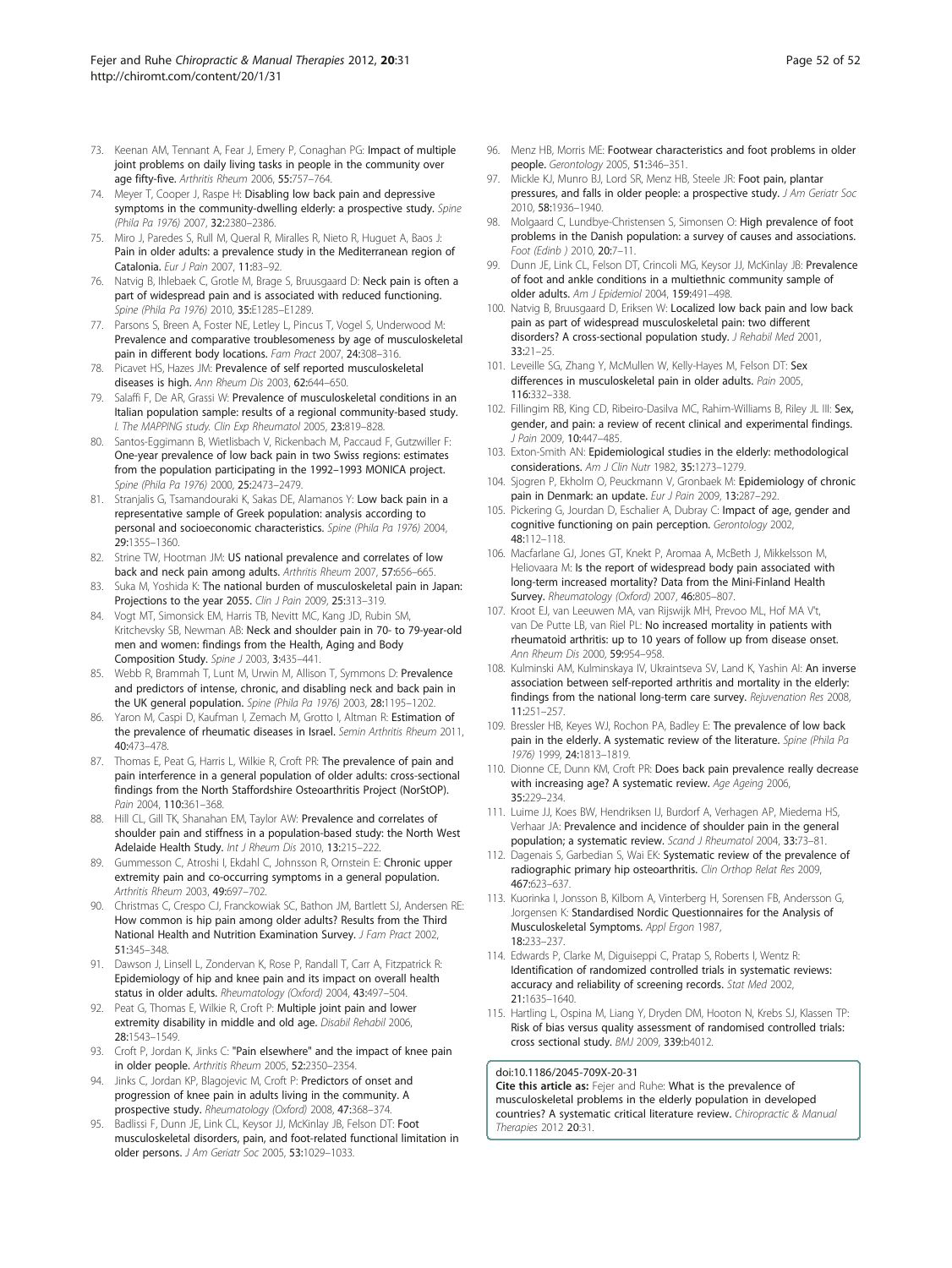73. Keenan AM, Tennant A, Fear J, Emery P, Conaghan PG: **Impact of multiple joint problems on daily living tasks in people in the community over age fifty-five.** *Arthritis Rheum* 2006, **55:**757–764.
74. Meyer T, Cooper J, Raspe H: **Disabling low back pain and depressive symptoms in the community-dwelling elderly: a prospective study.** *Spine (Phila Pa 1976)* 2007, **32:**2380–2386.
75. Miro J, Paredes S, Rull M, Queral R, Miralles R, Nieto R, Huguet A, Baos J: **Pain in older adults: a prevalence study in the Mediterranean region of Catalonia.** *Eur J Pain* 2007, **11:**83–92.
76. Natvig B, Ihlebaek C, Grotle M, Brage S, Bruusgaard D: **Neck pain is often a part of widespread pain and is associated with reduced functioning.** *Spine (Phila Pa 1976)* 2010, **35:**E1285–E1289.
77. Parsons S, Breen A, Foster NE, Letley L, Pincus T, Vogel S, Underwood M: **Prevalence and comparative troublesomeness by age of musculoskeletal pain in different body locations.** *Fam Pract* 2007, **24:**308–316.
78. Picavet HS, Hazes JM: **Prevalence of self reported musculoskeletal diseases is high.** *Ann Rheum Dis* 2003, **62:**644–650.
79. Salaffi F, De AR, Grassi W: **Prevalence of musculoskeletal conditions in an Italian population sample: results of a regional community-based study. I. The MAPPING study.** *Clin Exp Rheumatol* 2005, **23:**819–828.
80. Santos-Eggimann B, Wietlisbach V, Rickenbach M, Paccaud F, Gutzwiller F: **One-year prevalence of low back pain in two Swiss regions: estimates from the population participating in the 1992–1993 MONICA project.** *Spine (Phila Pa 1976)* 2000, **25:**2473–2479.
81. Stranjalis G, Tsamandouraki K, Sakas DE, Alamanos Y: **Low back pain in a representative sample of Greek population: analysis according to personal and socioeconomic characteristics.** *Spine (Phila Pa 1976)* 2004, **29:**1355–1360.
82. Strine TW, Hootman JM: **US national prevalence and correlates of low back and neck pain among adults.** *Arthritis Rheum* 2007, **57:**656–665.
83. Suka M, Yoshida K: **The national burden of musculoskeletal pain in Japan: Projections to the year 2055.** *Clin J Pain* 2009, **25:**313–319.
84. Vogt MT, Simonsick EM, Harris TB, Nevitt MC, Kang JD, Rubin SM, Kritchevsky SB, Newman AB: **Neck and shoulder pain in 70- to 79-year-old men and women: findings from the Health, Aging and Body Composition Study.** *Spine J* 2003, **3:**435–441.
85. Webb R, Brammah T, Lunt M, Urwin M, Allison T, Symmons D: **Prevalence and predictors of intense, chronic, and disabling neck and back pain in the UK general population.** *Spine (Phila Pa 1976)* 2003, **28:**1195–1202.
86. Yaron M, Caspi D, Kaufman I, Zemach M, Grotto I, Altman R: **Estimation of the prevalence of rheumatic diseases in Israel.** *Semin Arthritis Rheum* 2011, **40:**473–478.
87. Thomas E, Peat G, Harris L, Wilkie R, Croft PR: **The prevalence of pain and pain interference in a general population of older adults: cross-sectional findings from the North Staffordshire Osteoarthritis Project (NorStOP).** *Pain* 2004, **110:**361–368.
88. Hill CL, Gill TK, Shanahan EM, Taylor AW: **Prevalence and correlates of shoulder pain and stiffness in a population-based study: the North West Adelaide Health Study.** *Int J Rheum Dis* 2010, **13:**215–222.
89. Gummesson C, Atroshi I, Ekdahl C, Johnsson R, Ornstein E: **Chronic upper extremity pain and co-occurring symptoms in a general population.** *Arthritis Rheum* 2003, **49:**697–702.
90. Christmas C, Crespo CJ, Franckowiak SC, Bathon JM, Bartlett SJ, Andersen RE: **How common is hip pain among older adults? Results from the Third National Health and Nutrition Examination Survey.** *J Fam Pract* 2002, **51:**345–348.
91. Dawson J, Linsell L, Zondervan K, Rose P, Randall T, Carr A, Fitzpatrick R: **Epidemiology of hip and knee pain and its impact on overall health status in older adults.** *Rheumatology (Oxford)* 2004, **43:**497–504.
92. Peat G, Thomas E, Wilkie R, Croft P: **Multiple joint pain and lower extremity disability in middle and old age.** *Disabil Rehabil* 2006, **28:**1543–1549.
93. Croft P, Jordan K, Jinks C: **"Pain elsewhere" and the impact of knee pain in older people.** *Arthritis Rheum* 2005, **52:**2350–2354.
94. Jinks C, Jordan KP, Blagojevic M, Croft P: **Predictors of onset and progression of knee pain in adults living in the community. A prospective study.** *Rheumatology (Oxford)* 2008, **47:**368–374.
95. Badlissi F, Dunn JE, Link CL, Keysor JJ, McKinlay JB, Felson DT: **Foot musculoskeletal disorders, pain, and foot-related functional limitation in older persons.** *J Am Geriatr Soc* 2005, **53:**1029–1033.
96. Menz HB, Morris ME: **Footwear characteristics and foot problems in older people.** *Gerontology* 2005, **51:**346–351.
97. Mickle KJ, Munro BJ, Lord SR, Menz HB, Steele JR: **Foot pain, plantar pressures, and falls in older people: a prospective study.** *J Am Geriatr Soc* 2010, **58:**1936–1940.
98. Molgaard C, Lundbye-Christensen S, Simonsen O: **High prevalence of foot problems in the Danish population: a survey of causes and associations.** *Foot (Edinb )* 2010, **20:**7–11.
99. Dunn JE, Link CL, Felson DT, Crincoli MG, Keysor JJ, McKinlay JB: **Prevalence of foot and ankle conditions in a multiethnic community sample of older adults.** *Am J Epidemiol* 2004, **159:**491–498.
100. Natvig B, Bruusgaard D, Eriksen W: **Localized low back pain and low back pain as part of widespread musculoskeletal pain: two different disorders? A cross-sectional population study.** *J Rehabil Med* 2001, **33:**21–25.
101. Leveille SG, Zhang Y, McMullen W, Kelly-Hayes M, Felson DT: **Sex differences in musculoskeletal pain in older adults.** *Pain* 2005, **116:**332–338.
102. Fillingim RB, King CD, Ribeiro-Dasilva MC, Rahim-Williams B, Riley JL III: **Sex, gender, and pain: a review of recent clinical and experimental findings.** *J Pain* 2009, **10:**447–485.
103. Exton-Smith AN: **Epidemiological studies in the elderly: methodological considerations.** *Am J Clin Nutr* 1982, **35:**1273–1279.
104. Sjogren P, Ekholm O, Peuckmann V, Gronbaek M: **Epidemiology of chronic pain in Denmark: an update.** *Eur J Pain* 2009, **13:**287–292.
105. Pickering G, Jourdan D, Eschalier A, Dubray C: **Impact of age, gender and cognitive functioning on pain perception.** *Gerontology* 2002, **48:**112–118.
106. Macfarlane GJ, Jones GT, Knekt P, Aromaa A, McBeth J, Mikkelsson M, Heliovaara M: **Is the report of widespread body pain associated with long-term increased mortality? Data from the Mini-Finland Health Survey.** *Rheumatology (Oxford)* 2007, **46:**805–807.
107. Kroot EJ, van Leeuwen MA, van Rijswijk MH, Prevoo ML, Hof MA V't, van De Putte LB, van Riel PL: **No increased mortality in patients with rheumatoid arthritis: up to 10 years of follow up from disease onset.** *Ann Rheum Dis* 2000, **59:**954–958.
108. Kulminski AM, Kulminskaya IV, Ukraintseva SV, Land K, Yashin AI: **An inverse association between self-reported arthritis and mortality in the elderly: findings from the national long-term care survey.** *Rejuvenation Res* 2008, **11:**251–257.
109. Bressler HB, Keyes WJ, Rochon PA, Badley E: **The prevalence of low back pain in the elderly. A systematic review of the literature.** *Spine (Phila Pa 1976)* 1999, **24:**1813–1819.
110. Dionne CE, Dunn KM, Croft PR: **Does back pain prevalence really decrease with increasing age? A systematic review.** *Age Ageing* 2006, **35:**229–234.
111. Luime JJ, Koes BW, Hendriksen IJ, Burdorf A, Verhagen AP, Miedema HS, Verhaar JA: **Prevalence and incidence of shoulder pain in the general population; a systematic review.** *Scand J Rheumatol* 2004, **33:**73–81.
112. Dagenais S, Garbedian S, Wai EK: **Systematic review of the prevalence of radiographic primary hip osteoarthritis.** *Clin Orthop Relat Res* 2009, **467:**623–637.
113. Kuorinka I, Jonsson B, Kilbom A, Vinterberg H, Sorensen FB, Andersson G, Jorgensen K: **Standardised Nordic Questionnaires for the Analysis of Musculoskeletal Symptoms.** *Appl Ergon* 1987, **18:**233–237.
114. Edwards P, Clarke M, Diguiseppi C, Pratap S, Roberts I, Wentz R: **Identification of randomized controlled trials in systematic reviews: accuracy and reliability of screening records.** *Stat Med* 2002, **21:**1635–1640.
115. Hartling L, Ospina M, Liang Y, Dryden DM, Hooton N, Krebs SJ, Klassen TP: **Risk of bias versus quality assessment of randomised controlled trials: cross sectional study.** *BMJ* 2009, **339:**b4012.

doi:10.1186/2045-709X-20-31

**Cite this article as:** Fejer and Ruhe: What is the prevalence of musculoskeletal problems in the elderly population in developed countries? A systematic critical literature review. *Chiropractic & Manual Therapies* 2012 **20**:31.